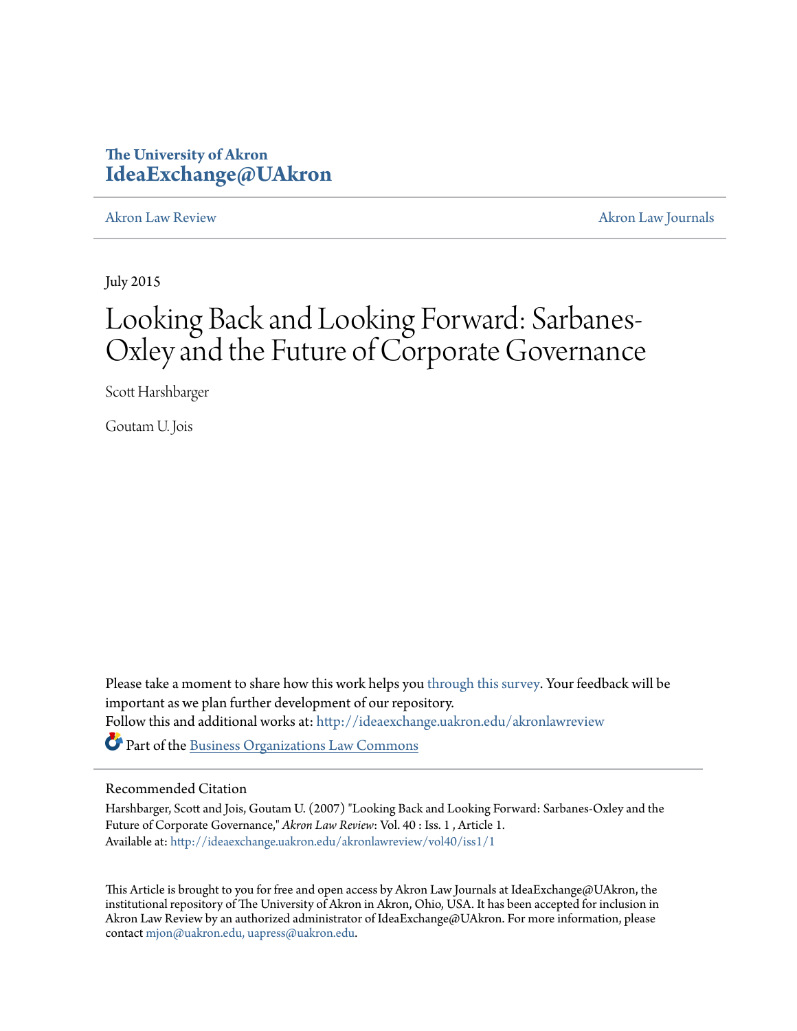The University of Akron
**IdeaExchange@UAkron**

Akron Law Review | Akron Law Journals

July 2015

# Looking Back and Looking Forward: Sarbanes-Oxley and the Future of Corporate Governance

Scott Harshbarger

Goutam U. Jois

Please take a moment to share how this work helps you through this survey. Your feedback will be important as we plan further development of our repository.
Follow this and additional works at: http://ideaexchange.uakron.edu/akronlawreview

Part of the Business Organizations Law Commons

## Recommended Citation

Harshbarger, Scott and Jois, Goutam U. (2007) "Looking Back and Looking Forward: Sarbanes-Oxley and the Future of Corporate Governance," *Akron Law Review*: Vol. 40 : Iss. 1 , Article 1.
Available at: http://ideaexchange.uakron.edu/akronlawreview/vol40/iss1/1

This Article is brought to you for free and open access by Akron Law Journals at IdeaExchange@UAkron, the institutional repository of The University of Akron in Akron, Ohio, USA. It has been accepted for inclusion in Akron Law Review by an authorized administrator of IdeaExchange@UAkron. For more information, please contact mjon@uakron.edu, uapress@uakron.edu.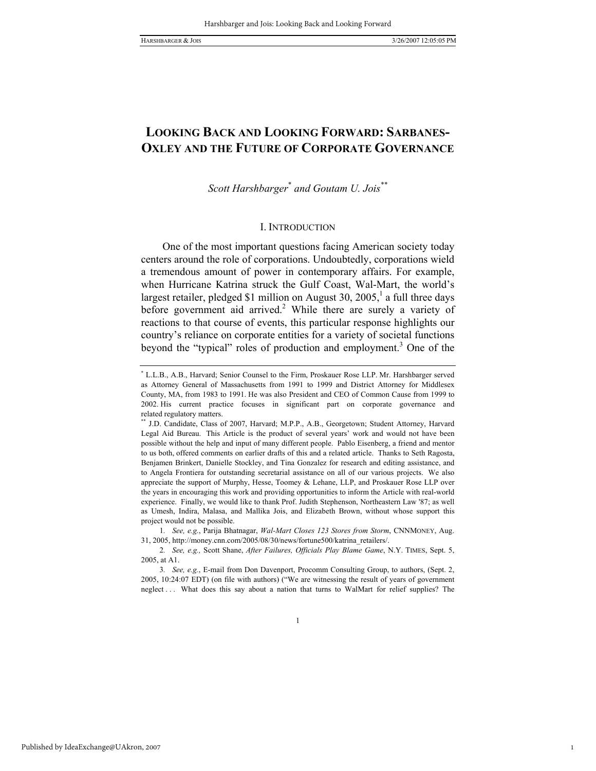# LOOKING BACK AND LOOKING FORWARD: SARBANES-OXLEY AND THE FUTURE OF CORPORATE GOVERNANCE

*Scott Harshbarger*[*] *and Goutam U. Jois*[**]

## I. INTRODUCTION

One of the most important questions facing American society today centers around the role of corporations. Undoubtedly, corporations wield a tremendous amount of power in contemporary affairs. For example, when Hurricane Katrina struck the Gulf Coast, Wal-Mart, the world's largest retailer, pledged $1 million on August 30, 2005,[1] a full three days before government aid arrived.[2] While there are surely a variety of reactions to that course of events, this particular response highlights our country's reliance on corporate entities for a variety of societal functions beyond the "typical" roles of production and employment.[3] One of the

---

[*] L.L.B., A.B., Harvard; Senior Counsel to the Firm, Proskauer Rose LLP. Mr. Harshbarger served as Attorney General of Massachusetts from 1991 to 1999 and District Attorney for Middlesex County, MA, from 1983 to 1991. He was also President and CEO of Common Cause from 1999 to 2002. His current practice focuses in significant part on corporate governance and related regulatory matters.

[**] J.D. Candidate, Class of 2007, Harvard; M.P.P., A.B., Georgetown; Student Attorney, Harvard Legal Aid Bureau. This Article is the product of several years' work and would not have been possible without the help and input of many different people. Pablo Eisenberg, a friend and mentor to us both, offered comments on earlier drafts of this and a related article. Thanks to Seth Ragosta, Benjamen Brinkert, Danielle Stockley, and Tina Gonzalez for research and editing assistance, and to Angela Frontiera for outstanding secretarial assistance on all of our various projects. We also appreciate the support of Murphy, Hesse, Toomey & Lehane, LLP, and Proskauer Rose LLP over the years in encouraging this work and providing opportunities to inform the Article with real-world experience. Finally, we would like to thank Prof. Judith Stephenson, Northeastern Law '87; as well as Umesh, Indira, Malasa, and Mallika Jois, and Elizabeth Brown, without whose support this project would not be possible.

1. *See, e.g.*, Parija Bhatnagar, *Wal-Mart Closes 123 Stores from Storm*, CNNMONEY, Aug. 31, 2005, http://money.cnn.com/2005/08/30/news/fortune500/katrina_retailers/.

2. *See, e.g.,* Scott Shane, *After Failures, Officials Play Blame Game*, N.Y. TIMES, Sept. 5, 2005, at A1.

3. *See, e.g.*, E-mail from Don Davenport, Procomm Consulting Group, to authors, (Sept. 2, 2005, 10:24:07 EDT) (on file with authors) ("We are witnessing the result of years of government neglect . . . What does this say about a nation that turns to WalMart for relief supplies? The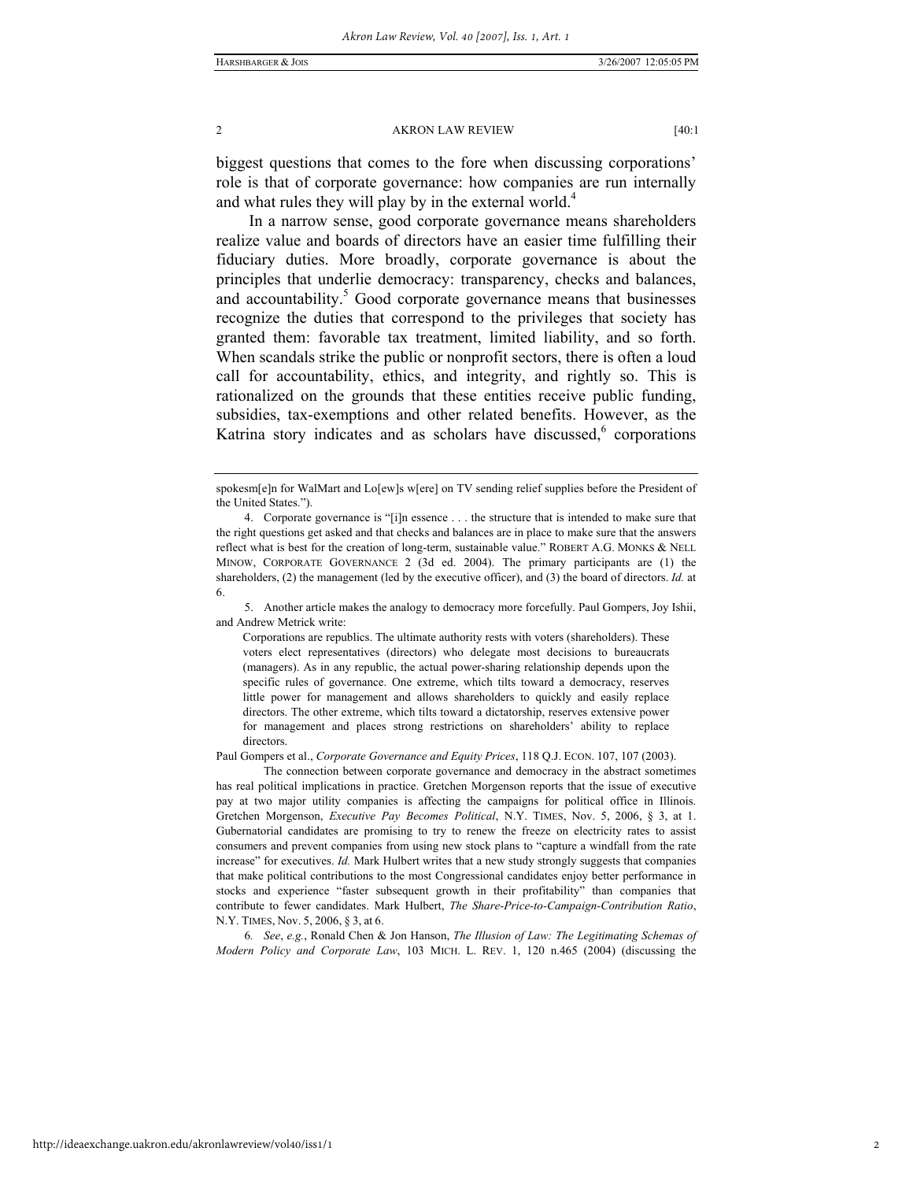biggest questions that comes to the fore when discussing corporations' role is that of corporate governance: how companies are run internally and what rules they will play by in the external world.[4]

In a narrow sense, good corporate governance means shareholders realize value and boards of directors have an easier time fulfilling their fiduciary duties. More broadly, corporate governance is about the principles that underlie democracy: transparency, checks and balances, and accountability.[5] Good corporate governance means that businesses recognize the duties that correspond to the privileges that society has granted them: favorable tax treatment, limited liability, and so forth. When scandals strike the public or nonprofit sectors, there is often a loud call for accountability, ethics, and integrity, and rightly so. This is rationalized on the grounds that these entities receive public funding, subsidies, tax-exemptions and other related benefits. However, as the Katrina story indicates and as scholars have discussed,[6] corporations

---

spokesm[e]n for WalMart and Lo[ew]s w[ere] on TV sending relief supplies before the President of the United States.").

4. Corporate governance is "[i]n essence . . . the structure that is intended to make sure that the right questions get asked and that checks and balances are in place to make sure that the answers reflect what is best for the creation of long-term, sustainable value." ROBERT A.G. MONKS & NELL MINOW, CORPORATE GOVERNANCE 2 (3d ed. 2004). The primary participants are (1) the shareholders, (2) the management (led by the executive officer), and (3) the board of directors. *Id.* at 6.

5. Another article makes the analogy to democracy more forcefully. Paul Gompers, Joy Ishii, and Andrew Metrick write:

> Corporations are republics. The ultimate authority rests with voters (shareholders). These voters elect representatives (directors) who delegate most decisions to bureaucrats (managers). As in any republic, the actual power-sharing relationship depends upon the specific rules of governance. One extreme, which tilts toward a democracy, reserves little power for management and allows shareholders to quickly and easily replace directors. The other extreme, which tilts toward a dictatorship, reserves extensive power for management and places strong restrictions on shareholders' ability to replace directors.

Paul Gompers et al., *Corporate Governance and Equity Prices*, 118 Q.J. ECON. 107, 107 (2003).

The connection between corporate governance and democracy in the abstract sometimes has real political implications in practice. Gretchen Morgenson reports that the issue of executive pay at two major utility companies is affecting the campaigns for political office in Illinois. Gretchen Morgenson, *Executive Pay Becomes Political*, N.Y. TIMES, Nov. 5, 2006, § 3, at 1. Gubernatorial candidates are promising to try to renew the freeze on electricity rates to assist consumers and prevent companies from using new stock plans to "capture a windfall from the rate increase" for executives. *Id.* Mark Hulbert writes that a new study strongly suggests that companies that make political contributions to the most Congressional candidates enjoy better performance in stocks and experience "faster subsequent growth in their profitability" than companies that contribute to fewer candidates. Mark Hulbert, *The Share-Price-to-Campaign-Contribution Ratio*, N.Y. TIMES, Nov. 5, 2006, § 3, at 6.

6. *See*, *e.g.*, Ronald Chen & Jon Hanson, *The Illusion of Law: The Legitimating Schemas of Modern Policy and Corporate Law*, 103 MICH. L. REV. 1, 120 n.465 (2004) (discussing the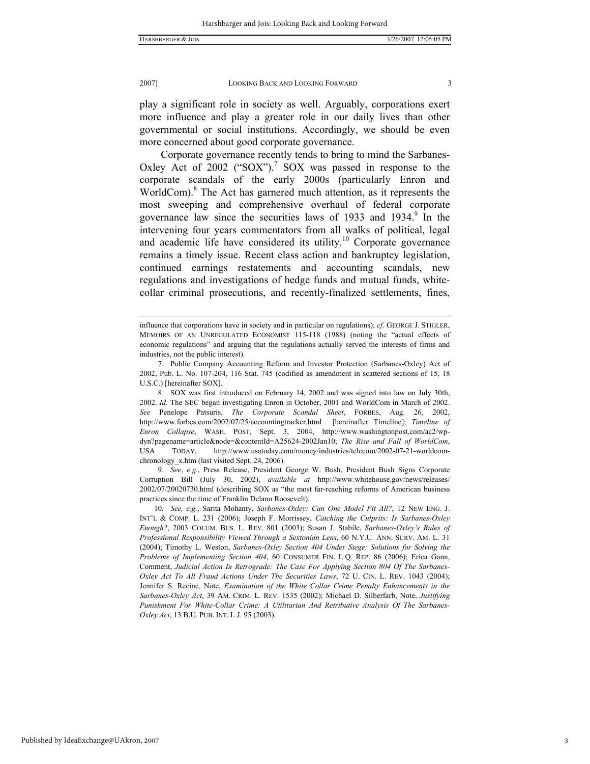play a significant role in society as well. Arguably, corporations exert more influence and play a greater role in our daily lives than other governmental or social institutions. Accordingly, we should be even more concerned about good corporate governance.

Corporate governance recently tends to bring to mind the Sarbanes-Oxley Act of 2002 ("SOX").[7] SOX was passed in response to the corporate scandals of the early 2000s (particularly Enron and WorldCom).[8] The Act has garnered much attention, as it represents the most sweeping and comprehensive overhaul of federal corporate governance law since the securities laws of 1933 and 1934.[9] In the intervening four years commentators from all walks of political, legal and academic life have considered its utility.[10] Corporate governance remains a timely issue. Recent class action and bankruptcy legislation, continued earnings restatements and accounting scandals, new regulations and investigations of hedge funds and mutual funds, white-collar criminal prosecutions, and recently-finalized settlements, fines,

---

influence that corporations have in society and in particular on regulations); *cf.* GEORGE J. STIGLER, MEMOIRS OF AN UNREGULATED ECONOMIST 115-118 (1988) (noting the "actual effects of economic regulations" and arguing that the regulations actually served the interests of firms and industries, not the public interest).

7. Public Company Accounting Reform and Investor Protection (Sarbanes-Oxley) Act of 2002, Pub. L. No. 107-204, 116 Stat. 745 (codified as amendment in scattered sections of 15, 18 U.S.C.) [hereinafter SOX].

8. SOX was first introduced on February 14, 2002 and was signed into law on July 30th, 2002. *Id.* The SEC began investigating Enron in October, 2001 and WorldCom in March of 2002. *See* Penelope Patsuris, *The Corporate Scandal Sheet*, FORBES, Aug. 26, 2002, http://www.forbes.com/2002/07/25/accountingtracker.html [hereinafter Timeline]; *Timeline of Enron Collapse*, WASH. POST, Sept. 3, 2004, http://www.washingtonpost.com/ac2/wp-dyn?pagename=article&node=&contentId=A25624-2002Jan10; *The Rise and Fall of WorldCom*, USA TODAY, http://www.usatoday.com/money/industries/telecom/2002-07-21-worldcom-chronology_x.htm (last visited Sept. 24, 2006).

9. *See*, *e.g.*, Press Release, President George W. Bush, President Bush Signs Corporate Corruption Bill (July 30, 2002), *available at* http://www.whitehouse.gov/news/releases/2002/07/20020730.html (describing SOX as "the most far-reaching reforms of American business practices since the time of Franklin Delano Roosevelt).

10. *See, e.g.*, Sarita Mohanty, *Sarbanes-Oxley: Can One Model Fit All?*, 12 NEW ENG. J. INT'L & COMP. L. 231 (2006); Joseph F. Morrissey, *Catching the Culprits: Is Sarbanes-Oxley Enough?*, 2003 COLUM. BUS. L. REV. 801 (2003); Susan J. Stabile, *Sarbanes-Oxley's Rules of Professional Responsibility Viewed Through a Sextonian Lens*, 60 N.Y.U. ANN. SURV. AM. L. 31 (2004); Timothy L. Weston, *Sarbanes-Oxley Section 404 Under Siege: Solutions for Solving the Problems of Implementing Section 404*, 60 CONSUMER FIN. L.Q. REP. 86 (2006); Erica Gann, Comment, *Judicial Action In Retrograde: The Case For Applying Section 804 Of The Sarbanes-Oxley Act To All Fraud Actions Under The Securities Laws*, 72 U. CIN. L. REV. 1043 (2004); Jennifer S. Recine, Note, *Examination of the White Collar Crime Penalty Enhancements in the Sarbanes-Oxley Act*, 39 AM. CRIM. L. REV. 1535 (2002); Michael D. Silberfarb, Note, *Justifying Punishment For White-Collar Crime: A Utilitarian And Retributive Analysis Of The Sarbanes-Oxley Act*, 13 B.U. PUB. INT. L.J. 95 (2003).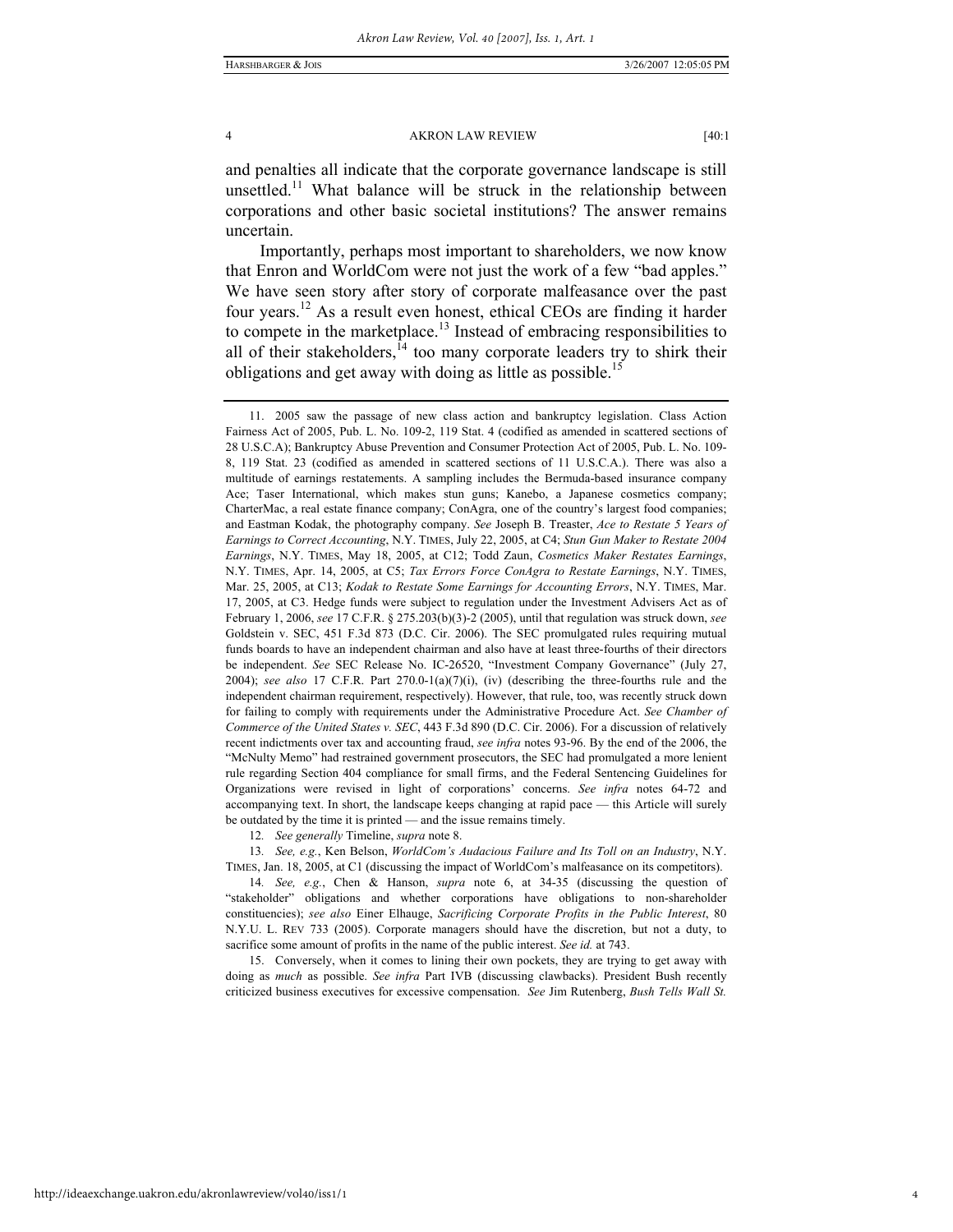and penalties all indicate that the corporate governance landscape is still unsettled.[11] What balance will be struck in the relationship between corporations and other basic societal institutions? The answer remains uncertain.

Importantly, perhaps most important to shareholders, we now know that Enron and WorldCom were not just the work of a few "bad apples." We have seen story after story of corporate malfeasance over the past four years.[12] As a result even honest, ethical CEOs are finding it harder to compete in the marketplace.[13] Instead of embracing responsibilities to all of their stakeholders,[14] too many corporate leaders try to shirk their obligations and get away with doing as little as possible.[15]

---

11. 2005 saw the passage of new class action and bankruptcy legislation. Class Action Fairness Act of 2005, Pub. L. No. 109-2, 119 Stat. 4 (codified as amended in scattered sections of 28 U.S.C.A); Bankruptcy Abuse Prevention and Consumer Protection Act of 2005, Pub. L. No. 109-8, 119 Stat. 23 (codified as amended in scattered sections of 11 U.S.C.A.). There was also a multitude of earnings restatements. A sampling includes the Bermuda-based insurance company Ace; Taser International, which makes stun guns; Kanebo, a Japanese cosmetics company; CharterMac, a real estate finance company; ConAgra, one of the country's largest food companies; and Eastman Kodak, the photography company. *See* Joseph B. Treaster, *Ace to Restate 5 Years of Earnings to Correct Accounting*, N.Y. TIMES, July 22, 2005, at C4; *Stun Gun Maker to Restate 2004 Earnings*, N.Y. TIMES, May 18, 2005, at C12; Todd Zaun, *Cosmetics Maker Restates Earnings*, N.Y. TIMES, Apr. 14, 2005, at C5; *Tax Errors Force ConAgra to Restate Earnings*, N.Y. TIMES, Mar. 25, 2005, at C13; *Kodak to Restate Some Earnings for Accounting Errors*, N.Y. TIMES, Mar. 17, 2005, at C3. Hedge funds were subject to regulation under the Investment Advisers Act as of February 1, 2006, *see* 17 C.F.R. § 275.203(b)(3)-2 (2005), until that regulation was struck down, *see* Goldstein v. SEC, 451 F.3d 873 (D.C. Cir. 2006). The SEC promulgated rules requiring mutual funds boards to have an independent chairman and also have at least three-fourths of their directors be independent. *See* SEC Release No. IC-26520, "Investment Company Governance" (July 27, 2004); *see also* 17 C.F.R. Part 270.0-1(a)(7)(i), (iv) (describing the three-fourths rule and the independent chairman requirement, respectively). However, that rule, too, was recently struck down for failing to comply with requirements under the Administrative Procedure Act. *See Chamber of Commerce of the United States v. SEC*, 443 F.3d 890 (D.C. Cir. 2006). For a discussion of relatively recent indictments over tax and accounting fraud, *see infra* notes 93-96. By the end of the 2006, the "McNulty Memo" had restrained government prosecutors, the SEC had promulgated a more lenient rule regarding Section 404 compliance for small firms, and the Federal Sentencing Guidelines for Organizations were revised in light of corporations' concerns. *See infra* notes 64-72 and accompanying text. In short, the landscape keeps changing at rapid pace — this Article will surely be outdated by the time it is printed — and the issue remains timely.

12. *See generally* Timeline, *supra* note 8.

13. *See, e.g.*, Ken Belson, *WorldCom's Audacious Failure and Its Toll on an Industry*, N.Y. TIMES, Jan. 18, 2005, at C1 (discussing the impact of WorldCom's malfeasance on its competitors).

14. *See, e.g.*, Chen & Hanson, *supra* note 6, at 34-35 (discussing the question of "stakeholder" obligations and whether corporations have obligations to non-shareholder constituencies); *see also* Einer Elhauge, *Sacrificing Corporate Profits in the Public Interest*, 80 N.Y.U. L. REV 733 (2005). Corporate managers should have the discretion, but not a duty, to sacrifice some amount of profits in the name of the public interest. *See id.* at 743.

15. Conversely, when it comes to lining their own pockets, they are trying to get away with doing as *much* as possible. *See infra* Part IVB (discussing clawbacks). President Bush recently criticized business executives for excessive compensation. *See* Jim Rutenberg, *Bush Tells Wall St.*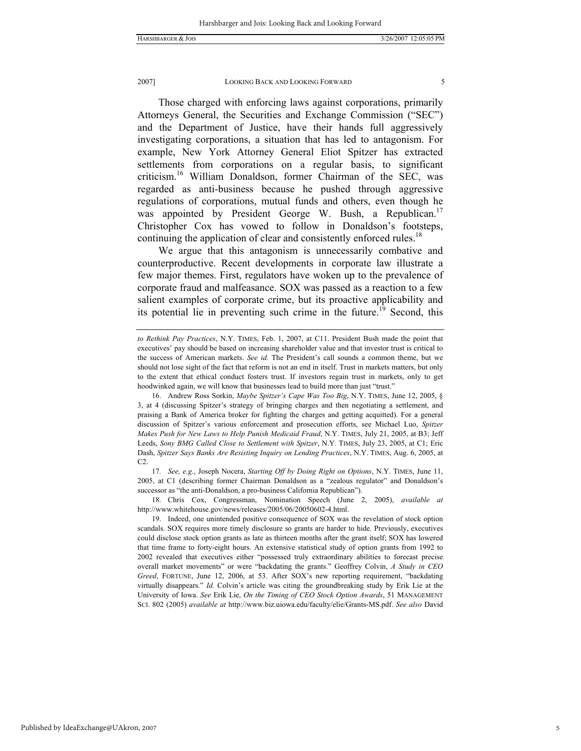Those charged with enforcing laws against corporations, primarily Attorneys General, the Securities and Exchange Commission ("SEC") and the Department of Justice, have their hands full aggressively investigating corporations, a situation that has led to antagonism. For example, New York Attorney General Eliot Spitzer has extracted settlements from corporations on a regular basis, to significant criticism.[16] William Donaldson, former Chairman of the SEC, was regarded as anti-business because he pushed through aggressive regulations of corporations, mutual funds and others, even though he was appointed by President George W. Bush, a Republican.[17] Christopher Cox has vowed to follow in Donaldson's footsteps, continuing the application of clear and consistently enforced rules.[18]

We argue that this antagonism is unnecessarily combative and counterproductive. Recent developments in corporate law illustrate a few major themes. First, regulators have woken up to the prevalence of corporate fraud and malfeasance. SOX was passed as a reaction to a few salient examples of corporate crime, but its proactive applicability and its potential lie in preventing such crime in the future.[19] Second, this

---

*to Rethink Pay Practices*, N.Y. TIMES, Feb. 1, 2007, at C11. President Bush made the point that executives' pay should be based on increasing shareholder value and that investor trust is critical to the success of American markets. *See id.* The President's call sounds a common theme, but we should not lose sight of the fact that reform is not an end in itself. Trust in markets matters, but only to the extent that ethical conduct fosters trust. If investors regain trust in markets, only to get hoodwinked again, we will know that businesses lead to build more than just "trust."

16. Andrew Ross Sorkin, *Maybe Spitzer's Cape Was Too Big*, N.Y. TIMES, June 12, 2005, § 3, at 4 (discussing Spitzer's strategy of bringing charges and then negotiating a settlement, and praising a Bank of America broker for fighting the charges and getting acquitted). For a general discussion of Spitzer's various enforcement and prosecution efforts, see Michael Luo, *Spitzer Makes Push for New Laws to Help Punish Medicaid Fraud*, N.Y. TIMES, July 21, 2005, at B3; Jeff Leeds, *Sony BMG Called Close to Settlement with Spitzer*, N.Y. TIMES, July 23, 2005, at C1; Eric Dash, *Spitzer Says Banks Are Resisting Inquiry on Lending Practices*, N.Y. TIMES, Aug. 6, 2005, at C2.

17. *See, e.g.*, Joseph Nocera, *Starting Off by Doing Right on Options*, N.Y. TIMES, June 11, 2005, at C1 (describing former Chairman Donaldson as a "zealous regulator" and Donaldson's successor as "the anti-Donaldson, a pro-business California Republican").

18. Chris Cox, Congressman, Nomination Speech (June 2, 2005), *available at* http://www.whitehouse.gov/news/releases/2005/06/20050602-4.html.

19. Indeed, one unintended positive consequence of SOX was the revelation of stock option scandals. SOX requires more timely disclosure so grants are harder to hide. Previously, executives could disclose stock option grants as late as thirteen months after the grant itself; SOX has lowered that time frame to forty-eight hours. An extensive statistical study of option grants from 1992 to 2002 revealed that executives either "possessed truly extraordinary abilities to forecast precise overall market movements" or were "backdating the grants." Geoffrey Colvin, *A Study in CEO Greed*, FORTUNE, June 12, 2006, at 53. After SOX's new reporting requirement, "backdating virtually disappears." *Id.* Colvin's article was citing the groundbreaking study by Erik Lie at the University of Iowa. *See* Erik Lie, *On the Timing of CEO Stock Option Awards*, 51 MANAGEMENT SCI. 802 (2005) *available at* http://www.biz.uiowa.edu/faculty/elie/Grants-MS.pdf. *See also* David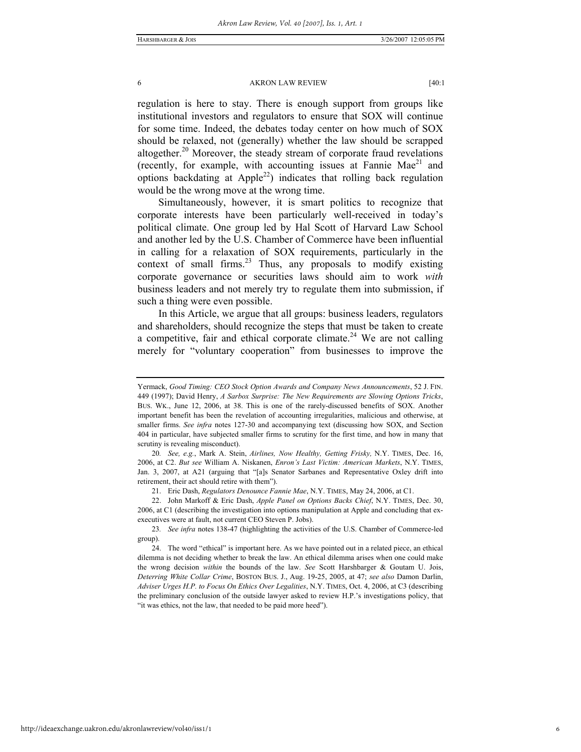regulation is here to stay. There is enough support from groups like institutional investors and regulators to ensure that SOX will continue for some time. Indeed, the debates today center on how much of SOX should be relaxed, not (generally) whether the law should be scrapped altogether.[20] Moreover, the steady stream of corporate fraud revelations (recently, for example, with accounting issues at Fannie Mae[21] and options backdating at Apple[22]) indicates that rolling back regulation would be the wrong move at the wrong time.

Simultaneously, however, it is smart politics to recognize that corporate interests have been particularly well-received in today's political climate. One group led by Hal Scott of Harvard Law School and another led by the U.S. Chamber of Commerce have been influential in calling for a relaxation of SOX requirements, particularly in the context of small firms.[23] Thus, any proposals to modify existing corporate governance or securities laws should aim to work *with* business leaders and not merely try to regulate them into submission, if such a thing were even possible.

In this Article, we argue that all groups: business leaders, regulators and shareholders, should recognize the steps that must be taken to create a competitive, fair and ethical corporate climate.[24] We are not calling merely for "voluntary cooperation" from businesses to improve the

---

Yermack, *Good Timing: CEO Stock Option Awards and Company News Announcements*, 52 J. FIN. 449 (1997); David Henry, *A Sarbox Surprise: The New Requirements are Slowing Options Tricks*, BUS. WK., June 12, 2006, at 38. This is one of the rarely-discussed benefits of SOX. Another important benefit has been the revelation of accounting irregularities, malicious and otherwise, at smaller firms. *See infra* notes 127-30 and accompanying text (discussing how SOX, and Section 404 in particular, have subjected smaller firms to scrutiny for the first time, and how in many that scrutiny is revealing misconduct).

20. *See, e.g.*, Mark A. Stein, *Airlines, Now Healthy, Getting Frisky,* N.Y. TIMES, Dec. 16, 2006, at C2. *But see* William A. Niskanen, *Enron's Last Victim: American Markets*, N.Y. TIMES, Jan. 3, 2007, at A21 (arguing that "[a]s Senator Sarbanes and Representative Oxley drift into retirement, their act should retire with them").

21. Eric Dash, *Regulators Denounce Fannie Mae*, N.Y. TIMES, May 24, 2006, at C1.

22. John Markoff & Eric Dash, *Apple Panel on Options Backs Chief*, N.Y. TIMES, Dec. 30, 2006, at C1 (describing the investigation into options manipulation at Apple and concluding that ex-executives were at fault, not current CEO Steven P. Jobs).

23. *See infra* notes 138-47 (highlighting the activities of the U.S. Chamber of Commerce-led group).

24. The word "ethical" is important here. As we have pointed out in a related piece, an ethical dilemma is not deciding whether to break the law. An ethical dilemma arises when one could make the wrong decision *within* the bounds of the law. *See* Scott Harshbarger & Goutam U. Jois, *Deterring White Collar Crime*, BOSTON BUS. J., Aug. 19-25, 2005, at 47; *see also* Damon Darlin, *Adviser Urges H.P. to Focus On Ethics Over Legalities*, N.Y. TIMES, Oct. 4, 2006, at C3 (describing the preliminary conclusion of the outside lawyer asked to review H.P.'s investigations policy, that "it was ethics, not the law, that needed to be paid more heed").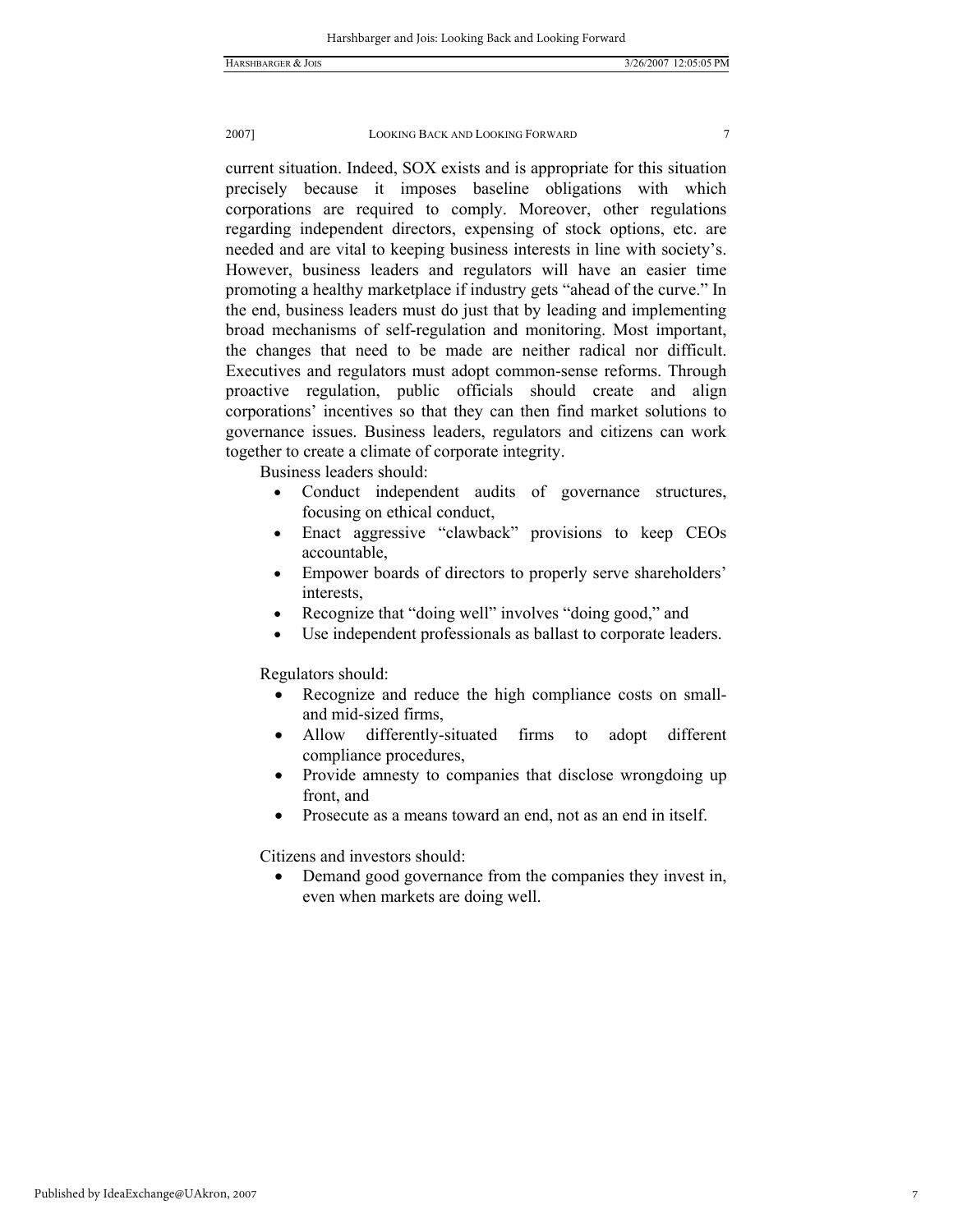current situation. Indeed, SOX exists and is appropriate for this situation precisely because it imposes baseline obligations with which corporations are required to comply. Moreover, other regulations regarding independent directors, expensing of stock options, etc. are needed and are vital to keeping business interests in line with society's. However, business leaders and regulators will have an easier time promoting a healthy marketplace if industry gets "ahead of the curve." In the end, business leaders must do just that by leading and implementing broad mechanisms of self-regulation and monitoring. Most important, the changes that need to be made are neither radical nor difficult. Executives and regulators must adopt common-sense reforms. Through proactive regulation, public officials should create and align corporations' incentives so that they can then find market solutions to governance issues. Business leaders, regulators and citizens can work together to create a climate of corporate integrity.

Business leaders should:

- Conduct independent audits of governance structures, focusing on ethical conduct,
- Enact aggressive "clawback" provisions to keep CEOs accountable,
- Empower boards of directors to properly serve shareholders' interests,
- Recognize that "doing well" involves "doing good," and
- Use independent professionals as ballast to corporate leaders.

Regulators should:

- Recognize and reduce the high compliance costs on small- and mid-sized firms,
- Allow differently-situated firms to adopt different compliance procedures,
- Provide amnesty to companies that disclose wrongdoing up front, and
- Prosecute as a means toward an end, not as an end in itself.

Citizens and investors should:

- Demand good governance from the companies they invest in, even when markets are doing well.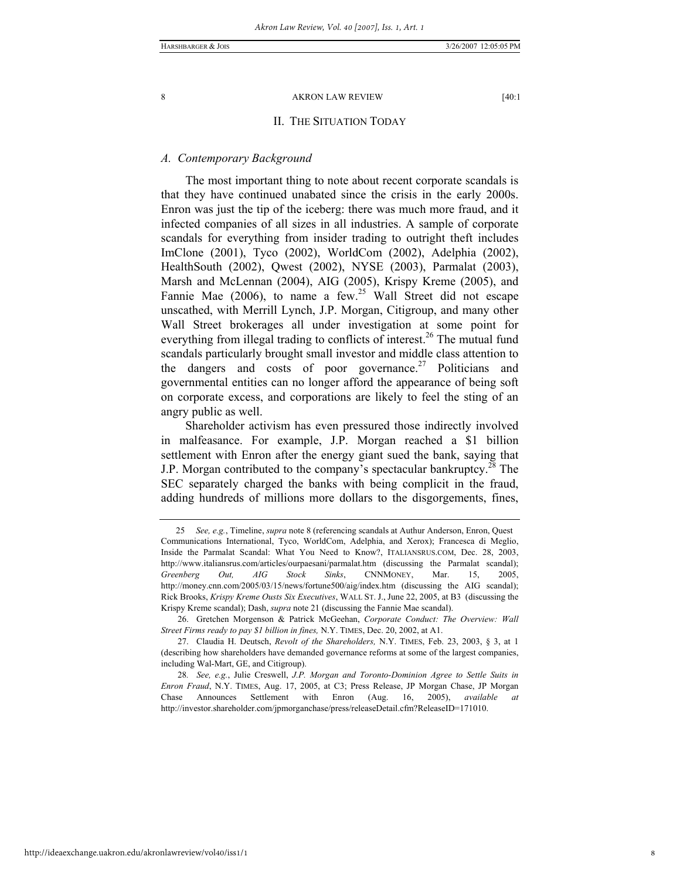## II. THE SITUATION TODAY

### *A. Contemporary Background*

The most important thing to note about recent corporate scandals is that they have continued unabated since the crisis in the early 2000s. Enron was just the tip of the iceberg: there was much more fraud, and it infected companies of all sizes in all industries. A sample of corporate scandals for everything from insider trading to outright theft includes ImClone (2001), Tyco (2002), WorldCom (2002), Adelphia (2002), HealthSouth (2002), Qwest (2002), NYSE (2003), Parmalat (2003), Marsh and McLennan (2004), AIG (2005), Krispy Kreme (2005), and Fannie Mae (2006), to name a few.[25] Wall Street did not escape unscathed, with Merrill Lynch, J.P. Morgan, Citigroup, and many other Wall Street brokerages all under investigation at some point for everything from illegal trading to conflicts of interest.[26] The mutual fund scandals particularly brought small investor and middle class attention to the dangers and costs of poor governance.[27] Politicians and governmental entities can no longer afford the appearance of being soft on corporate excess, and corporations are likely to feel the sting of an angry public as well.

Shareholder activism has even pressured those indirectly involved in malfeasance. For example, J.P. Morgan reached a $1 billion settlement with Enron after the energy giant sued the bank, saying that J.P. Morgan contributed to the company's spectacular bankruptcy.[28] The SEC separately charged the banks with being complicit in the fraud, adding hundreds of millions more dollars to the disgorgements, fines,

---

25 *See, e.g.*, Timeline, *supra* note 8 (referencing scandals at Authur Anderson, Enron, Quest Communications International, Tyco, WorldCom, Adelphia, and Xerox); Francesca di Meglio, Inside the Parmalat Scandal: What You Need to Know?, ITALIANSRUS.COM, Dec. 28, 2003, http://www.italiansrus.com/articles/ourpaesani/parmalat.htm (discussing the Parmalat scandal); *Greenberg Out, AIG Stock Sinks*, CNNMONEY, Mar. 15, 2005, http://money.cnn.com/2005/03/15/news/fortune500/aig/index.htm (discussing the AIG scandal); Rick Brooks, *Krispy Kreme Ousts Six Executives*, WALL ST. J., June 22, 2005, at B3 (discussing the Krispy Kreme scandal); Dash, *supra* note 21 (discussing the Fannie Mae scandal).

26. Gretchen Morgenson & Patrick McGeehan, *Corporate Conduct: The Overview: Wall Street Firms ready to pay $1 billion in fines,* N.Y. TIMES, Dec. 20, 2002, at A1.

27. Claudia H. Deutsch, *Revolt of the Shareholders,* N.Y. TIMES, Feb. 23, 2003, § 3, at 1 (describing how shareholders have demanded governance reforms at some of the largest companies, including Wal-Mart, GE, and Citigroup).

28. *See, e.g.*, Julie Creswell, *J.P. Morgan and Toronto-Dominion Agree to Settle Suits in Enron Fraud*, N.Y. TIMES, Aug. 17, 2005, at C3; Press Release, JP Morgan Chase, JP Morgan Chase Announces Settlement with Enron (Aug. 16, 2005), *available at* http://investor.shareholder.com/jpmorganchase/press/releaseDetail.cfm?ReleaseID=171010.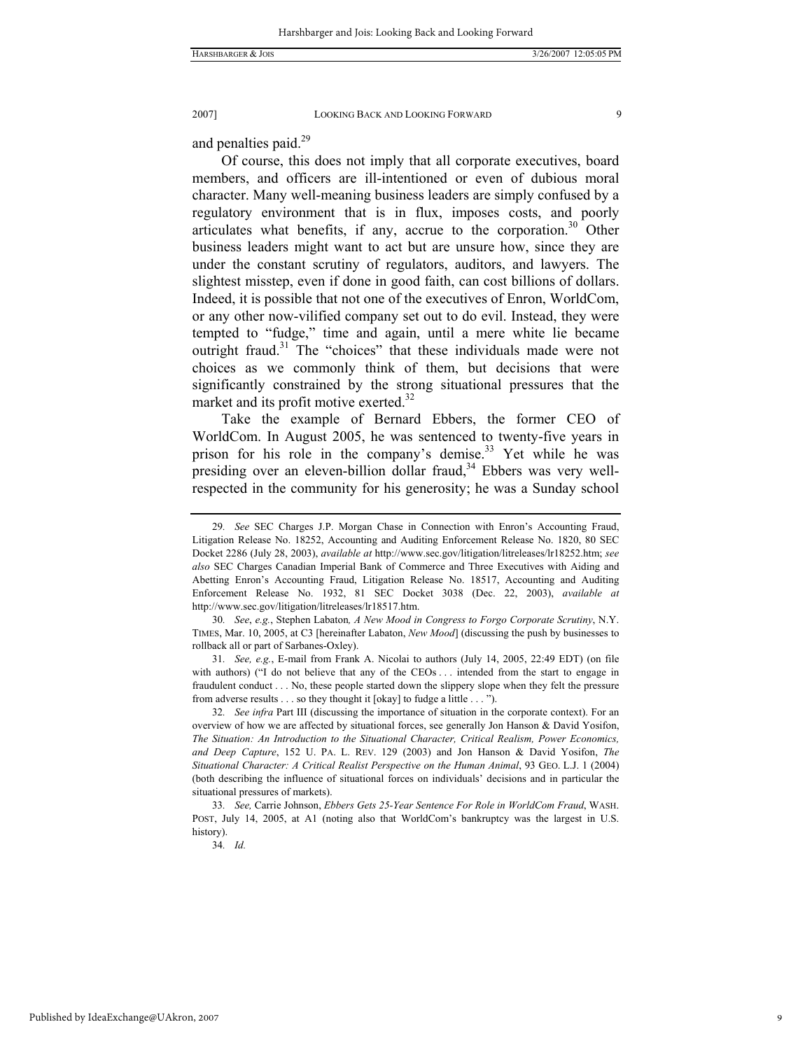and penalties paid.[29]

Of course, this does not imply that all corporate executives, board members, and officers are ill-intentioned or even of dubious moral character. Many well-meaning business leaders are simply confused by a regulatory environment that is in flux, imposes costs, and poorly articulates what benefits, if any, accrue to the corporation.[30] Other business leaders might want to act but are unsure how, since they are under the constant scrutiny of regulators, auditors, and lawyers. The slightest misstep, even if done in good faith, can cost billions of dollars. Indeed, it is possible that not one of the executives of Enron, WorldCom, or any other now-vilified company set out to do evil. Instead, they were tempted to "fudge," time and again, until a mere white lie became outright fraud.[31] The "choices" that these individuals made were not choices as we commonly think of them, but decisions that were significantly constrained by the strong situational pressures that the market and its profit motive exerted.[32]

Take the example of Bernard Ebbers, the former CEO of WorldCom. In August 2005, he was sentenced to twenty-five years in prison for his role in the company's demise.[33] Yet while he was presiding over an eleven-billion dollar fraud,[34] Ebbers was very well-respected in the community for his generosity; he was a Sunday school

---

29. *See* SEC Charges J.P. Morgan Chase in Connection with Enron's Accounting Fraud, Litigation Release No. 18252, Accounting and Auditing Enforcement Release No. 1820, 80 SEC Docket 2286 (July 28, 2003), *available at* http://www.sec.gov/litigation/litreleases/lr18252.htm; *see also* SEC Charges Canadian Imperial Bank of Commerce and Three Executives with Aiding and Abetting Enron's Accounting Fraud, Litigation Release No. 18517, Accounting and Auditing Enforcement Release No. 1932, 81 SEC Docket 3038 (Dec. 22, 2003), *available at* http://www.sec.gov/litigation/litreleases/lr18517.htm.

30. *See*, *e.g.*, Stephen Labaton, *A New Mood in Congress to Forgo Corporate Scrutiny*, N.Y. TIMES, Mar. 10, 2005, at C3 [hereinafter Labaton, *New Mood*] (discussing the push by businesses to rollback all or part of Sarbanes-Oxley).

31. *See, e.g.*, E-mail from Frank A. Nicolai to authors (July 14, 2005, 22:49 EDT) (on file with authors) ("I do not believe that any of the CEOs . . . intended from the start to engage in fraudulent conduct . . . No, these people started down the slippery slope when they felt the pressure from adverse results . . . so they thought it [okay] to fudge a little . . . ").

32. *See infra* Part III (discussing the importance of situation in the corporate context). For an overview of how we are affected by situational forces, see generally Jon Hanson & David Yosifon, *The Situation: An Introduction to the Situational Character, Critical Realism, Power Economics, and Deep Capture*, 152 U. PA. L. REV. 129 (2003) and Jon Hanson & David Yosifon, *The Situational Character: A Critical Realist Perspective on the Human Animal*, 93 GEO. L.J. 1 (2004) (both describing the influence of situational forces on individuals' decisions and in particular the situational pressures of markets).

33. *See,* Carrie Johnson, *Ebbers Gets 25-Year Sentence For Role in WorldCom Fraud*, WASH. POST, July 14, 2005, at A1 (noting also that WorldCom's bankruptcy was the largest in U.S. history).

34. *Id.*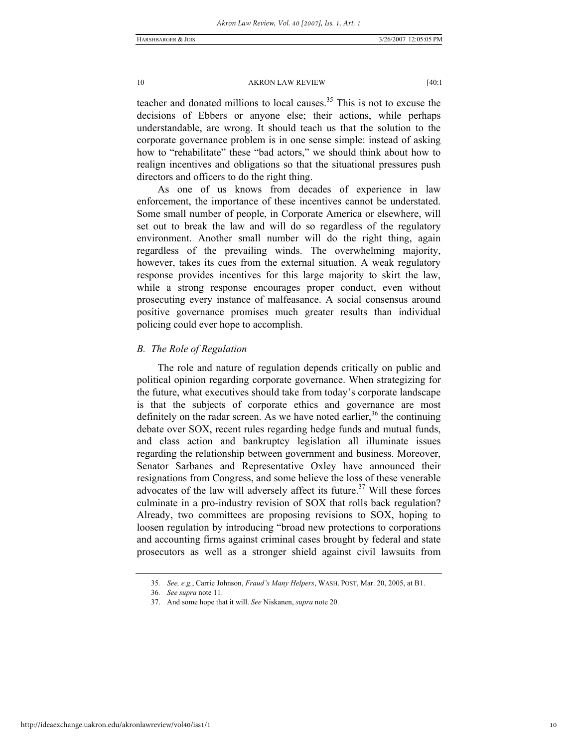teacher and donated millions to local causes.[35] This is not to excuse the decisions of Ebbers or anyone else; their actions, while perhaps understandable, are wrong. It should teach us that the solution to the corporate governance problem is in one sense simple: instead of asking how to "rehabilitate" these "bad actors," we should think about how to realign incentives and obligations so that the situational pressures push directors and officers to do the right thing.

As one of us knows from decades of experience in law enforcement, the importance of these incentives cannot be understated. Some small number of people, in Corporate America or elsewhere, will set out to break the law and will do so regardless of the regulatory environment. Another small number will do the right thing, again regardless of the prevailing winds. The overwhelming majority, however, takes its cues from the external situation. A weak regulatory response provides incentives for this large majority to skirt the law, while a strong response encourages proper conduct, even without prosecuting every instance of malfeasance. A social consensus around positive governance promises much greater results than individual policing could ever hope to accomplish.

### *B. The Role of Regulation*

The role and nature of regulation depends critically on public and political opinion regarding corporate governance. When strategizing for the future, what executives should take from today's corporate landscape is that the subjects of corporate ethics and governance are most definitely on the radar screen. As we have noted earlier,[36] the continuing debate over SOX, recent rules regarding hedge funds and mutual funds, and class action and bankruptcy legislation all illuminate issues regarding the relationship between government and business. Moreover, Senator Sarbanes and Representative Oxley have announced their resignations from Congress, and some believe the loss of these venerable advocates of the law will adversely affect its future.[37] Will these forces culminate in a pro-industry revision of SOX that rolls back regulation? Already, two committees are proposing revisions to SOX, hoping to loosen regulation by introducing "broad new protections to corporations and accounting firms against criminal cases brought by federal and state prosecutors as well as a stronger shield against civil lawsuits from

---

35. *See, e.g.*, Carrie Johnson, *Fraud's Many Helpers*, WASH. POST, Mar. 20, 2005, at B1.

36. *See supra* note 11.

37. And some hope that it will. *See* Niskanen, *supra* note 20.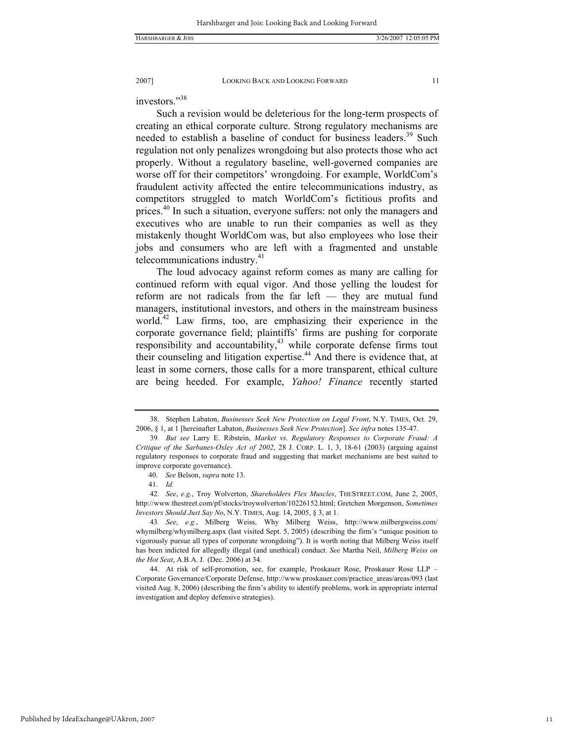investors."[38]

Such a revision would be deleterious for the long-term prospects of creating an ethical corporate culture. Strong regulatory mechanisms are needed to establish a baseline of conduct for business leaders.[39] Such regulation not only penalizes wrongdoing but also protects those who act properly. Without a regulatory baseline, well-governed companies are worse off for their competitors' wrongdoing. For example, WorldCom's fraudulent activity affected the entire telecommunications industry, as competitors struggled to match WorldCom's fictitious profits and prices.[40] In such a situation, everyone suffers: not only the managers and executives who are unable to run their companies as well as they mistakenly thought WorldCom was, but also employees who lose their jobs and consumers who are left with a fragmented and unstable telecommunications industry.[41]

The loud advocacy against reform comes as many are calling for continued reform with equal vigor. And those yelling the loudest for reform are not radicals from the far left — they are mutual fund managers, institutional investors, and others in the mainstream business world.[42] Law firms, too, are emphasizing their experience in the corporate governance field; plaintiffs' firms are pushing for corporate responsibility and accountability,[43] while corporate defense firms tout their counseling and litigation expertise.[44] And there is evidence that, at least in some corners, those calls for a more transparent, ethical culture are being heeded. For example, *Yahoo! Finance* recently started

---

38. Stephen Labaton, *Businesses Seek New Protection on Legal Front*, N.Y. TIMES, Oct. 29, 2006, § 1, at 1 [hereinafter Labaton, *Businesses Seek New Protection*]. *See infra* notes 135-47.

39. *But see* Larry E. Ribstein, *Market vs. Regulatory Responses to Corporate Fraud: A Critique of the Sarbanes-Oxley Act of 2002*, 28 J. CORP. L. 1, 3, 18-61 (2003) (arguing against regulatory responses to corporate fraud and suggesting that market mechanisms are best suited to improve corporate governance).

40. *See* Belson, *supra* note 13.

41. *Id.*

42. *See*, *e.g.*, Troy Wolverton, *Shareholders Flex Muscles*, THESTREET.COM, June 2, 2005, http://www.thestreet.com/pf/stocks/troywolverton/10226152.html; Gretchen Morgenson, *Sometimes Investors Should Just Say No*, N.Y. TIMES, Aug. 14, 2005, § 3, at 1.

43. *See*, *e.g.*, Milberg Weiss, Why Milberg Weiss, http://www.milbergweiss.com/whymilberg/whymilberg.aspx (last visited Sept. 5, 2005) (describing the firm's "unique position to vigorously pursue all types of corporate wrongdoing"). It is worth noting that Milberg Weiss itself has been indicted for allegedly illegal (and unethical) conduct. *See* Martha Neil, *Milberg Weiss on the Hot Seat*, A.B.A. J. (Dec. 2006) at 34.

44. At risk of self-promotion, see, for example, Proskauer Rose, Proskauer Rose LLP – Corporate Governance/Corporate Defense, http://www.proskauer.com/practice_areas/areas/093 (last visited Aug. 8, 2006) (describing the firm's ability to identify problems, work in appropriate internal investigation and deploy defensive strategies).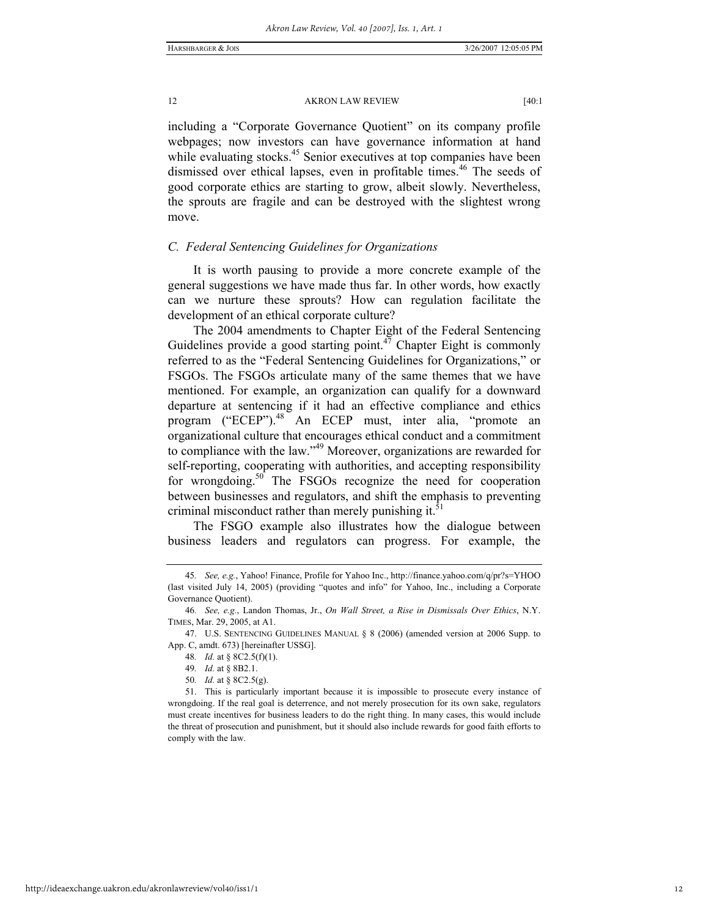including a "Corporate Governance Quotient" on its company profile webpages; now investors can have governance information at hand while evaluating stocks.[45] Senior executives at top companies have been dismissed over ethical lapses, even in profitable times.[46] The seeds of good corporate ethics are starting to grow, albeit slowly. Nevertheless, the sprouts are fragile and can be destroyed with the slightest wrong move.

### *C. Federal Sentencing Guidelines for Organizations*

It is worth pausing to provide a more concrete example of the general suggestions we have made thus far. In other words, how exactly can we nurture these sprouts? How can regulation facilitate the development of an ethical corporate culture?

The 2004 amendments to Chapter Eight of the Federal Sentencing Guidelines provide a good starting point.[47] Chapter Eight is commonly referred to as the "Federal Sentencing Guidelines for Organizations," or FSGOs. The FSGOs articulate many of the same themes that we have mentioned. For example, an organization can qualify for a downward departure at sentencing if it had an effective compliance and ethics program ("ECEP").[48] An ECEP must, inter alia, "promote an organizational culture that encourages ethical conduct and a commitment to compliance with the law."[49] Moreover, organizations are rewarded for self-reporting, cooperating with authorities, and accepting responsibility for wrongdoing.[50] The FSGOs recognize the need for cooperation between businesses and regulators, and shift the emphasis to preventing criminal misconduct rather than merely punishing it.[51]

The FSGO example also illustrates how the dialogue between business leaders and regulators can progress. For example, the

---

45. *See, e.g.*, Yahoo! Finance, Profile for Yahoo Inc., http://finance.yahoo.com/q/pr?s=YHOO (last visited July 14, 2005) (providing "quotes and info" for Yahoo, Inc., including a Corporate Governance Quotient).

46. *See, e.g.*, Landon Thomas, Jr., *On Wall Street, a Rise in Dismissals Over Ethics*, N.Y. TIMES, Mar. 29, 2005, at A1.

47. U.S. SENTENCING GUIDELINES MANUAL § 8 (2006) (amended version at 2006 Supp. to App. C, amdt. 673) [hereinafter USSG].

48. *Id.* at § 8C2.5(f)(1).

49. *Id.* at § 8B2.1.

50. *Id.* at § 8C2.5(g).

51. This is particularly important because it is impossible to prosecute every instance of wrongdoing. If the real goal is deterrence, and not merely prosecution for its own sake, regulators must create incentives for business leaders to do the right thing. In many cases, this would include the threat of prosecution and punishment, but it should also include rewards for good faith efforts to comply with the law.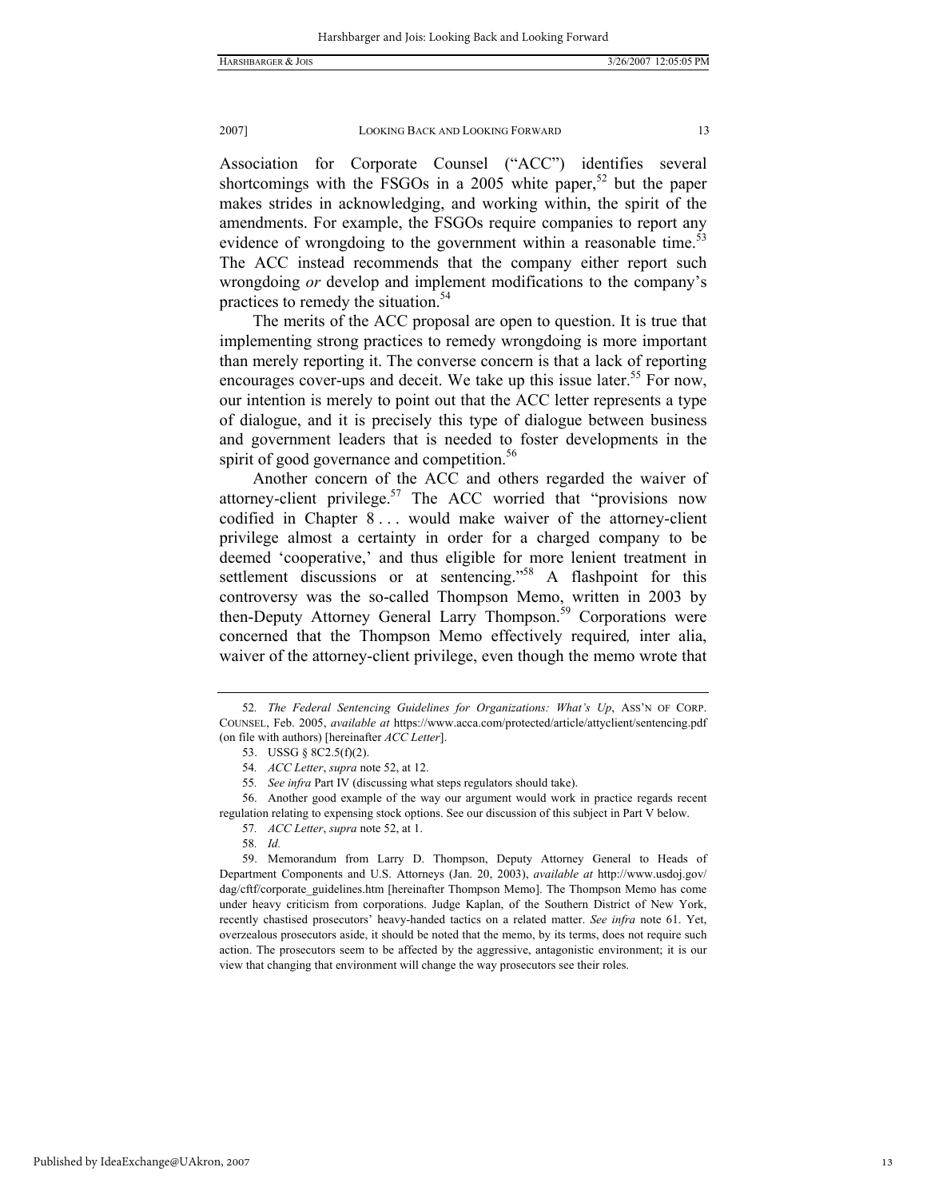Association for Corporate Counsel ("ACC") identifies several shortcomings with the FSGOs in a 2005 white paper,[52] but the paper makes strides in acknowledging, and working within, the spirit of the amendments. For example, the FSGOs require companies to report any evidence of wrongdoing to the government within a reasonable time.[53] The ACC instead recommends that the company either report such wrongdoing *or* develop and implement modifications to the company's practices to remedy the situation.[54]

The merits of the ACC proposal are open to question. It is true that implementing strong practices to remedy wrongdoing is more important than merely reporting it. The converse concern is that a lack of reporting encourages cover-ups and deceit. We take up this issue later.[55] For now, our intention is merely to point out that the ACC letter represents a type of dialogue, and it is precisely this type of dialogue between business and government leaders that is needed to foster developments in the spirit of good governance and competition.[56]

Another concern of the ACC and others regarded the waiver of attorney-client privilege.[57] The ACC worried that "provisions now codified in Chapter 8 . . . would make waiver of the attorney-client privilege almost a certainty in order for a charged company to be deemed 'cooperative,' and thus eligible for more lenient treatment in settlement discussions or at sentencing."[58] A flashpoint for this controversy was the so-called Thompson Memo, written in 2003 by then-Deputy Attorney General Larry Thompson.[59] Corporations were concerned that the Thompson Memo effectively required*,* inter alia, waiver of the attorney-client privilege, even though the memo wrote that

---

52. *The Federal Sentencing Guidelines for Organizations: What's Up*, ASS'N OF CORP. COUNSEL, Feb. 2005, *available at* https://www.acca.com/protected/article/attyclient/sentencing.pdf (on file with authors) [hereinafter *ACC Letter*].

53. USSG § 8C2.5(f)(2).

54. *ACC Letter*, *supra* note 52, at 12.

55. *See infra* Part IV (discussing what steps regulators should take).

56. Another good example of the way our argument would work in practice regards recent regulation relating to expensing stock options. See our discussion of this subject in Part V below.

57. *ACC Letter*, *supra* note 52, at 1.

58. *Id.*

59. Memorandum from Larry D. Thompson, Deputy Attorney General to Heads of Department Components and U.S. Attorneys (Jan. 20, 2003), *available at* http://www.usdoj.gov/dag/cftf/corporate_guidelines.htm [hereinafter Thompson Memo]. The Thompson Memo has come under heavy criticism from corporations. Judge Kaplan, of the Southern District of New York, recently chastised prosecutors' heavy-handed tactics on a related matter. *See infra* note 61. Yet, overzealous prosecutors aside, it should be noted that the memo, by its terms, does not require such action. The prosecutors seem to be affected by the aggressive, antagonistic environment; it is our view that changing that environment will change the way prosecutors see their roles.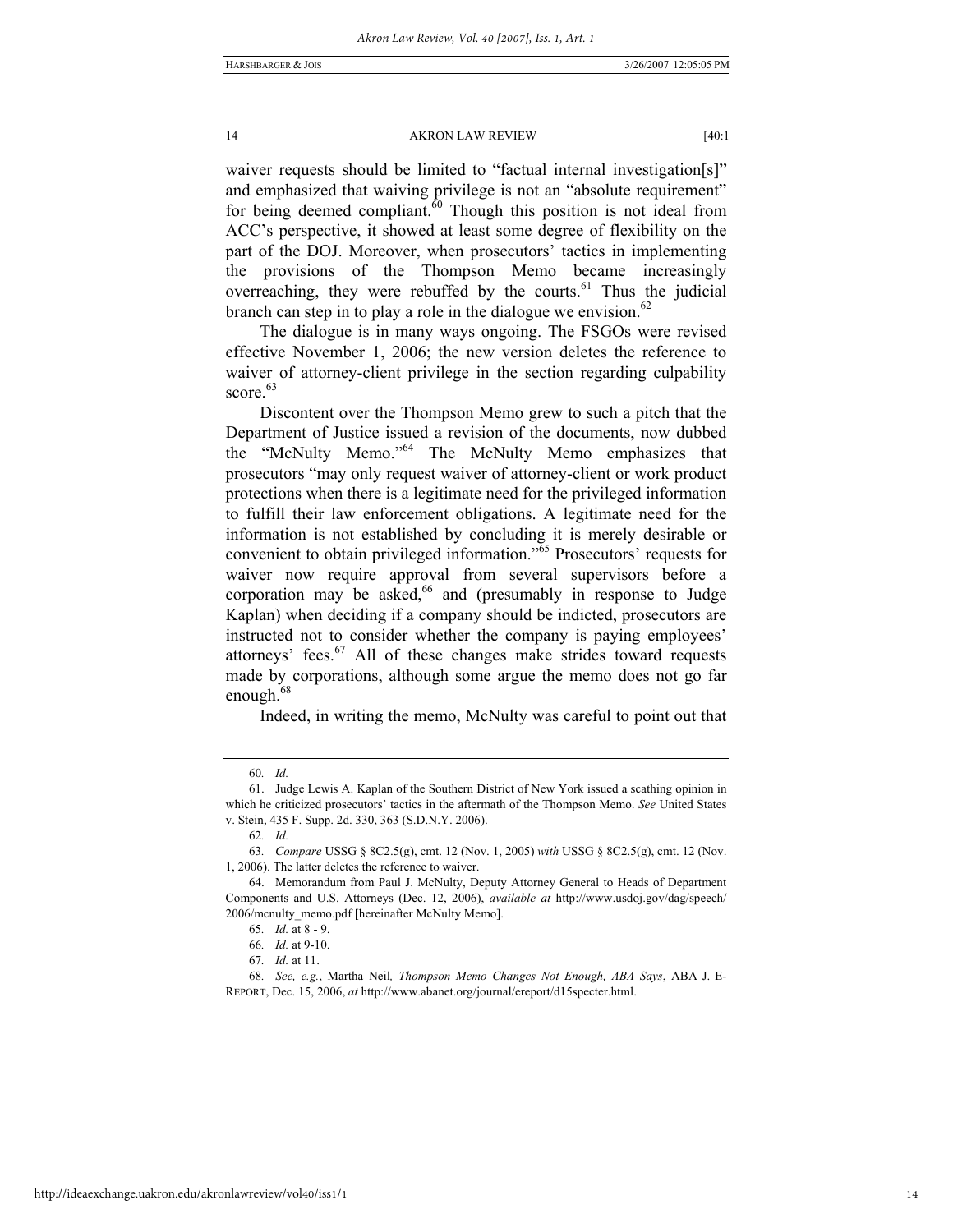waiver requests should be limited to "factual internal investigation[s]" and emphasized that waiving privilege is not an "absolute requirement" for being deemed compliant.[60] Though this position is not ideal from ACC's perspective, it showed at least some degree of flexibility on the part of the DOJ. Moreover, when prosecutors' tactics in implementing the provisions of the Thompson Memo became increasingly overreaching, they were rebuffed by the courts.[61] Thus the judicial branch can step in to play a role in the dialogue we envision.[62]

The dialogue is in many ways ongoing. The FSGOs were revised effective November 1, 2006; the new version deletes the reference to waiver of attorney-client privilege in the section regarding culpability score.[63]

Discontent over the Thompson Memo grew to such a pitch that the Department of Justice issued a revision of the documents, now dubbed the "McNulty Memo."[64] The McNulty Memo emphasizes that prosecutors "may only request waiver of attorney-client or work product protections when there is a legitimate need for the privileged information to fulfill their law enforcement obligations. A legitimate need for the information is not established by concluding it is merely desirable or convenient to obtain privileged information."[65] Prosecutors' requests for waiver now require approval from several supervisors before a corporation may be asked,[66] and (presumably in response to Judge Kaplan) when deciding if a company should be indicted, prosecutors are instructed not to consider whether the company is paying employees' attorneys' fees.[67] All of these changes make strides toward requests made by corporations, although some argue the memo does not go far enough.[68]

Indeed, in writing the memo, McNulty was careful to point out that

---

60. *Id.*

61. Judge Lewis A. Kaplan of the Southern District of New York issued a scathing opinion in which he criticized prosecutors' tactics in the aftermath of the Thompson Memo. *See* United States v. Stein, 435 F. Supp. 2d. 330, 363 (S.D.N.Y. 2006).

62. *Id.*

63. *Compare* USSG § 8C2.5(g), cmt. 12 (Nov. 1, 2005) *with* USSG § 8C2.5(g), cmt. 12 (Nov. 1, 2006). The latter deletes the reference to waiver.

64. Memorandum from Paul J. McNulty, Deputy Attorney General to Heads of Department Components and U.S. Attorneys (Dec. 12, 2006), *available at* http://www.usdoj.gov/dag/speech/2006/mcnulty_memo.pdf [hereinafter McNulty Memo].

65. *Id.* at 8 - 9.

66. *Id.* at 9-10.

67. *Id.* at 11.

68. *See, e.g.*, Martha Neil*, Thompson Memo Changes Not Enough, ABA Says*, ABA J. E-REPORT, Dec. 15, 2006, *at* http://www.abanet.org/journal/ereport/d15specter.html.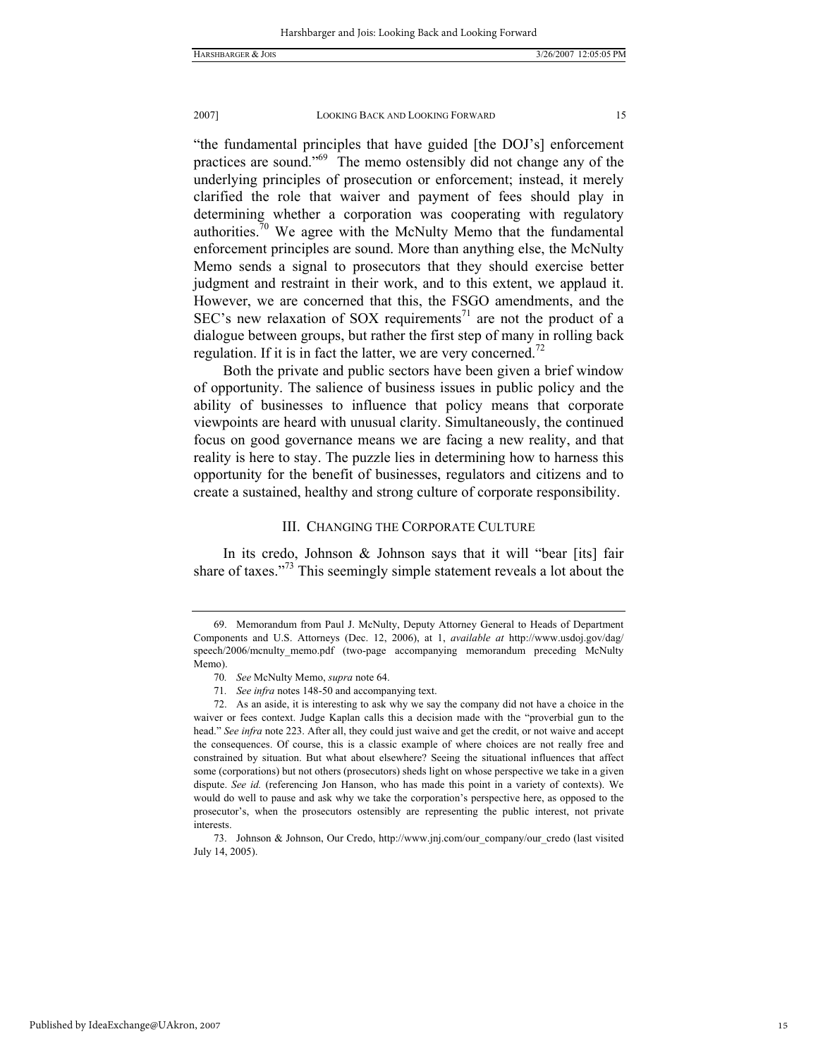"the fundamental principles that have guided [the DOJ's] enforcement practices are sound."[69] The memo ostensibly did not change any of the underlying principles of prosecution or enforcement; instead, it merely clarified the role that waiver and payment of fees should play in determining whether a corporation was cooperating with regulatory authorities.[70] We agree with the McNulty Memo that the fundamental enforcement principles are sound. More than anything else, the McNulty Memo sends a signal to prosecutors that they should exercise better judgment and restraint in their work, and to this extent, we applaud it. However, we are concerned that this, the FSGO amendments, and the SEC's new relaxation of SOX requirements[71] are not the product of a dialogue between groups, but rather the first step of many in rolling back regulation. If it is in fact the latter, we are very concerned.[72]

Both the private and public sectors have been given a brief window of opportunity. The salience of business issues in public policy and the ability of businesses to influence that policy means that corporate viewpoints are heard with unusual clarity. Simultaneously, the continued focus on good governance means we are facing a new reality, and that reality is here to stay. The puzzle lies in determining how to harness this opportunity for the benefit of businesses, regulators and citizens and to create a sustained, healthy and strong culture of corporate responsibility.

## III. Changing the Corporate Culture

In its credo, Johnson & Johnson says that it will "bear [its] fair share of taxes."[73] This seemingly simple statement reveals a lot about the

---

69. Memorandum from Paul J. McNulty, Deputy Attorney General to Heads of Department Components and U.S. Attorneys (Dec. 12, 2006), at 1, *available at* http://www.usdoj.gov/dag/speech/2006/mcnulty_memo.pdf (two-page accompanying memorandum preceding McNulty Memo).

70. *See* McNulty Memo, *supra* note 64.

71. *See infra* notes 148-50 and accompanying text.

72. As an aside, it is interesting to ask why we say the company did not have a choice in the waiver or fees context. Judge Kaplan calls this a decision made with the "proverbial gun to the head." *See infra* note 223. After all, they could just waive and get the credit, or not waive and accept the consequences. Of course, this is a classic example of where choices are not really free and constrained by situation. But what about elsewhere? Seeing the situational influences that affect some (corporations) but not others (prosecutors) sheds light on whose perspective we take in a given dispute. *See id.* (referencing Jon Hanson, who has made this point in a variety of contexts). We would do well to pause and ask why we take the corporation's perspective here, as opposed to the prosecutor's, when the prosecutors ostensibly are representing the public interest, not private interests.

73. Johnson & Johnson, Our Credo, http://www.jnj.com/our_company/our_credo (last visited July 14, 2005).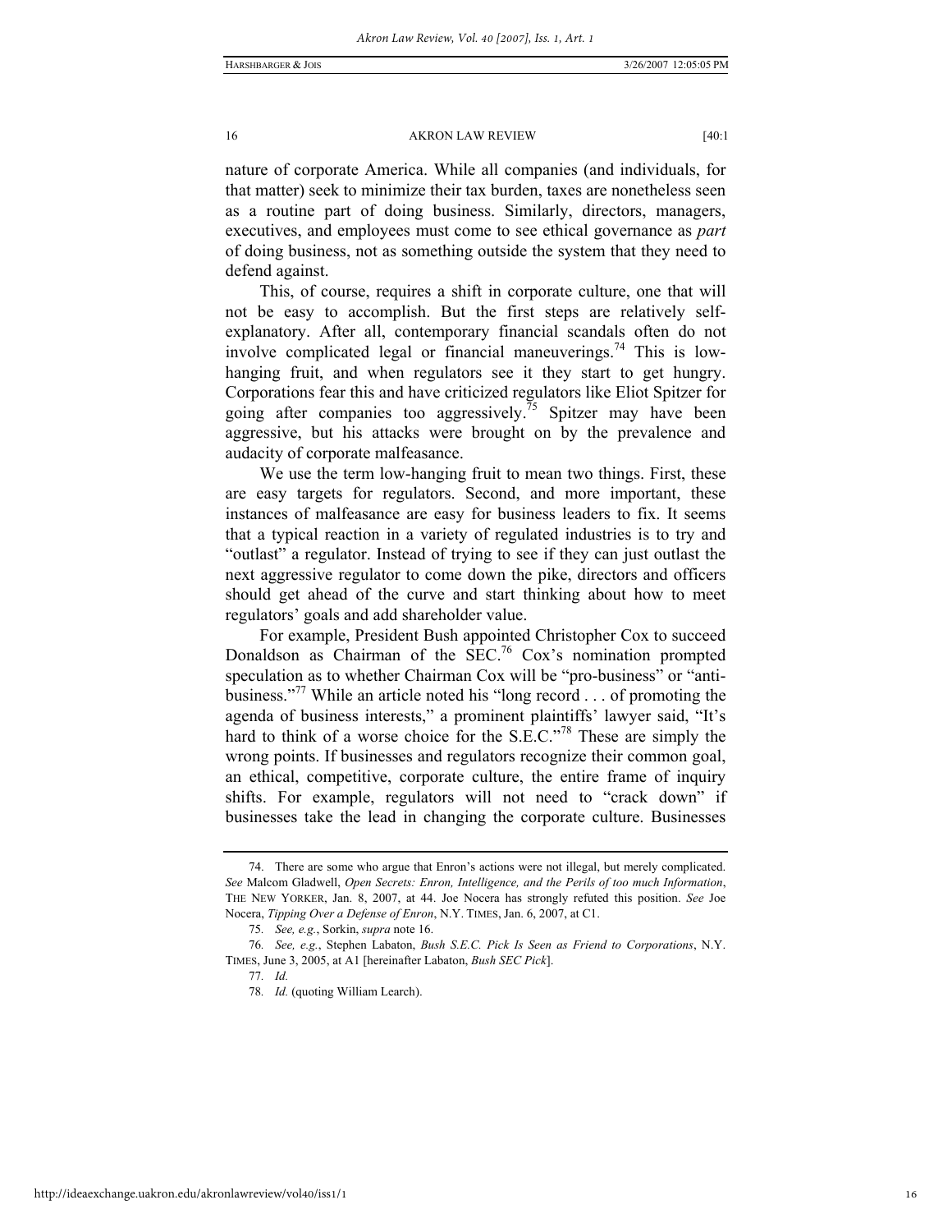nature of corporate America. While all companies (and individuals, for that matter) seek to minimize their tax burden, taxes are nonetheless seen as a routine part of doing business. Similarly, directors, managers, executives, and employees must come to see ethical governance as *part* of doing business, not as something outside the system that they need to defend against.

This, of course, requires a shift in corporate culture, one that will not be easy to accomplish. But the first steps are relatively self-explanatory. After all, contemporary financial scandals often do not involve complicated legal or financial maneuverings.[74] This is low-hanging fruit, and when regulators see it they start to get hungry. Corporations fear this and have criticized regulators like Eliot Spitzer for going after companies too aggressively.[75] Spitzer may have been aggressive, but his attacks were brought on by the prevalence and audacity of corporate malfeasance.

We use the term low-hanging fruit to mean two things. First, these are easy targets for regulators. Second, and more important, these instances of malfeasance are easy for business leaders to fix. It seems that a typical reaction in a variety of regulated industries is to try and "outlast" a regulator. Instead of trying to see if they can just outlast the next aggressive regulator to come down the pike, directors and officers should get ahead of the curve and start thinking about how to meet regulators' goals and add shareholder value.

For example, President Bush appointed Christopher Cox to succeed Donaldson as Chairman of the SEC.[76] Cox's nomination prompted speculation as to whether Chairman Cox will be "pro-business" or "anti-business."[77] While an article noted his "long record . . . of promoting the agenda of business interests," a prominent plaintiffs' lawyer said, "It's hard to think of a worse choice for the S.E.C."[78] These are simply the wrong points. If businesses and regulators recognize their common goal, an ethical, competitive, corporate culture, the entire frame of inquiry shifts. For example, regulators will not need to "crack down" if businesses take the lead in changing the corporate culture. Businesses

---

74. There are some who argue that Enron's actions were not illegal, but merely complicated. *See* Malcom Gladwell, *Open Secrets: Enron, Intelligence, and the Perils of too much Information*, THE NEW YORKER, Jan. 8, 2007, at 44. Joe Nocera has strongly refuted this position. *See* Joe Nocera, *Tipping Over a Defense of Enron*, N.Y. TIMES, Jan. 6, 2007, at C1.

75. *See, e.g.*, Sorkin, *supra* note 16.

76. *See, e.g.*, Stephen Labaton, *Bush S.E.C. Pick Is Seen as Friend to Corporations*, N.Y. TIMES, June 3, 2005, at A1 [hereinafter Labaton, *Bush SEC Pick*].

77. *Id.*

78. *Id.* (quoting William Learch).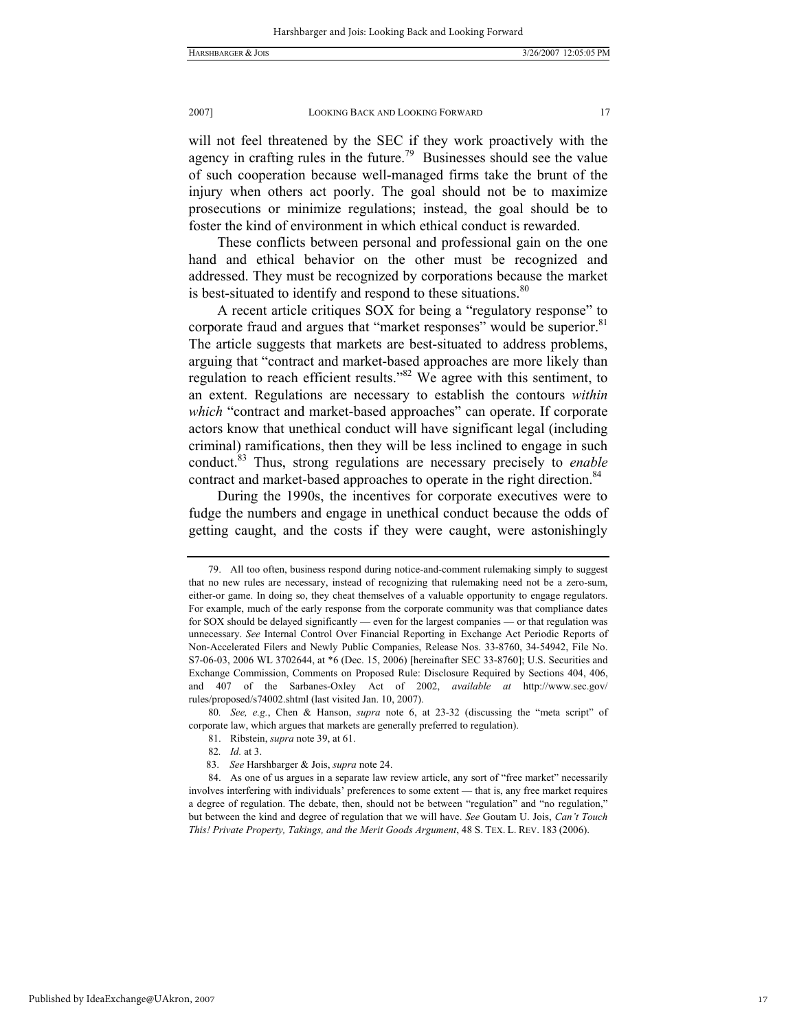will not feel threatened by the SEC if they work proactively with the agency in crafting rules in the future.[79] Businesses should see the value of such cooperation because well-managed firms take the brunt of the injury when others act poorly. The goal should not be to maximize prosecutions or minimize regulations; instead, the goal should be to foster the kind of environment in which ethical conduct is rewarded.

These conflicts between personal and professional gain on the one hand and ethical behavior on the other must be recognized and addressed. They must be recognized by corporations because the market is best-situated to identify and respond to these situations.[80]

A recent article critiques SOX for being a "regulatory response" to corporate fraud and argues that "market responses" would be superior.[81] The article suggests that markets are best-situated to address problems, arguing that "contract and market-based approaches are more likely than regulation to reach efficient results."[82] We agree with this sentiment, to an extent. Regulations are necessary to establish the contours *within which* "contract and market-based approaches" can operate. If corporate actors know that unethical conduct will have significant legal (including criminal) ramifications, then they will be less inclined to engage in such conduct.[83] Thus, strong regulations are necessary precisely to *enable* contract and market-based approaches to operate in the right direction.[84]

During the 1990s, the incentives for corporate executives were to fudge the numbers and engage in unethical conduct because the odds of getting caught, and the costs if they were caught, were astonishingly

---

79. All too often, business respond during notice-and-comment rulemaking simply to suggest that no new rules are necessary, instead of recognizing that rulemaking need not be a zero-sum, either-or game. In doing so, they cheat themselves of a valuable opportunity to engage regulators. For example, much of the early response from the corporate community was that compliance dates for SOX should be delayed significantly — even for the largest companies — or that regulation was unnecessary. *See* Internal Control Over Financial Reporting in Exchange Act Periodic Reports of Non-Accelerated Filers and Newly Public Companies, Release Nos. 33-8760, 34-54942, File No. S7-06-03, 2006 WL 3702644, at *6 (Dec. 15, 2006) [hereinafter SEC 33-8760]; U.S. Securities and Exchange Commission, Comments on Proposed Rule: Disclosure Required by Sections 404, 406, and 407 of the Sarbanes-Oxley Act of 2002, *available at* http://www.sec.gov/rules/proposed/s74002.shtml (last visited Jan. 10, 2007).

80. *See, e.g.*, Chen & Hanson, *supra* note 6, at 23-32 (discussing the "meta script" of corporate law, which argues that markets are generally preferred to regulation).

81. Ribstein, *supra* note 39, at 61.

82. *Id.* at 3.

83. *See* Harshbarger & Jois, *supra* note 24.

84. As one of us argues in a separate law review article, any sort of "free market" necessarily involves interfering with individuals' preferences to some extent — that is, any free market requires a degree of regulation. The debate, then, should not be between "regulation" and "no regulation," but between the kind and degree of regulation that we will have. *See* Goutam U. Jois, *Can't Touch This! Private Property, Takings, and the Merit Goods Argument*, 48 S. TEX. L. REV. 183 (2006).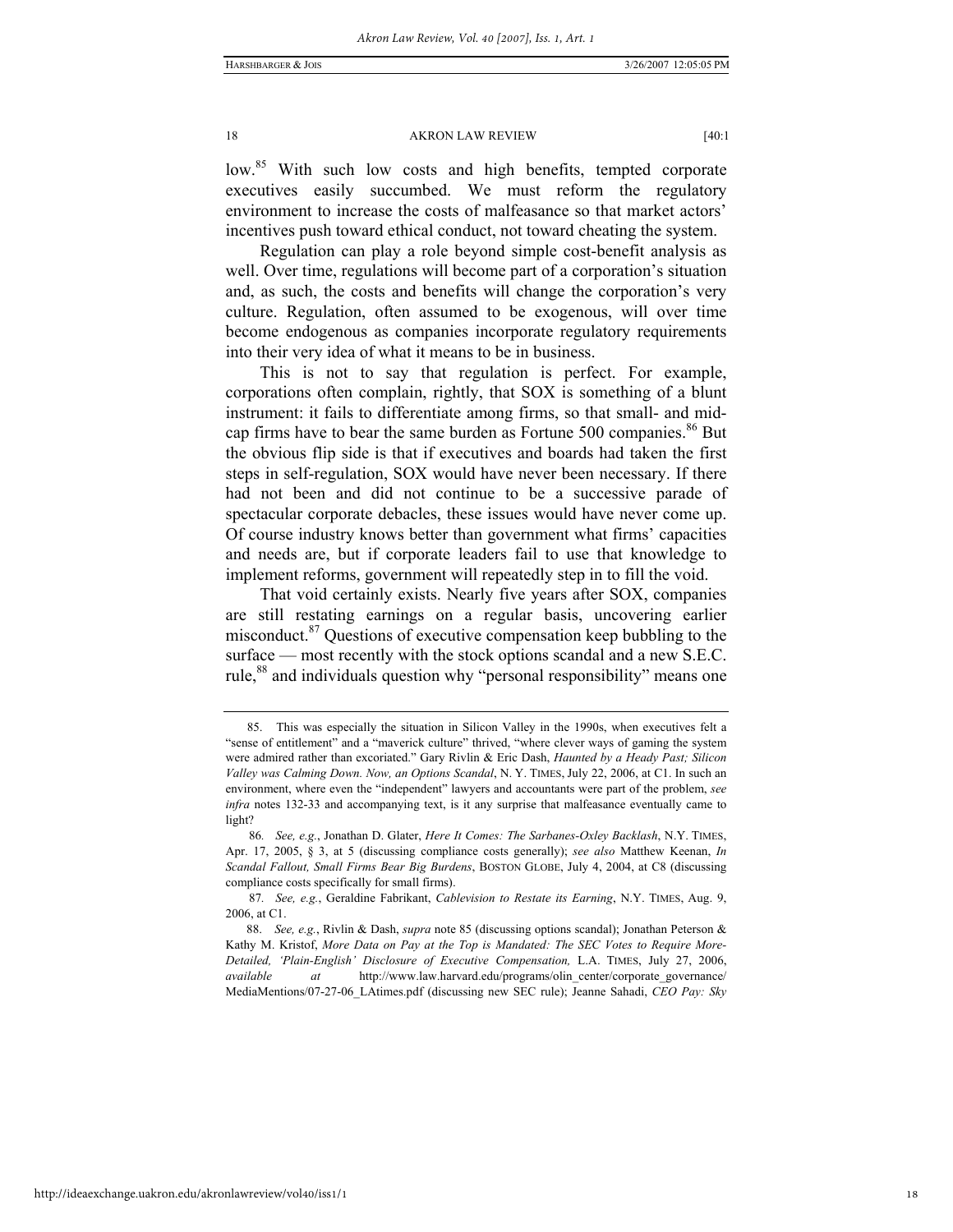low.[85] With such low costs and high benefits, tempted corporate executives easily succumbed. We must reform the regulatory environment to increase the costs of malfeasance so that market actors' incentives push toward ethical conduct, not toward cheating the system.

Regulation can play a role beyond simple cost-benefit analysis as well. Over time, regulations will become part of a corporation's situation and, as such, the costs and benefits will change the corporation's very culture. Regulation, often assumed to be exogenous, will over time become endogenous as companies incorporate regulatory requirements into their very idea of what it means to be in business.

This is not to say that regulation is perfect. For example, corporations often complain, rightly, that SOX is something of a blunt instrument: it fails to differentiate among firms, so that small- and mid-cap firms have to bear the same burden as Fortune 500 companies.[86] But the obvious flip side is that if executives and boards had taken the first steps in self-regulation, SOX would have never been necessary. If there had not been and did not continue to be a successive parade of spectacular corporate debacles, these issues would have never come up. Of course industry knows better than government what firms' capacities and needs are, but if corporate leaders fail to use that knowledge to implement reforms, government will repeatedly step in to fill the void.

That void certainly exists. Nearly five years after SOX, companies are still restating earnings on a regular basis, uncovering earlier misconduct.[87] Questions of executive compensation keep bubbling to the surface — most recently with the stock options scandal and a new S.E.C. rule,[88] and individuals question why "personal responsibility" means one

---

85. This was especially the situation in Silicon Valley in the 1990s, when executives felt a "sense of entitlement" and a "maverick culture" thrived, "where clever ways of gaming the system were admired rather than excoriated." Gary Rivlin & Eric Dash, *Haunted by a Heady Past; Silicon Valley was Calming Down. Now, an Options Scandal*, N. Y. TIMES, July 22, 2006, at C1. In such an environment, where even the "independent" lawyers and accountants were part of the problem, *see infra* notes 132-33 and accompanying text, is it any surprise that malfeasance eventually came to light?

86. *See, e.g.*, Jonathan D. Glater, *Here It Comes: The Sarbanes-Oxley Backlash*, N.Y. TIMES, Apr. 17, 2005, § 3, at 5 (discussing compliance costs generally); *see also* Matthew Keenan, *In Scandal Fallout, Small Firms Bear Big Burdens*, BOSTON GLOBE, July 4, 2004, at C8 (discussing compliance costs specifically for small firms).

87. *See, e.g.*, Geraldine Fabrikant, *Cablevision to Restate its Earning*, N.Y. TIMES, Aug. 9, 2006, at C1.

88. *See, e.g.*, Rivlin & Dash, *supra* note 85 (discussing options scandal); Jonathan Peterson & Kathy M. Kristof, *More Data on Pay at the Top is Mandated: The SEC Votes to Require More-Detailed, 'Plain-English' Disclosure of Executive Compensation,* L.A. TIMES, July 27, 2006, *available at* http://www.law.harvard.edu/programs/olin_center/corporate_governance/MediaMentions/07-27-06_LAtimes.pdf (discussing new SEC rule); Jeanne Sahadi, *CEO Pay: Sky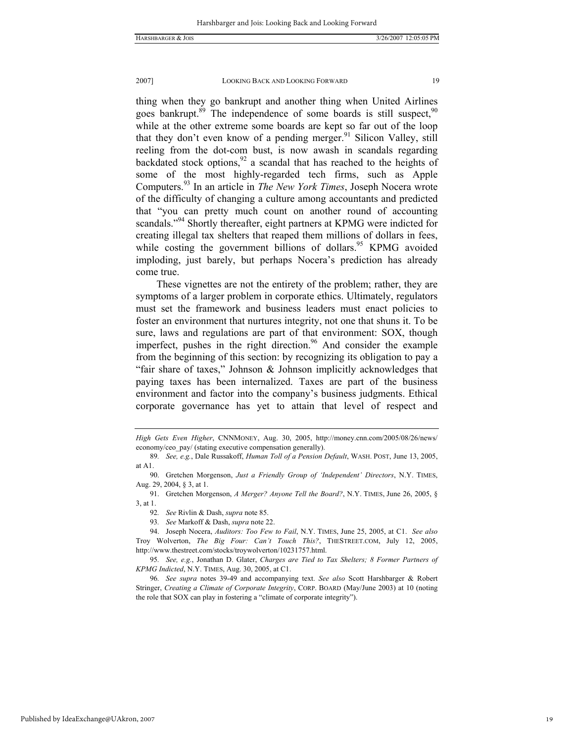thing when they go bankrupt and another thing when United Airlines goes bankrupt.[89] The independence of some boards is still suspect,[90] while at the other extreme some boards are kept so far out of the loop that they don't even know of a pending merger.[91] Silicon Valley, still reeling from the dot-com bust, is now awash in scandals regarding backdated stock options,[92] a scandal that has reached to the heights of some of the most highly-regarded tech firms, such as Apple Computers.[93] In an article in *The New York Times*, Joseph Nocera wrote of the difficulty of changing a culture among accountants and predicted that "you can pretty much count on another round of accounting scandals."[94] Shortly thereafter, eight partners at KPMG were indicted for creating illegal tax shelters that reaped them millions of dollars in fees, while costing the government billions of dollars.[95] KPMG avoided imploding, just barely, but perhaps Nocera's prediction has already come true.

These vignettes are not the entirety of the problem; rather, they are symptoms of a larger problem in corporate ethics. Ultimately, regulators must set the framework and business leaders must enact policies to foster an environment that nurtures integrity, not one that shuns it. To be sure, laws and regulations are part of that environment: SOX, though imperfect, pushes in the right direction.[96] And consider the example from the beginning of this section: by recognizing its obligation to pay a "fair share of taxes," Johnson & Johnson implicitly acknowledges that paying taxes has been internalized. Taxes are part of the business environment and factor into the company's business judgments. Ethical corporate governance has yet to attain that level of respect and

---

*High Gets Even Higher*, CNNMONEY, Aug. 30, 2005, http://money.cnn.com/2005/08/26/news/economy/ceo_pay/ (stating executive compensation generally).

89. *See, e.g.*, Dale Russakoff, *Human Toll of a Pension Default*, WASH. POST, June 13, 2005, at A1.

90. Gretchen Morgenson, *Just a Friendly Group of 'Independent' Directors*, N.Y. TIMES, Aug. 29, 2004, § 3, at 1.

91. Gretchen Morgenson, *A Merger? Anyone Tell the Board?*, N.Y. TIMES, June 26, 2005, § 3, at 1.

92. *See* Rivlin & Dash, *supra* note 85.

93. *See* Markoff & Dash, *supra* note 22.

94. Joseph Nocera, *Auditors: Too Few to Fail*, N.Y. TIMES, June 25, 2005, at C1. *See also* Troy Wolverton, *The Big Four: Can't Touch This?*, THESTREET.COM, July 12, 2005, http://www.thestreet.com/stocks/troywolverton/10231757.html.

95. *See, e.g.*, Jonathan D. Glater, *Charges are Tied to Tax Shelters; 8 Former Partners of KPMG Indicted*, N.Y. TIMES, Aug. 30, 2005, at C1.

96. *See supra* notes 39-49 and accompanying text. *See also* Scott Harshbarger & Robert Stringer, *Creating a Climate of Corporate Integrity*, CORP. BOARD (May/June 2003) at 10 (noting the role that SOX can play in fostering a "climate of corporate integrity").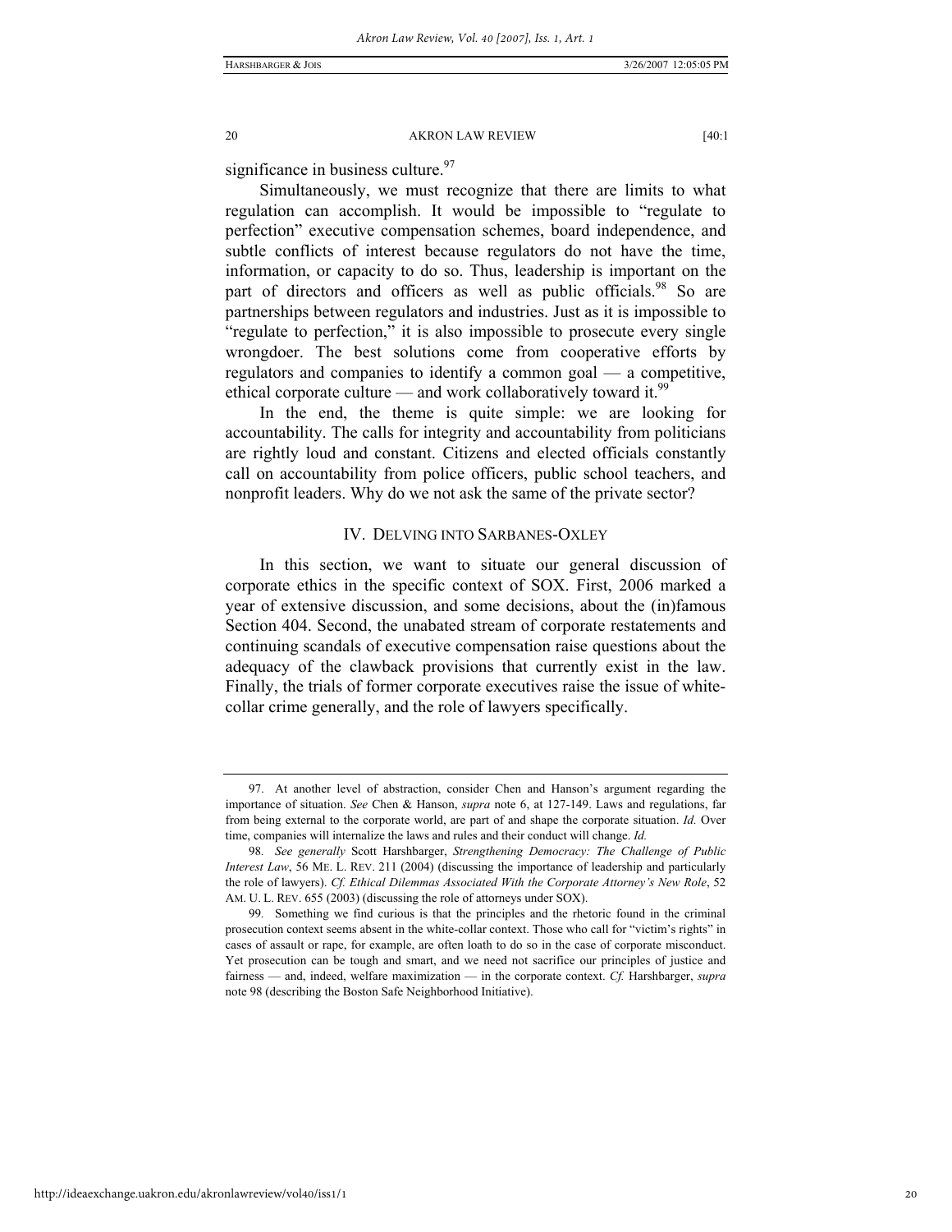significance in business culture.[97]

Simultaneously, we must recognize that there are limits to what regulation can accomplish. It would be impossible to "regulate to perfection" executive compensation schemes, board independence, and subtle conflicts of interest because regulators do not have the time, information, or capacity to do so. Thus, leadership is important on the part of directors and officers as well as public officials.[98] So are partnerships between regulators and industries. Just as it is impossible to "regulate to perfection," it is also impossible to prosecute every single wrongdoer. The best solutions come from cooperative efforts by regulators and companies to identify a common goal — a competitive, ethical corporate culture — and work collaboratively toward it.[99]

In the end, the theme is quite simple: we are looking for accountability. The calls for integrity and accountability from politicians are rightly loud and constant. Citizens and elected officials constantly call on accountability from police officers, public school teachers, and nonprofit leaders. Why do we not ask the same of the private sector?

## IV. DELVING INTO SARBANES-OXLEY

In this section, we want to situate our general discussion of corporate ethics in the specific context of SOX. First, 2006 marked a year of extensive discussion, and some decisions, about the (in)famous Section 404. Second, the unabated stream of corporate restatements and continuing scandals of executive compensation raise questions about the adequacy of the clawback provisions that currently exist in the law. Finally, the trials of former corporate executives raise the issue of white-collar crime generally, and the role of lawyers specifically.

---

97. At another level of abstraction, consider Chen and Hanson's argument regarding the importance of situation. *See* Chen & Hanson, *supra* note 6, at 127-149. Laws and regulations, far from being external to the corporate world, are part of and shape the corporate situation. *Id.* Over time, companies will internalize the laws and rules and their conduct will change. *Id.*

98. *See generally* Scott Harshbarger, *Strengthening Democracy: The Challenge of Public Interest Law*, 56 ME. L. REV. 211 (2004) (discussing the importance of leadership and particularly the role of lawyers). *Cf. Ethical Dilemmas Associated With the Corporate Attorney's New Role*, 52 AM. U. L. REV. 655 (2003) (discussing the role of attorneys under SOX).

99. Something we find curious is that the principles and the rhetoric found in the criminal prosecution context seems absent in the white-collar context. Those who call for "victim's rights" in cases of assault or rape, for example, are often loath to do so in the case of corporate misconduct. Yet prosecution can be tough and smart, and we need not sacrifice our principles of justice and fairness — and, indeed, welfare maximization — in the corporate context. *Cf.* Harshbarger, *supra* note 98 (describing the Boston Safe Neighborhood Initiative).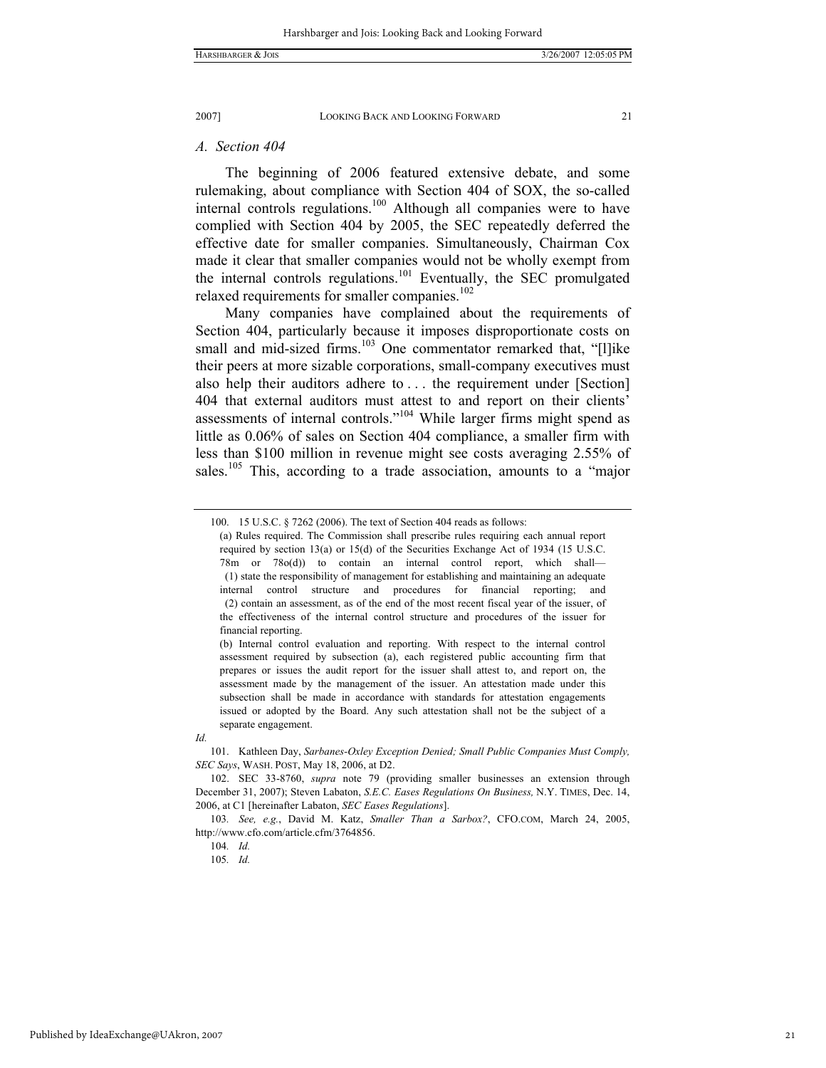### *A. Section 404*

The beginning of 2006 featured extensive debate, and some rulemaking, about compliance with Section 404 of SOX, the so-called internal controls regulations.[100] Although all companies were to have complied with Section 404 by 2005, the SEC repeatedly deferred the effective date for smaller companies. Simultaneously, Chairman Cox made it clear that smaller companies would not be wholly exempt from the internal controls regulations.[101] Eventually, the SEC promulgated relaxed requirements for smaller companies.[102]

Many companies have complained about the requirements of Section 404, particularly because it imposes disproportionate costs on small and mid-sized firms.[103] One commentator remarked that, "[l]ike their peers at more sizable corporations, small-company executives must also help their auditors adhere to . . . the requirement under [Section] 404 that external auditors must attest to and report on their clients' assessments of internal controls."[104] While larger firms might spend as little as 0.06% of sales on Section 404 compliance, a smaller firm with less than $100 million in revenue might see costs averaging 2.55% of sales.[105] This, according to a trade association, amounts to a "major

---

100. 15 U.S.C. § 7262 (2006). The text of Section 404 reads as follows:

> (a) Rules required. The Commission shall prescribe rules requiring each annual report required by section 13(a) or 15(d) of the Securities Exchange Act of 1934 (15 U.S.C. 78m or 78o(d)) to contain an internal control report, which shall— (1) state the responsibility of management for establishing and maintaining an adequate internal control structure and procedures for financial reporting; and (2) contain an assessment, as of the end of the most recent fiscal year of the issuer, of the effectiveness of the internal control structure and procedures of the issuer for financial reporting.
>
> (b) Internal control evaluation and reporting. With respect to the internal control assessment required by subsection (a), each registered public accounting firm that prepares or issues the audit report for the issuer shall attest to, and report on, the assessment made by the management of the issuer. An attestation made under this subsection shall be made in accordance with standards for attestation engagements issued or adopted by the Board. Any such attestation shall not be the subject of a separate engagement.

*Id.*

101. Kathleen Day, *Sarbanes-Oxley Exception Denied; Small Public Companies Must Comply, SEC Says*, WASH. POST, May 18, 2006, at D2.

102. SEC 33-8760, *supra* note 79 (providing smaller businesses an extension through December 31, 2007); Steven Labaton, *S.E.C. Eases Regulations On Business,* N.Y. TIMES, Dec. 14, 2006, at C1 [hereinafter Labaton, *SEC Eases Regulations*].

103. *See, e.g.*, David M. Katz, *Smaller Than a Sarbox?*, CFO.COM, March 24, 2005, http://www.cfo.com/article.cfm/3764856.

104. *Id.*

105. *Id.*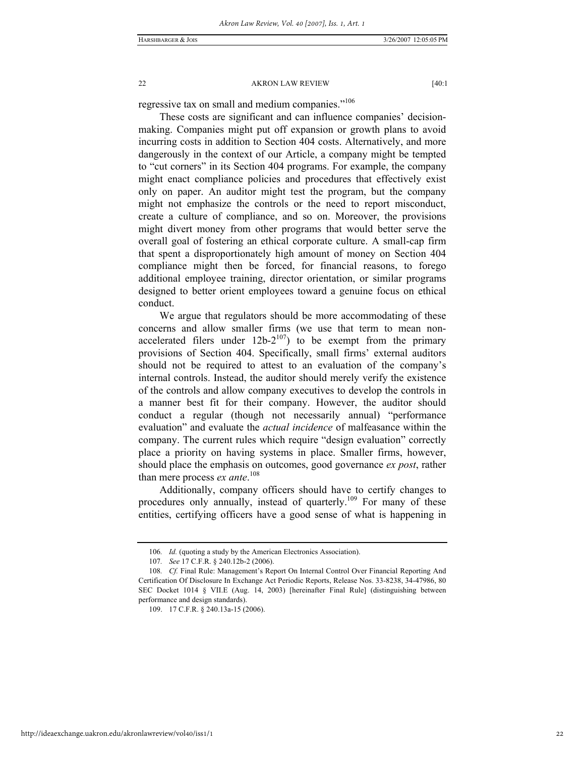regressive tax on small and medium companies."[106]

These costs are significant and can influence companies' decision-making. Companies might put off expansion or growth plans to avoid incurring costs in addition to Section 404 costs. Alternatively, and more dangerously in the context of our Article, a company might be tempted to "cut corners" in its Section 404 programs. For example, the company might enact compliance policies and procedures that effectively exist only on paper. An auditor might test the program, but the company might not emphasize the controls or the need to report misconduct, create a culture of compliance, and so on. Moreover, the provisions might divert money from other programs that would better serve the overall goal of fostering an ethical corporate culture. A small-cap firm that spent a disproportionately high amount of money on Section 404 compliance might then be forced, for financial reasons, to forego additional employee training, director orientation, or similar programs designed to better orient employees toward a genuine focus on ethical conduct.

We argue that regulators should be more accommodating of these concerns and allow smaller firms (we use that term to mean non-accelerated filers under 12b-2[107]) to be exempt from the primary provisions of Section 404. Specifically, small firms' external auditors should not be required to attest to an evaluation of the company's internal controls. Instead, the auditor should merely verify the existence of the controls and allow company executives to develop the controls in a manner best fit for their company. However, the auditor should conduct a regular (though not necessarily annual) "performance evaluation" and evaluate the *actual incidence* of malfeasance within the company. The current rules which require "design evaluation" correctly place a priority on having systems in place. Smaller firms, however, should place the emphasis on outcomes, good governance *ex post*, rather than mere process *ex ante*.[108]

Additionally, company officers should have to certify changes to procedures only annually, instead of quarterly.[109] For many of these entities, certifying officers have a good sense of what is happening in

---

106. *Id.* (quoting a study by the American Electronics Association).

107. *See* 17 C.F.R. § 240.12b-2 (2006).

108. *Cf.* Final Rule: Management's Report On Internal Control Over Financial Reporting And Certification Of Disclosure In Exchange Act Periodic Reports, Release Nos. 33-8238, 34-47986, 80 SEC Docket 1014 § VII.E (Aug. 14, 2003) [hereinafter Final Rule] (distinguishing between performance and design standards).

109. 17 C.F.R. § 240.13a-15 (2006).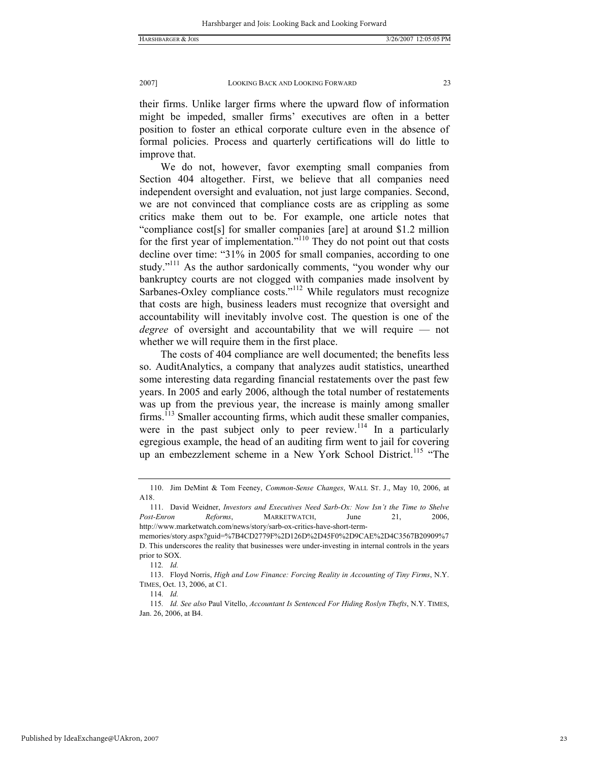their firms. Unlike larger firms where the upward flow of information might be impeded, smaller firms' executives are often in a better position to foster an ethical corporate culture even in the absence of formal policies. Process and quarterly certifications will do little to improve that.

We do not, however, favor exempting small companies from Section 404 altogether. First, we believe that all companies need independent oversight and evaluation, not just large companies. Second, we are not convinced that compliance costs are as crippling as some critics make them out to be. For example, one article notes that "compliance cost[s] for smaller companies [are] at around $1.2 million for the first year of implementation."[110] They do not point out that costs decline over time: "31% in 2005 for small companies, according to one study."[111] As the author sardonically comments, "you wonder why our bankruptcy courts are not clogged with companies made insolvent by Sarbanes-Oxley compliance costs."[112] While regulators must recognize that costs are high, business leaders must recognize that oversight and accountability will inevitably involve cost. The question is one of the *degree* of oversight and accountability that we will require — not whether we will require them in the first place.

The costs of 404 compliance are well documented; the benefits less so. AuditAnalytics, a company that analyzes audit statistics, unearthed some interesting data regarding financial restatements over the past few years. In 2005 and early 2006, although the total number of restatements was up from the previous year, the increase is mainly among smaller firms.[113] Smaller accounting firms, which audit these smaller companies, were in the past subject only to peer review.[114] In a particularly egregious example, the head of an auditing firm went to jail for covering up an embezzlement scheme in a New York School District.[115] "The

---

110. Jim DeMint & Tom Feeney, *Common-Sense Changes*, WALL ST. J., May 10, 2006, at A18.

111. David Weidner, *Investors and Executives Need Sarb-Ox: Now Isn't the Time to Shelve Post-Enron Reforms*, MARKETWATCH, June 21, 2006, http://www.marketwatch.com/news/story/sarb-ox-critics-have-short-term-memories/story.aspx?guid=%7B4CD2779F%2D126D%2D45F0%2D9CAE%2D4C3567B20909%7D. This underscores the reality that businesses were under-investing in internal controls in the years prior to SOX.

112. *Id.*

113. Floyd Norris, *High and Low Finance: Forcing Reality in Accounting of Tiny Firms*, N.Y. TIMES, Oct. 13, 2006, at C1.

114. *Id.*

115. *Id. See also* Paul Vitello, *Accountant Is Sentenced For Hiding Roslyn Thefts*, N.Y. TIMES, Jan. 26, 2006, at B4.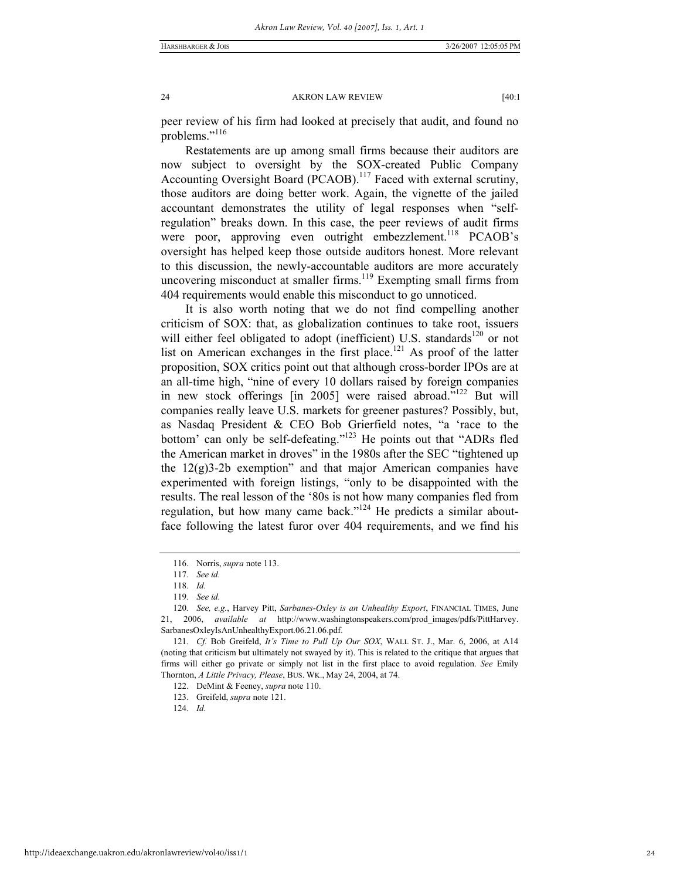peer review of his firm had looked at precisely that audit, and found no problems."[116]

Restatements are up among small firms because their auditors are now subject to oversight by the SOX-created Public Company Accounting Oversight Board (PCAOB).[117] Faced with external scrutiny, those auditors are doing better work. Again, the vignette of the jailed accountant demonstrates the utility of legal responses when "self-regulation" breaks down. In this case, the peer reviews of audit firms were poor, approving even outright embezzlement.[118] PCAOB's oversight has helped keep those outside auditors honest. More relevant to this discussion, the newly-accountable auditors are more accurately uncovering misconduct at smaller firms.[119] Exempting small firms from 404 requirements would enable this misconduct to go unnoticed.

It is also worth noting that we do not find compelling another criticism of SOX: that, as globalization continues to take root, issuers will either feel obligated to adopt (inefficient) U.S. standards[120] or not list on American exchanges in the first place.[121] As proof of the latter proposition, SOX critics point out that although cross-border IPOs are at an all-time high, "nine of every 10 dollars raised by foreign companies in new stock offerings [in 2005] were raised abroad."[122] But will companies really leave U.S. markets for greener pastures? Possibly, but, as Nasdaq President & CEO Bob Grierfield notes, "a 'race to the bottom' can only be self-defeating."[123] He points out that "ADRs fled the American market in droves" in the 1980s after the SEC "tightened up the 12(g)3-2b exemption" and that major American companies have experimented with foreign listings, "only to be disappointed with the results. The real lesson of the '80s is not how many companies fled from regulation, but how many came back."[124] He predicts a similar about-face following the latest furor over 404 requirements, and we find his

---

116. Norris, *supra* note 113.

117. *See id.*

118. *Id.*

119. *See id.*

120. *See, e.g.*, Harvey Pitt, *Sarbanes-Oxley is an Unhealthy Export*, FINANCIAL TIMES, June 21, 2006, *available at* http://www.washingtonspeakers.com/prod_images/pdfs/PittHarvey.SarbanesOxleyIsAnUnhealthyExport.06.21.06.pdf.

121. *Cf.* Bob Greifeld, *It's Time to Pull Up Our SOX*, WALL ST. J., Mar. 6, 2006, at A14 (noting that criticism but ultimately not swayed by it). This is related to the critique that argues that firms will either go private or simply not list in the first place to avoid regulation. *See* Emily Thornton, *A Little Privacy, Please*, BUS. WK., May 24, 2004, at 74.

122. DeMint & Feeney, *supra* note 110.

123. Greifeld, *supra* note 121.

124. *Id.*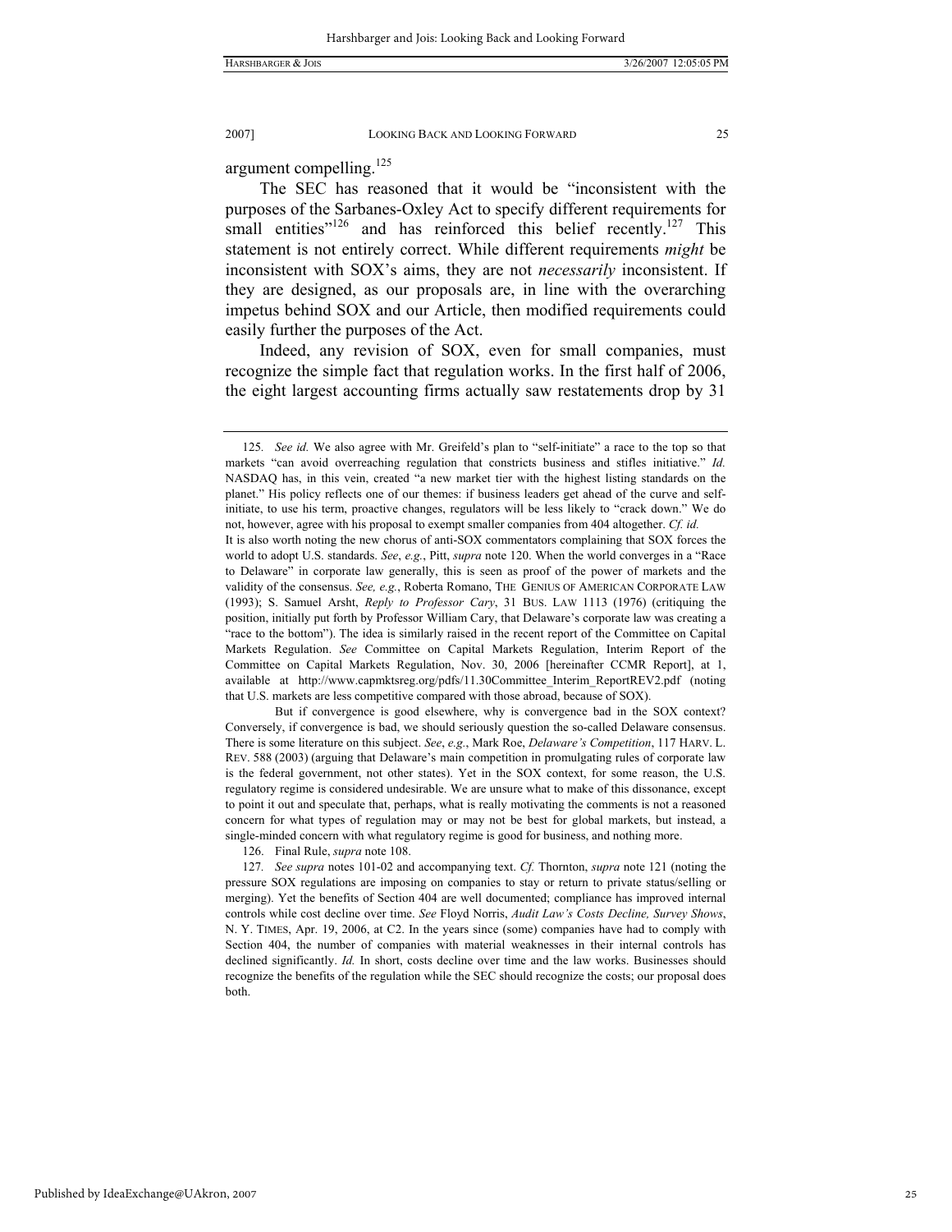argument compelling.[125]

The SEC has reasoned that it would be "inconsistent with the purposes of the Sarbanes-Oxley Act to specify different requirements for small entities"[126] and has reinforced this belief recently.[127] This statement is not entirely correct. While different requirements *might* be inconsistent with SOX's aims, they are not *necessarily* inconsistent. If they are designed, as our proposals are, in line with the overarching impetus behind SOX and our Article, then modified requirements could easily further the purposes of the Act.

Indeed, any revision of SOX, even for small companies, must recognize the simple fact that regulation works. In the first half of 2006, the eight largest accounting firms actually saw restatements drop by 31

---

125. *See id.* We also agree with Mr. Greifeld's plan to "self-initiate" a race to the top so that markets "can avoid overreaching regulation that constricts business and stifles initiative." *Id.* NASDAQ has, in this vein, created "a new market tier with the highest listing standards on the planet." His policy reflects one of our themes: if business leaders get ahead of the curve and self-initiate, to use his term, proactive changes, regulators will be less likely to "crack down." We do not, however, agree with his proposal to exempt smaller companies from 404 altogether. *Cf. id.*

It is also worth noting the new chorus of anti-SOX commentators complaining that SOX forces the world to adopt U.S. standards. *See*, *e.g.*, Pitt, *supra* note 120. When the world converges in a "Race to Delaware" in corporate law generally, this is seen as proof of the power of markets and the validity of the consensus. *See, e.g.*, Roberta Romano, THE GENIUS OF AMERICAN CORPORATE LAW (1993); S. Samuel Arsht, *Reply to Professor Cary*, 31 BUS. LAW 1113 (1976) (critiquing the position, initially put forth by Professor William Cary, that Delaware's corporate law was creating a "race to the bottom"). The idea is similarly raised in the recent report of the Committee on Capital Markets Regulation. *See* Committee on Capital Markets Regulation, Interim Report of the Committee on Capital Markets Regulation, Nov. 30, 2006 [hereinafter CCMR Report], at 1, available at http://www.capmktsreg.org/pdfs/11.30Committee_Interim_ReportREV2.pdf (noting that U.S. markets are less competitive compared with those abroad, because of SOX).

But if convergence is good elsewhere, why is convergence bad in the SOX context? Conversely, if convergence is bad, we should seriously question the so-called Delaware consensus. There is some literature on this subject. *See*, *e.g.*, Mark Roe, *Delaware's Competition*, 117 HARV. L. REV. 588 (2003) (arguing that Delaware's main competition in promulgating rules of corporate law is the federal government, not other states). Yet in the SOX context, for some reason, the U.S. regulatory regime is considered undesirable. We are unsure what to make of this dissonance, except to point it out and speculate that, perhaps, what is really motivating the comments is not a reasoned concern for what types of regulation may or may not be best for global markets, but instead, a single-minded concern with what regulatory regime is good for business, and nothing more.

126. Final Rule, *supra* note 108.

127. *See supra* notes 101-02 and accompanying text. *Cf.* Thornton, *supra* note 121 (noting the pressure SOX regulations are imposing on companies to stay or return to private status/selling or merging). Yet the benefits of Section 404 are well documented; compliance has improved internal controls while cost decline over time. *See* Floyd Norris, *Audit Law's Costs Decline, Survey Shows*, N. Y. TIMES, Apr. 19, 2006, at C2. In the years since (some) companies have had to comply with Section 404, the number of companies with material weaknesses in their internal controls has declined significantly. *Id.* In short, costs decline over time and the law works. Businesses should recognize the benefits of the regulation while the SEC should recognize the costs; our proposal does both.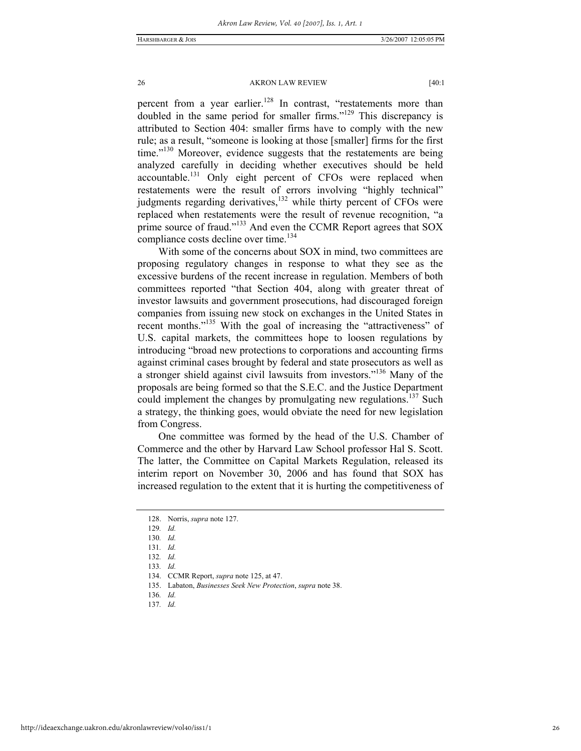percent from a year earlier.[128] In contrast, "restatements more than doubled in the same period for smaller firms."[129] This discrepancy is attributed to Section 404: smaller firms have to comply with the new rule; as a result, "someone is looking at those [smaller] firms for the first time."[130] Moreover, evidence suggests that the restatements are being analyzed carefully in deciding whether executives should be held accountable.[131] Only eight percent of CFOs were replaced when restatements were the result of errors involving "highly technical" judgments regarding derivatives,[132] while thirty percent of CFOs were replaced when restatements were the result of revenue recognition, "a prime source of fraud."[133] And even the CCMR Report agrees that SOX compliance costs decline over time.[134]

With some of the concerns about SOX in mind, two committees are proposing regulatory changes in response to what they see as the excessive burdens of the recent increase in regulation. Members of both committees reported "that Section 404, along with greater threat of investor lawsuits and government prosecutions, had discouraged foreign companies from issuing new stock on exchanges in the United States in recent months."[135] With the goal of increasing the "attractiveness" of U.S. capital markets, the committees hope to loosen regulations by introducing "broad new protections to corporations and accounting firms against criminal cases brought by federal and state prosecutors as well as a stronger shield against civil lawsuits from investors."[136] Many of the proposals are being formed so that the S.E.C. and the Justice Department could implement the changes by promulgating new regulations.[137] Such a strategy, the thinking goes, would obviate the need for new legislation from Congress.

One committee was formed by the head of the U.S. Chamber of Commerce and the other by Harvard Law School professor Hal S. Scott. The latter, the Committee on Capital Markets Regulation, released its interim report on November 30, 2006 and has found that SOX has increased regulation to the extent that it is hurting the competitiveness of

128. Norris, *supra* note 127.

129. *Id.*

130. *Id.*

131. *Id.*

132. *Id.*

133. *Id.*

134. CCMR Report, *supra* note 125, at 47.

135. Labaton, *Businesses Seek New Protection*, *supra* note 38.

136. *Id.*

137. *Id.*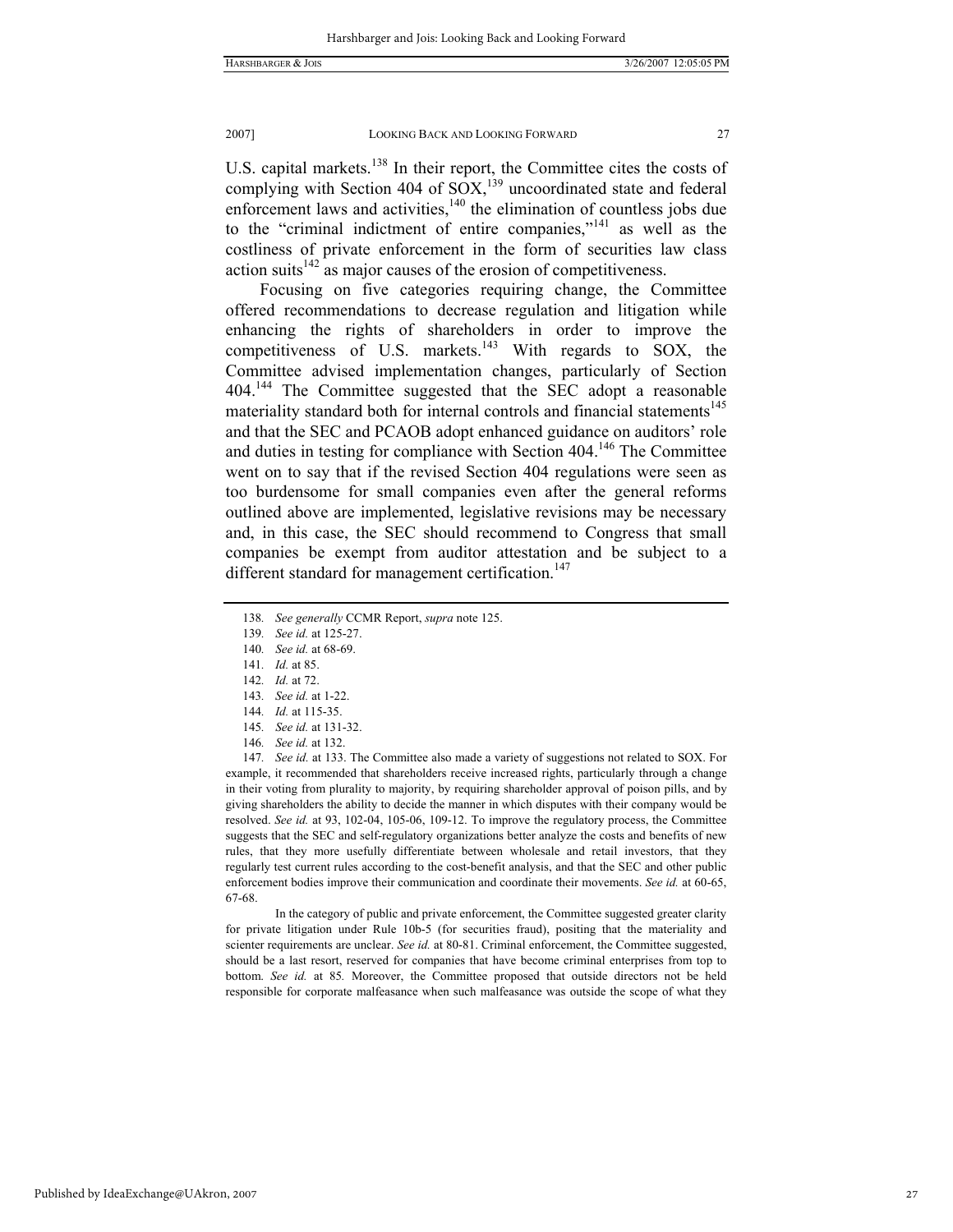U.S. capital markets.[138] In their report, the Committee cites the costs of complying with Section 404 of SOX,[139] uncoordinated state and federal enforcement laws and activities,[140] the elimination of countless jobs due to the "criminal indictment of entire companies,"[141] as well as the costliness of private enforcement in the form of securities law class action suits[142] as major causes of the erosion of competitiveness.

Focusing on five categories requiring change, the Committee offered recommendations to decrease regulation and litigation while enhancing the rights of shareholders in order to improve the competitiveness of U.S. markets.[143] With regards to SOX, the Committee advised implementation changes, particularly of Section 404.[144] The Committee suggested that the SEC adopt a reasonable materiality standard both for internal controls and financial statements[145] and that the SEC and PCAOB adopt enhanced guidance on auditors' role and duties in testing for compliance with Section 404.[146] The Committee went on to say that if the revised Section 404 regulations were seen as too burdensome for small companies even after the general reforms outlined above are implemented, legislative revisions may be necessary and, in this case, the SEC should recommend to Congress that small companies be exempt from auditor attestation and be subject to a different standard for management certification.[147]

---

138. *See generally* CCMR Report, *supra* note 125.

139. *See id.* at 125-27.

140. *See id.* at 68-69.

141. *Id.* at 85.

142. *Id.* at 72.

143. *See id.* at 1-22.

144. *Id.* at 115-35.

145. *See id.* at 131-32.

146. *See id.* at 132.

147. *See id.* at 133. The Committee also made a variety of suggestions not related to SOX. For example, it recommended that shareholders receive increased rights, particularly through a change in their voting from plurality to majority, by requiring shareholder approval of poison pills, and by giving shareholders the ability to decide the manner in which disputes with their company would be resolved. *See id.* at 93, 102-04, 105-06, 109-12. To improve the regulatory process, the Committee suggests that the SEC and self-regulatory organizations better analyze the costs and benefits of new rules, that they more usefully differentiate between wholesale and retail investors, that they regularly test current rules according to the cost-benefit analysis, and that the SEC and other public enforcement bodies improve their communication and coordinate their movements. *See id.* at 60-65, 67-68.

In the category of public and private enforcement, the Committee suggested greater clarity for private litigation under Rule 10b-5 (for securities fraud), positing that the materiality and scienter requirements are unclear. *See id.* at 80-81. Criminal enforcement, the Committee suggested, should be a last resort, reserved for companies that have become criminal enterprises from top to bottom. *See id.* at 85. Moreover, the Committee proposed that outside directors not be held responsible for corporate malfeasance when such malfeasance was outside the scope of what they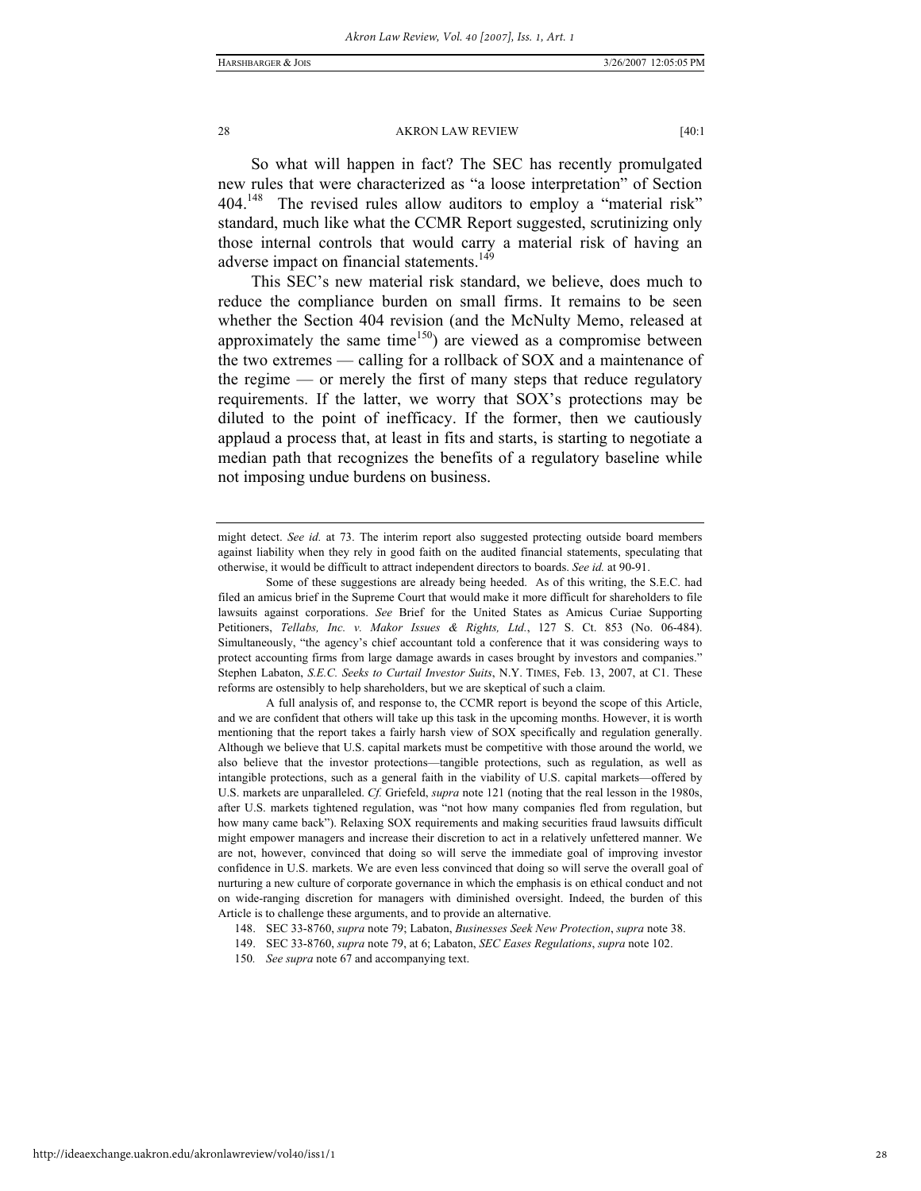So what will happen in fact? The SEC has recently promulgated new rules that were characterized as "a loose interpretation" of Section 404.[148] The revised rules allow auditors to employ a "material risk" standard, much like what the CCMR Report suggested, scrutinizing only those internal controls that would carry a material risk of having an adverse impact on financial statements.[149]

This SEC's new material risk standard, we believe, does much to reduce the compliance burden on small firms. It remains to be seen whether the Section 404 revision (and the McNulty Memo, released at approximately the same time[150]) are viewed as a compromise between the two extremes — calling for a rollback of SOX and a maintenance of the regime — or merely the first of many steps that reduce regulatory requirements. If the latter, we worry that SOX's protections may be diluted to the point of inefficacy. If the former, then we cautiously applaud a process that, at least in fits and starts, is starting to negotiate a median path that recognizes the benefits of a regulatory baseline while not imposing undue burdens on business.

---

might detect. *See id.* at 73. The interim report also suggested protecting outside board members against liability when they rely in good faith on the audited financial statements, speculating that otherwise, it would be difficult to attract independent directors to boards. *See id.* at 90-91.

Some of these suggestions are already being heeded. As of this writing, the S.E.C. had filed an amicus brief in the Supreme Court that would make it more difficult for shareholders to file lawsuits against corporations. *See* Brief for the United States as Amicus Curiae Supporting Petitioners, *Tellabs, Inc. v. Makor Issues & Rights, Ltd.*, 127 S. Ct. 853 (No. 06-484). Simultaneously, "the agency's chief accountant told a conference that it was considering ways to protect accounting firms from large damage awards in cases brought by investors and companies." Stephen Labaton, *S.E.C. Seeks to Curtail Investor Suits*, N.Y. TIMES, Feb. 13, 2007, at C1. These reforms are ostensibly to help shareholders, but we are skeptical of such a claim.

A full analysis of, and response to, the CCMR report is beyond the scope of this Article, and we are confident that others will take up this task in the upcoming months. However, it is worth mentioning that the report takes a fairly harsh view of SOX specifically and regulation generally. Although we believe that U.S. capital markets must be competitive with those around the world, we also believe that the investor protections—tangible protections, such as regulation, as well as intangible protections, such as a general faith in the viability of U.S. capital markets—offered by U.S. markets are unparalleled. *Cf.* Griefeld, *supra* note 121 (noting that the real lesson in the 1980s, after U.S. markets tightened regulation, was "not how many companies fled from regulation, but how many came back"). Relaxing SOX requirements and making securities fraud lawsuits difficult might empower managers and increase their discretion to act in a relatively unfettered manner. We are not, however, convinced that doing so will serve the immediate goal of improving investor confidence in U.S. markets. We are even less convinced that doing so will serve the overall goal of nurturing a new culture of corporate governance in which the emphasis is on ethical conduct and not on wide-ranging discretion for managers with diminished oversight. Indeed, the burden of this Article is to challenge these arguments, and to provide an alternative.

148. SEC 33-8760, *supra* note 79; Labaton, *Businesses Seek New Protection*, *supra* note 38.

149. SEC 33-8760, *supra* note 79, at 6; Labaton, *SEC Eases Regulations*, *supra* note 102.

150. *See supra* note 67 and accompanying text.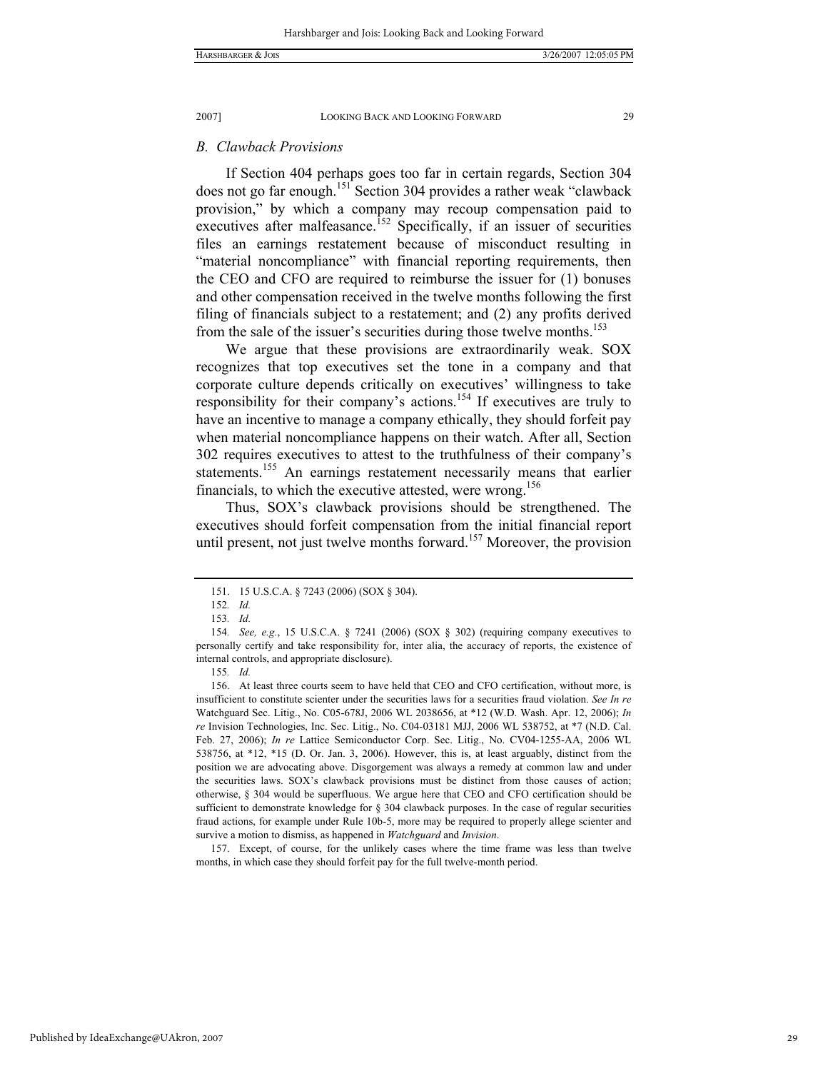### *B. Clawback Provisions*

If Section 404 perhaps goes too far in certain regards, Section 304 does not go far enough.[151] Section 304 provides a rather weak "clawback provision," by which a company may recoup compensation paid to executives after malfeasance.[152] Specifically, if an issuer of securities files an earnings restatement because of misconduct resulting in "material noncompliance" with financial reporting requirements, then the CEO and CFO are required to reimburse the issuer for (1) bonuses and other compensation received in the twelve months following the first filing of financials subject to a restatement; and (2) any profits derived from the sale of the issuer's securities during those twelve months.[153]

We argue that these provisions are extraordinarily weak. SOX recognizes that top executives set the tone in a company and that corporate culture depends critically on executives' willingness to take responsibility for their company's actions.[154] If executives are truly to have an incentive to manage a company ethically, they should forfeit pay when material noncompliance happens on their watch. After all, Section 302 requires executives to attest to the truthfulness of their company's statements.[155] An earnings restatement necessarily means that earlier financials, to which the executive attested, were wrong.[156]

Thus, SOX's clawback provisions should be strengthened. The executives should forfeit compensation from the initial financial report until present, not just twelve months forward.[157] Moreover, the provision

---

151. 15 U.S.C.A. § 7243 (2006) (SOX § 304).

152. *Id.*

153. *Id.*

154. *See, e.g.*, 15 U.S.C.A. § 7241 (2006) (SOX § 302) (requiring company executives to personally certify and take responsibility for, inter alia, the accuracy of reports, the existence of internal controls, and appropriate disclosure).

155. *Id.*

156. At least three courts seem to have held that CEO and CFO certification, without more, is insufficient to constitute scienter under the securities laws for a securities fraud violation. *See In re* Watchguard Sec. Litig., No. C05-678J, 2006 WL 2038656, at *12 (W.D. Wash. Apr. 12, 2006); *In re* Invision Technologies, Inc. Sec. Litig., No. C04-03181 MJJ, 2006 WL 538752, at *7 (N.D. Cal. Feb. 27, 2006); *In re* Lattice Semiconductor Corp. Sec. Litig., No. CV04-1255-AA, 2006 WL 538756, at *12, *15 (D. Or. Jan. 3, 2006). However, this is, at least arguably, distinct from the position we are advocating above. Disgorgement was always a remedy at common law and under the securities laws. SOX's clawback provisions must be distinct from those causes of action; otherwise, § 304 would be superfluous. We argue here that CEO and CFO certification should be sufficient to demonstrate knowledge for § 304 clawback purposes. In the case of regular securities fraud actions, for example under Rule 10b-5, more may be required to properly allege scienter and survive a motion to dismiss, as happened in *Watchguard* and *Invision*.

157. Except, of course, for the unlikely cases where the time frame was less than twelve months, in which case they should forfeit pay for the full twelve-month period.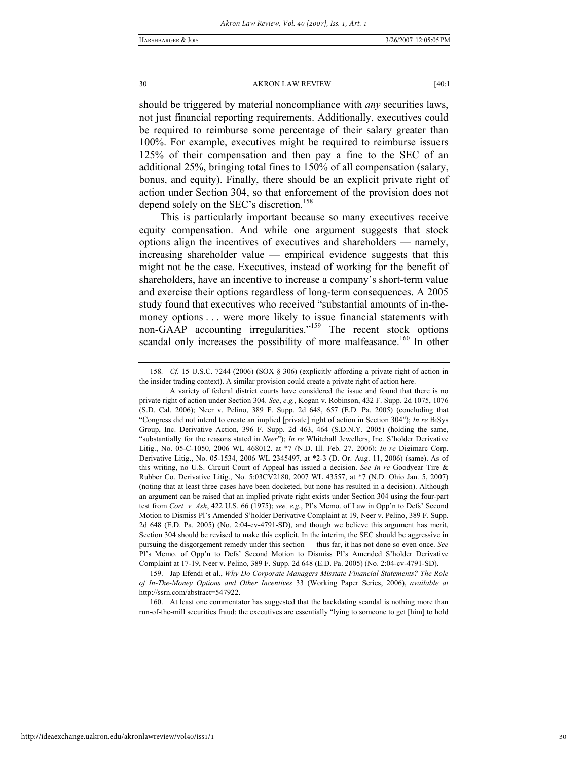should be triggered by material noncompliance with *any* securities laws, not just financial reporting requirements. Additionally, executives could be required to reimburse some percentage of their salary greater than 100%. For example, executives might be required to reimburse issuers 125% of their compensation and then pay a fine to the SEC of an additional 25%, bringing total fines to 150% of all compensation (salary, bonus, and equity). Finally, there should be an explicit private right of action under Section 304, so that enforcement of the provision does not depend solely on the SEC's discretion.[158]

This is particularly important because so many executives receive equity compensation. And while one argument suggests that stock options align the incentives of executives and shareholders — namely, increasing shareholder value — empirical evidence suggests that this might not be the case. Executives, instead of working for the benefit of shareholders, have an incentive to increase a company's short-term value and exercise their options regardless of long-term consequences. A 2005 study found that executives who received "substantial amounts of in-the-money options . . . were more likely to issue financial statements with non-GAAP accounting irregularities."[159] The recent stock options scandal only increases the possibility of more malfeasance.[160] In other

---

158. *Cf.* 15 U.S.C. 7244 (2006) (SOX § 306) (explicitly affording a private right of action in the insider trading context). A similar provision could create a private right of action here.

A variety of federal district courts have considered the issue and found that there is no private right of action under Section 304. *See*, *e.g.*, Kogan v. Robinson, 432 F. Supp. 2d 1075, 1076 (S.D. Cal. 2006); Neer v. Pelino, 389 F. Supp. 2d 648, 657 (E.D. Pa. 2005) (concluding that "Congress did not intend to create an implied [private] right of action in Section 304"); *In re* BiSys Group, Inc. Derivative Action, 396 F. Supp. 2d 463, 464 (S.D.N.Y. 2005) (holding the same, "substantially for the reasons stated in *Neer*"); *In re* Whitehall Jewellers, Inc. S'holder Derivative Litig., No. 05-C-1050, 2006 WL 468012, at *7 (N.D. Ill. Feb. 27, 2006); *In re* Digimarc Corp. Derivative Litig., No. 05-1534, 2006 WL 2345497, at *2-3 (D. Or. Aug. 11, 2006) (same). As of this writing, no U.S. Circuit Court of Appeal has issued a decision. *See In re* Goodyear Tire & Rubber Co. Derivative Litig., No. 5:03CV2180, 2007 WL 43557, at *7 (N.D. Ohio Jan. 5, 2007) (noting that at least three cases have been docketed, but none has resulted in a decision). Although an argument can be raised that an implied private right exists under Section 304 using the four-part test from *Cort v. Ash*, 422 U.S. 66 (1975); *see, e.g.*, Pl's Memo. of Law in Opp'n to Defs' Second Motion to Dismiss Pl's Amended S'holder Derivative Complaint at 19, Neer v. Pelino, 389 F. Supp. 2d 648 (E.D. Pa. 2005) (No. 2:04-cv-4791-SD), and though we believe this argument has merit, Section 304 should be revised to make this explicit. In the interim, the SEC should be aggressive in pursuing the disgorgement remedy under this section — thus far, it has not done so even once. *See* Pl's Memo. of Opp'n to Defs' Second Motion to Dismiss Pl's Amended S'holder Derivative Complaint at 17-19, Neer v. Pelino, 389 F. Supp. 2d 648 (E.D. Pa. 2005) (No. 2:04-cv-4791-SD).

159. Jap Efendi et al., *Why Do Corporate Managers Misstate Financial Statements? The Role of In-The-Money Options and Other Incentives* 33 (Working Paper Series, 2006), *available at* http://ssrn.com/abstract=547922.

160. At least one commentator has suggested that the backdating scandal is nothing more than run-of-the-mill securities fraud: the executives are essentially "lying to someone to get [him] to hold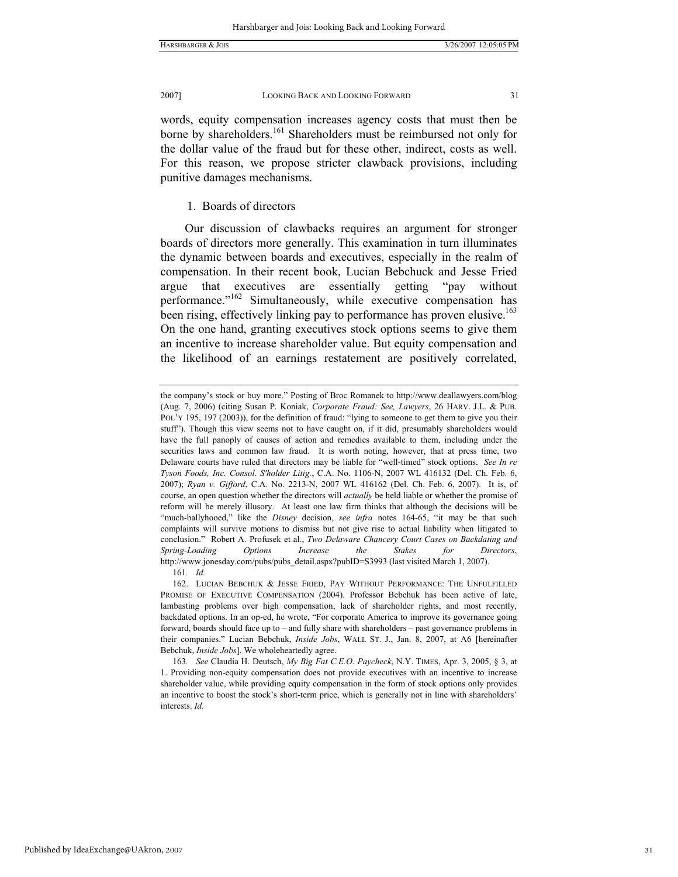words, equity compensation increases agency costs that must then be borne by shareholders.[161] Shareholders must be reimbursed not only for the dollar value of the fraud but for these other, indirect, costs as well. For this reason, we propose stricter clawback provisions, including punitive damages mechanisms.

### 1. Boards of directors

Our discussion of clawbacks requires an argument for stronger boards of directors more generally. This examination in turn illuminates the dynamic between boards and executives, especially in the realm of compensation. In their recent book, Lucian Bebchuck and Jesse Fried argue that executives are essentially getting "pay without performance."[162] Simultaneously, while executive compensation has been rising, effectively linking pay to performance has proven elusive.[163] On the one hand, granting executives stock options seems to give them an incentive to increase shareholder value. But equity compensation and the likelihood of an earnings restatement are positively correlated,

---

the company's stock or buy more." Posting of Broc Romanek to http://www.deallawyers.com/blog (Aug. 7, 2006) (citing Susan P. Koniak, *Corporate Fraud: See, Lawyers*, 26 HARV. J.L. & PUB. POL'Y 195, 197 (2003)), for the definition of fraud: "lying to someone to get them to give you their stuff"). Though this view seems not to have caught on, if it did, presumably shareholders would have the full panoply of causes of action and remedies available to them, including under the securities laws and common law fraud. It is worth noting, however, that at press time, two Delaware courts have ruled that directors may be liable for "well-timed" stock options. *See In re Tyson Foods, Inc. Consol. S'holder Litig.*, C.A. No. 1106-N, 2007 WL 416132 (Del. Ch. Feb. 6, 2007); *Ryan v. Gifford*, C.A. No. 2213-N, 2007 WL 416162 (Del. Ch. Feb. 6, 2007). It is, of course, an open question whether the directors will *actually* be held liable or whether the promise of reform will be merely illusory. At least one law firm thinks that although the decisions will be "much-ballyhooed," like the *Disney* decision, *see infra* notes 164-65, "it may be that such complaints will survive motions to dismiss but not give rise to actual liability when litigated to conclusion." Robert A. Profusek et al., *Two Delaware Chancery Court Cases on Backdating and Spring-Loading Options Increase the Stakes for Directors*, http://www.jonesday.com/pubs/pubs_detail.aspx?pubID=S3993 (last visited March 1, 2007).

161. *Id.*

162. LUCIAN BEBCHUK & JESSE FRIED, PAY WITHOUT PERFORMANCE: THE UNFULFILLED PROMISE OF EXECUTIVE COMPENSATION (2004). Professor Bebchuk has been active of late, lambasting problems over high compensation, lack of shareholder rights, and most recently, backdated options. In an op-ed, he wrote, "For corporate America to improve its governance going forward, boards should face up to – and fully share with shareholders – past governance problems in their companies." Lucian Bebchuk, *Inside Jobs*, WALL ST. J., Jan. 8, 2007, at A6 [hereinafter Bebchuk, *Inside Jobs*]. We wholeheartedly agree.

163. *See* Claudia H. Deutsch, *My Big Fat C.E.O. Paycheck*, N.Y. TIMES, Apr. 3, 2005, § 3, at 1. Providing non-equity compensation does not provide executives with an incentive to increase shareholder value, while providing equity compensation in the form of stock options only provides an incentive to boost the stock's short-term price, which is generally not in line with shareholders' interests. *Id.*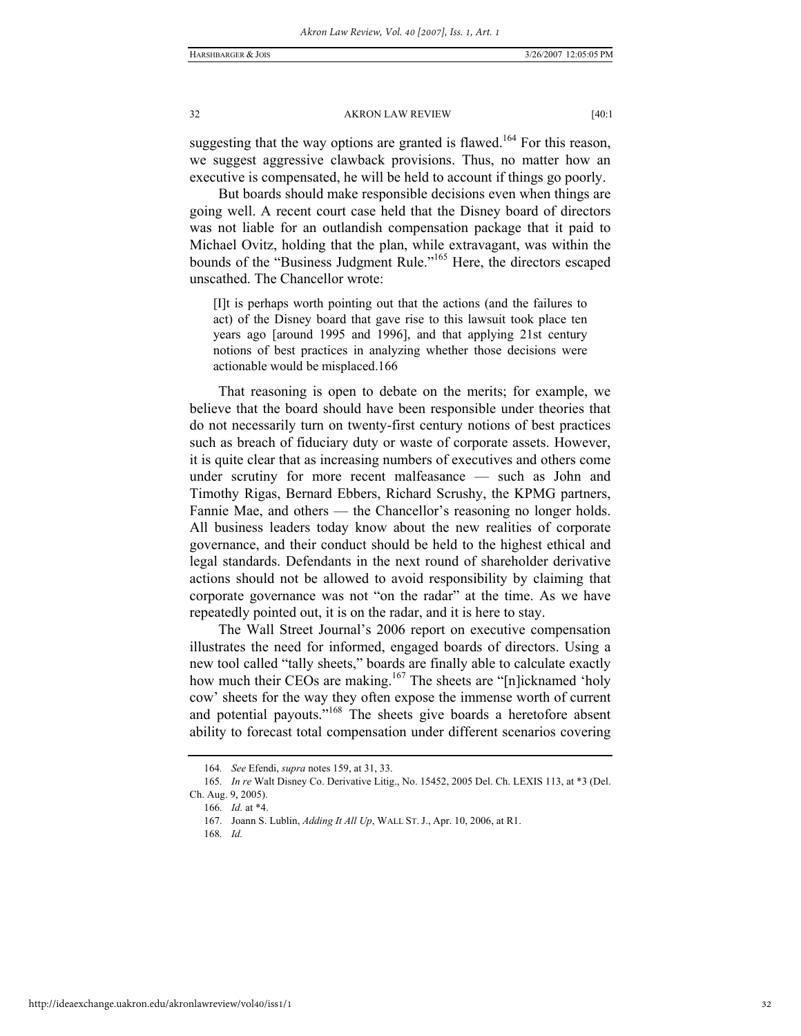suggesting that the way options are granted is flawed.[164] For this reason, we suggest aggressive clawback provisions. Thus, no matter how an executive is compensated, he will be held to account if things go poorly.

But boards should make responsible decisions even when things are going well. A recent court case held that the Disney board of directors was not liable for an outlandish compensation package that it paid to Michael Ovitz, holding that the plan, while extravagant, was within the bounds of the "Business Judgment Rule."[165] Here, the directors escaped unscathed. The Chancellor wrote:

> [I]t is perhaps worth pointing out that the actions (and the failures to act) of the Disney board that gave rise to this lawsuit took place ten years ago [around 1995 and 1996], and that applying 21st century notions of best practices in analyzing whether those decisions were actionable would be misplaced.166

That reasoning is open to debate on the merits; for example, we believe that the board should have been responsible under theories that do not necessarily turn on twenty-first century notions of best practices such as breach of fiduciary duty or waste of corporate assets. However, it is quite clear that as increasing numbers of executives and others come under scrutiny for more recent malfeasance — such as John and Timothy Rigas, Bernard Ebbers, Richard Scrushy, the KPMG partners, Fannie Mae, and others — the Chancellor's reasoning no longer holds. All business leaders today know about the new realities of corporate governance, and their conduct should be held to the highest ethical and legal standards. Defendants in the next round of shareholder derivative actions should not be allowed to avoid responsibility by claiming that corporate governance was not "on the radar" at the time. As we have repeatedly pointed out, it is on the radar, and it is here to stay.

The Wall Street Journal's 2006 report on executive compensation illustrates the need for informed, engaged boards of directors. Using a new tool called "tally sheets," boards are finally able to calculate exactly how much their CEOs are making.[167] The sheets are "[n]icknamed 'holy cow' sheets for the way they often expose the immense worth of current and potential payouts."[168] The sheets give boards a heretofore absent ability to forecast total compensation under different scenarios covering

---

164. *See* Efendi, *supra* notes 159, at 31, 33.

165. *In re* Walt Disney Co. Derivative Litig., No. 15452, 2005 Del. Ch. LEXIS 113, at \*3 (Del. Ch. Aug. 9, 2005).

166. *Id.* at \*4.

167. Joann S. Lublin, *Adding It All Up*, WALL ST. J., Apr. 10, 2006, at R1.

168. *Id.*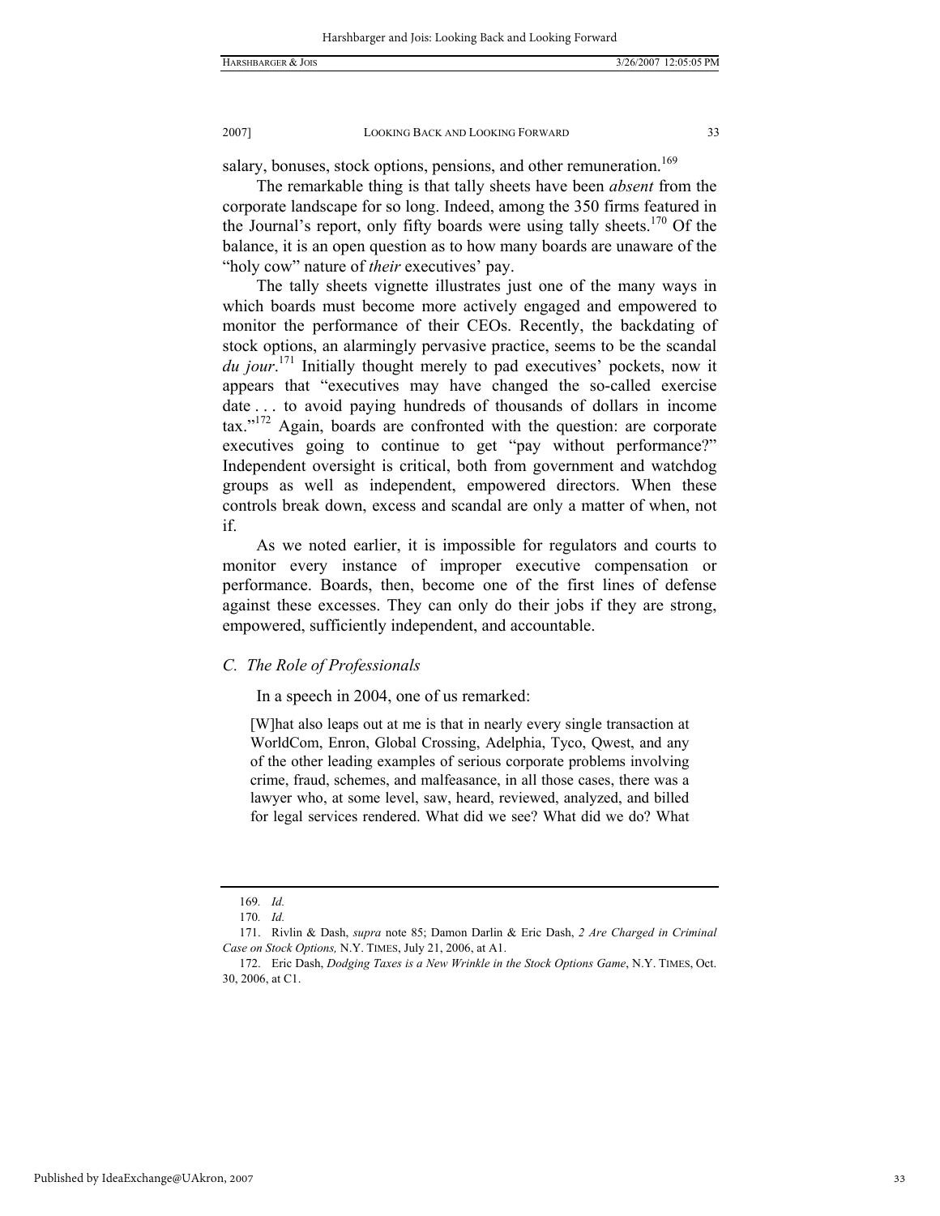salary, bonuses, stock options, pensions, and other remuneration.[169]

The remarkable thing is that tally sheets have been *absent* from the corporate landscape for so long. Indeed, among the 350 firms featured in the Journal's report, only fifty boards were using tally sheets.[170] Of the balance, it is an open question as to how many boards are unaware of the "holy cow" nature of *their* executives' pay.

The tally sheets vignette illustrates just one of the many ways in which boards must become more actively engaged and empowered to monitor the performance of their CEOs. Recently, the backdating of stock options, an alarmingly pervasive practice, seems to be the scandal *du jour*.[171] Initially thought merely to pad executives' pockets, now it appears that "executives may have changed the so-called exercise date . . . to avoid paying hundreds of thousands of dollars in income tax."[172] Again, boards are confronted with the question: are corporate executives going to continue to get "pay without performance?" Independent oversight is critical, both from government and watchdog groups as well as independent, empowered directors. When these controls break down, excess and scandal are only a matter of when, not if.

As we noted earlier, it is impossible for regulators and courts to monitor every instance of improper executive compensation or performance. Boards, then, become one of the first lines of defense against these excesses. They can only do their jobs if they are strong, empowered, sufficiently independent, and accountable.

### *C. The Role of Professionals*

In a speech in 2004, one of us remarked:

> [W]hat also leaps out at me is that in nearly every single transaction at WorldCom, Enron, Global Crossing, Adelphia, Tyco, Qwest, and any of the other leading examples of serious corporate problems involving crime, fraud, schemes, and malfeasance, in all those cases, there was a lawyer who, at some level, saw, heard, reviewed, analyzed, and billed for legal services rendered. What did we see? What did we do? What

---

169. *Id.*

170. *Id.*

171. Rivlin & Dash, *supra* note 85; Damon Darlin & Eric Dash, *2 Are Charged in Criminal Case on Stock Options,* N.Y. TIMES, July 21, 2006, at A1.

172. Eric Dash, *Dodging Taxes is a New Wrinkle in the Stock Options Game*, N.Y. TIMES, Oct. 30, 2006, at C1.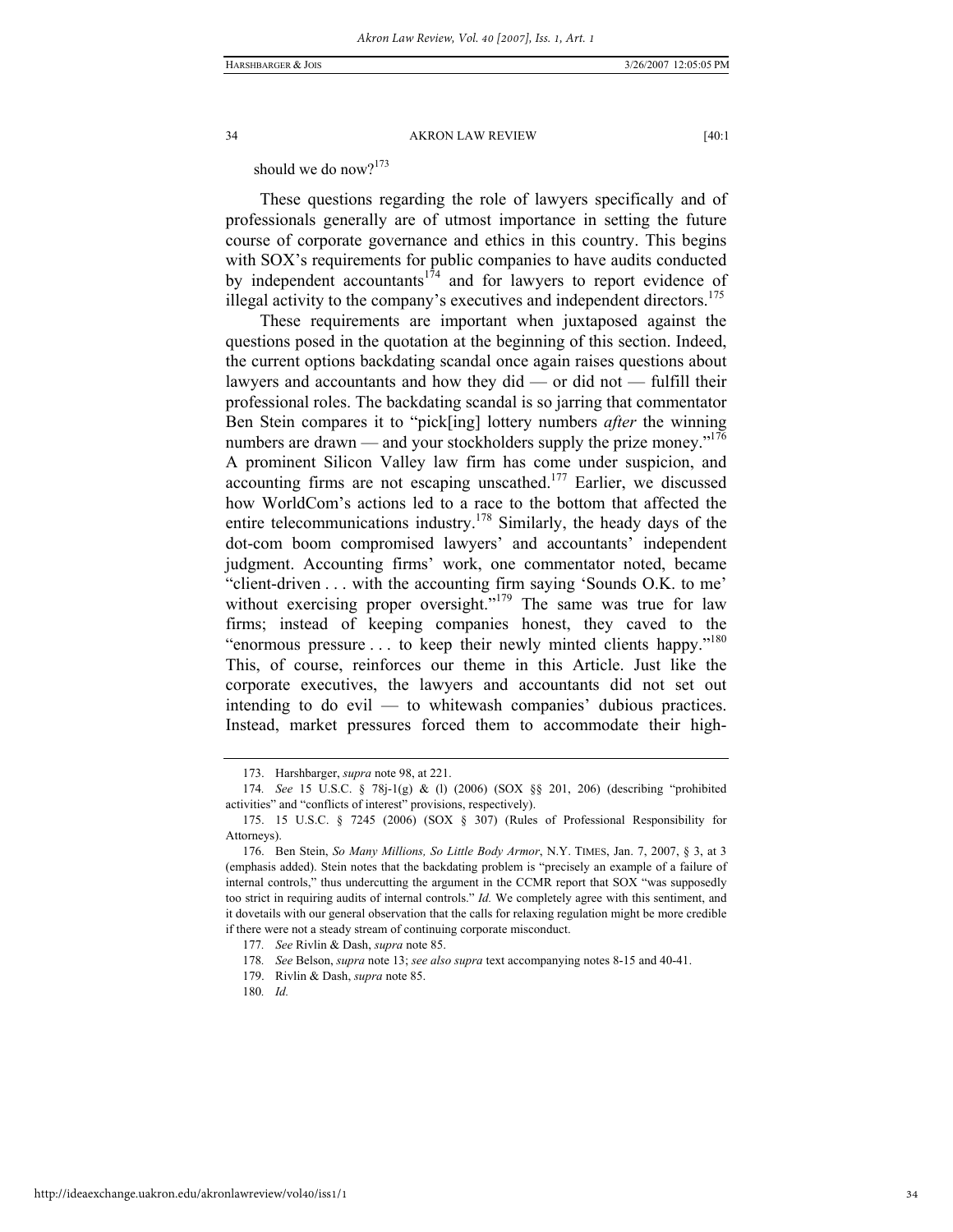should we do now?[173]

These questions regarding the role of lawyers specifically and of professionals generally are of utmost importance in setting the future course of corporate governance and ethics in this country. This begins with SOX's requirements for public companies to have audits conducted by independent accountants[174] and for lawyers to report evidence of illegal activity to the company's executives and independent directors.[175]

These requirements are important when juxtaposed against the questions posed in the quotation at the beginning of this section. Indeed, the current options backdating scandal once again raises questions about lawyers and accountants and how they did — or did not — fulfill their professional roles. The backdating scandal is so jarring that commentator Ben Stein compares it to "pick[ing] lottery numbers *after* the winning numbers are drawn — and your stockholders supply the prize money."[176] A prominent Silicon Valley law firm has come under suspicion, and accounting firms are not escaping unscathed.[177] Earlier, we discussed how WorldCom's actions led to a race to the bottom that affected the entire telecommunications industry.[178] Similarly, the heady days of the dot-com boom compromised lawyers' and accountants' independent judgment. Accounting firms' work, one commentator noted, became "client-driven . . . with the accounting firm saying 'Sounds O.K. to me' without exercising proper oversight."[179] The same was true for law firms; instead of keeping companies honest, they caved to the "enormous pressure . . . to keep their newly minted clients happy."[180] This, of course, reinforces our theme in this Article. Just like the corporate executives, the lawyers and accountants did not set out intending to do evil — to whitewash companies' dubious practices. Instead, market pressures forced them to accommodate their high-

---

173. Harshbarger, *supra* note 98, at 221.

174. *See* 15 U.S.C. § 78j-1(g) & (l) (2006) (SOX §§ 201, 206) (describing "prohibited activities" and "conflicts of interest" provisions, respectively).

175. 15 U.S.C. § 7245 (2006) (SOX § 307) (Rules of Professional Responsibility for Attorneys).

176. Ben Stein, *So Many Millions, So Little Body Armor*, N.Y. TIMES, Jan. 7, 2007, § 3, at 3 (emphasis added). Stein notes that the backdating problem is "precisely an example of a failure of internal controls," thus undercutting the argument in the CCMR report that SOX "was supposedly too strict in requiring audits of internal controls." *Id.* We completely agree with this sentiment, and it dovetails with our general observation that the calls for relaxing regulation might be more credible if there were not a steady stream of continuing corporate misconduct.

177. *See* Rivlin & Dash, *supra* note 85.

178. *See* Belson, *supra* note 13; *see also supra* text accompanying notes 8-15 and 40-41.

179. Rivlin & Dash, *supra* note 85.

180. *Id.*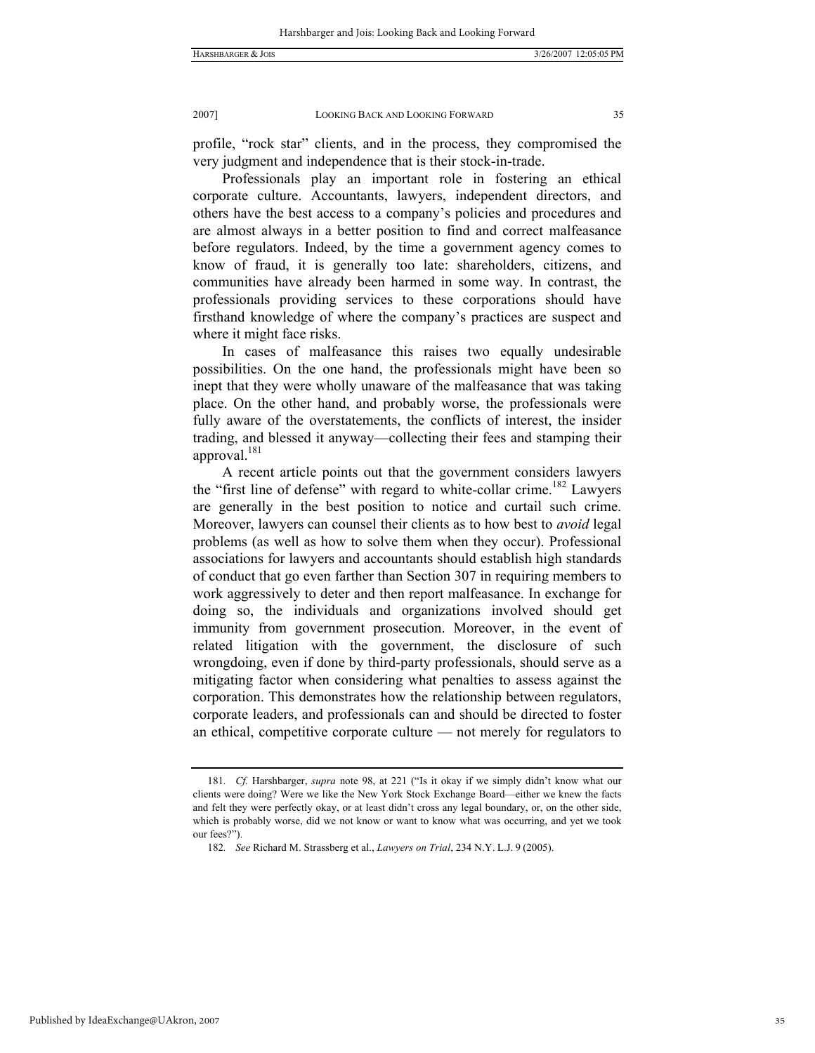profile, "rock star" clients, and in the process, they compromised the very judgment and independence that is their stock-in-trade.

Professionals play an important role in fostering an ethical corporate culture. Accountants, lawyers, independent directors, and others have the best access to a company's policies and procedures and are almost always in a better position to find and correct malfeasance before regulators. Indeed, by the time a government agency comes to know of fraud, it is generally too late: shareholders, citizens, and communities have already been harmed in some way. In contrast, the professionals providing services to these corporations should have firsthand knowledge of where the company's practices are suspect and where it might face risks.

In cases of malfeasance this raises two equally undesirable possibilities. On the one hand, the professionals might have been so inept that they were wholly unaware of the malfeasance that was taking place. On the other hand, and probably worse, the professionals were fully aware of the overstatements, the conflicts of interest, the insider trading, and blessed it anyway—collecting their fees and stamping their approval.[181]

A recent article points out that the government considers lawyers the "first line of defense" with regard to white-collar crime.[182] Lawyers are generally in the best position to notice and curtail such crime. Moreover, lawyers can counsel their clients as to how best to *avoid* legal problems (as well as how to solve them when they occur). Professional associations for lawyers and accountants should establish high standards of conduct that go even farther than Section 307 in requiring members to work aggressively to deter and then report malfeasance. In exchange for doing so, the individuals and organizations involved should get immunity from government prosecution. Moreover, in the event of related litigation with the government, the disclosure of such wrongdoing, even if done by third-party professionals, should serve as a mitigating factor when considering what penalties to assess against the corporation. This demonstrates how the relationship between regulators, corporate leaders, and professionals can and should be directed to foster an ethical, competitive corporate culture — not merely for regulators to

---

181. *Cf.* Harshbarger, *supra* note 98, at 221 ("Is it okay if we simply didn't know what our clients were doing? Were we like the New York Stock Exchange Board—either we knew the facts and felt they were perfectly okay, or at least didn't cross any legal boundary, or, on the other side, which is probably worse, did we not know or want to know what was occurring, and yet we took our fees?").

182. *See* Richard M. Strassberg et al., *Lawyers on Trial*, 234 N.Y. L.J. 9 (2005).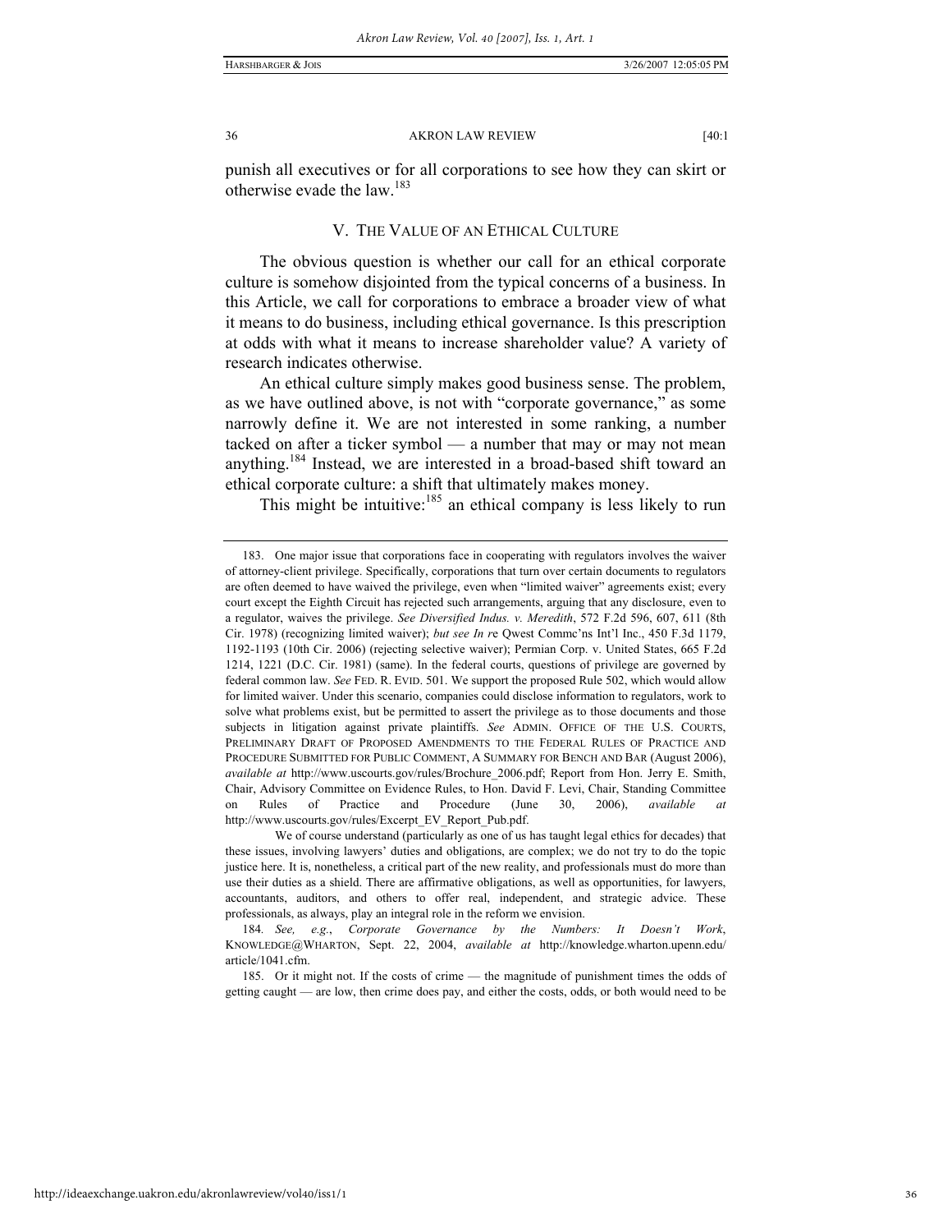punish all executives or for all corporations to see how they can skirt or otherwise evade the law.[183]

## V. THE VALUE OF AN ETHICAL CULTURE

The obvious question is whether our call for an ethical corporate culture is somehow disjointed from the typical concerns of a business. In this Article, we call for corporations to embrace a broader view of what it means to do business, including ethical governance. Is this prescription at odds with what it means to increase shareholder value? A variety of research indicates otherwise.

An ethical culture simply makes good business sense. The problem, as we have outlined above, is not with "corporate governance," as some narrowly define it. We are not interested in some ranking, a number tacked on after a ticker symbol — a number that may or may not mean anything.[184] Instead, we are interested in a broad-based shift toward an ethical corporate culture: a shift that ultimately makes money.

This might be intuitive:[185] an ethical company is less likely to run

---

183. One major issue that corporations face in cooperating with regulators involves the waiver of attorney-client privilege. Specifically, corporations that turn over certain documents to regulators are often deemed to have waived the privilege, even when "limited waiver" agreements exist; every court except the Eighth Circuit has rejected such arrangements, arguing that any disclosure, even to a regulator, waives the privilege. *See Diversified Indus. v. Meredith*, 572 F.2d 596, 607, 611 (8th Cir. 1978) (recognizing limited waiver); *but see In re* Qwest Commc'ns Int'l Inc., 450 F.3d 1179, 1192-1193 (10th Cir. 2006) (rejecting selective waiver); Permian Corp. v. United States, 665 F.2d 1214, 1221 (D.C. Cir. 1981) (same). In the federal courts, questions of privilege are governed by federal common law. *See* FED. R. EVID. 501. We support the proposed Rule 502, which would allow for limited waiver. Under this scenario, companies could disclose information to regulators, work to solve what problems exist, but be permitted to assert the privilege as to those documents and those subjects in litigation against private plaintiffs. *See* ADMIN. OFFICE OF THE U.S. COURTS, PRELIMINARY DRAFT OF PROPOSED AMENDMENTS TO THE FEDERAL RULES OF PRACTICE AND PROCEDURE SUBMITTED FOR PUBLIC COMMENT, A SUMMARY FOR BENCH AND BAR (August 2006), *available at* http://www.uscourts.gov/rules/Brochure_2006.pdf; Report from Hon. Jerry E. Smith, Chair, Advisory Committee on Evidence Rules, to Hon. David F. Levi, Chair, Standing Committee on Rules of Practice and Procedure (June 30, 2006), *available at* http://www.uscourts.gov/rules/Excerpt_EV_Report_Pub.pdf.

We of course understand (particularly as one of us has taught legal ethics for decades) that these issues, involving lawyers' duties and obligations, are complex; we do not try to do the topic justice here. It is, nonetheless, a critical part of the new reality, and professionals must do more than use their duties as a shield. There are affirmative obligations, as well as opportunities, for lawyers, accountants, auditors, and others to offer real, independent, and strategic advice. These professionals, as always, play an integral role in the reform we envision.

184. *See, e.g.*, *Corporate Governance by the Numbers: It Doesn't Work*, KNOWLEDGE@WHARTON, Sept. 22, 2004, *available at* http://knowledge.wharton.upenn.edu/article/1041.cfm.

185. Or it might not. If the costs of crime — the magnitude of punishment times the odds of getting caught — are low, then crime does pay, and either the costs, odds, or both would need to be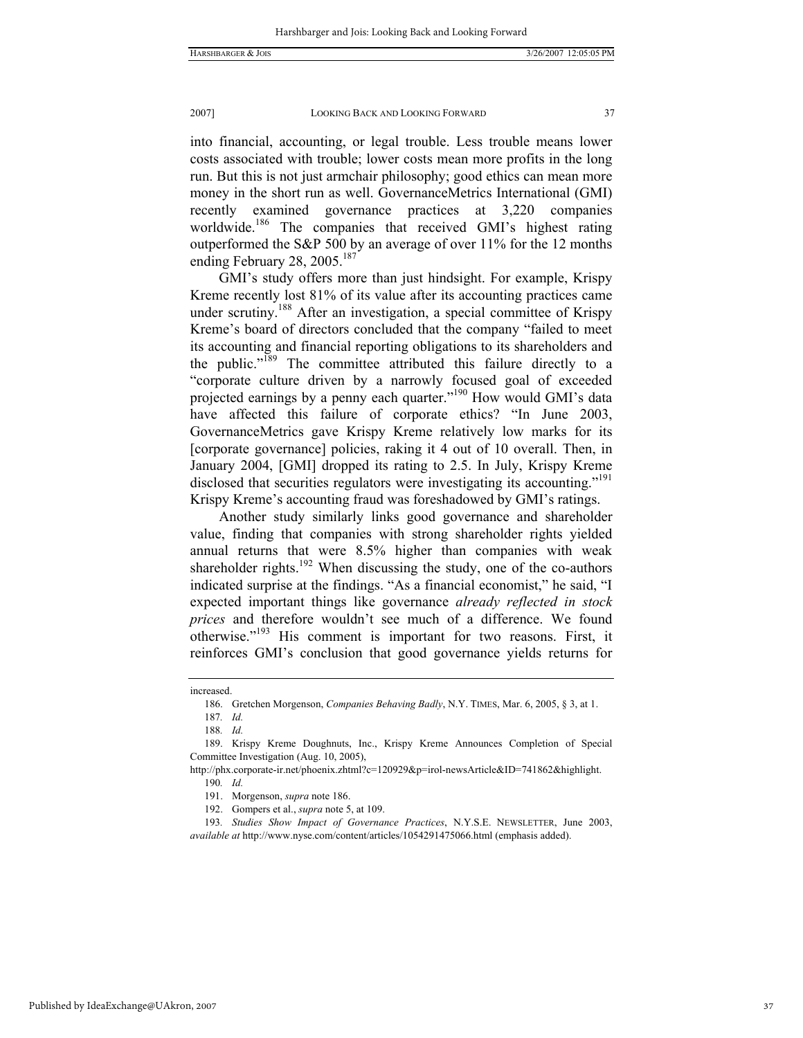into financial, accounting, or legal trouble. Less trouble means lower costs associated with trouble; lower costs mean more profits in the long run. But this is not just armchair philosophy; good ethics can mean more money in the short run as well. GovernanceMetrics International (GMI) recently examined governance practices at 3,220 companies worldwide.[186] The companies that received GMI's highest rating outperformed the S&P 500 by an average of over 11% for the 12 months ending February 28, 2005.[187]

GMI's study offers more than just hindsight. For example, Krispy Kreme recently lost 81% of its value after its accounting practices came under scrutiny.[188] After an investigation, a special committee of Krispy Kreme's board of directors concluded that the company "failed to meet its accounting and financial reporting obligations to its shareholders and the public."[189] The committee attributed this failure directly to a "corporate culture driven by a narrowly focused goal of exceeded projected earnings by a penny each quarter."[190] How would GMI's data have affected this failure of corporate ethics? "In June 2003, GovernanceMetrics gave Krispy Kreme relatively low marks for its [corporate governance] policies, raking it 4 out of 10 overall. Then, in January 2004, [GMI] dropped its rating to 2.5. In July, Krispy Kreme disclosed that securities regulators were investigating its accounting."[191] Krispy Kreme's accounting fraud was foreshadowed by GMI's ratings.

Another study similarly links good governance and shareholder value, finding that companies with strong shareholder rights yielded annual returns that were 8.5% higher than companies with weak shareholder rights.[192] When discussing the study, one of the co-authors indicated surprise at the findings. "As a financial economist," he said, "I expected important things like governance *already reflected in stock prices* and therefore wouldn't see much of a difference. We found otherwise."[193] His comment is important for two reasons. First, it reinforces GMI's conclusion that good governance yields returns for

---

increased.

186. Gretchen Morgenson, *Companies Behaving Badly*, N.Y. TIMES, Mar. 6, 2005, § 3, at 1.

187. *Id.*

188. *Id.*

189. Krispy Kreme Doughnuts, Inc., Krispy Kreme Announces Completion of Special Committee Investigation (Aug. 10, 2005), http://phx.corporate-ir.net/phoenix.zhtml?c=120929&p=irol-newsArticle&ID=741862&highlight.

190. *Id.*

191. Morgenson, *supra* note 186.

192. Gompers et al., *supra* note 5, at 109.

193. *Studies Show Impact of Governance Practices*, N.Y.S.E. NEWSLETTER, June 2003, *available at* http://www.nyse.com/content/articles/1054291475066.html (emphasis added).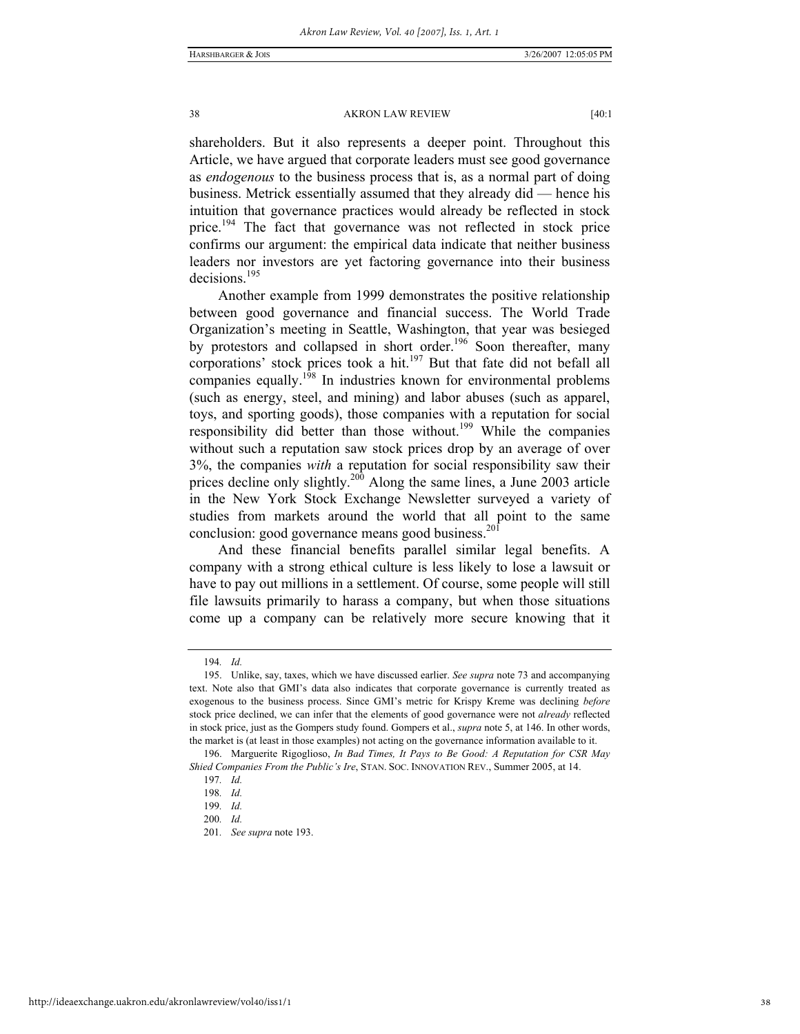shareholders. But it also represents a deeper point. Throughout this Article, we have argued that corporate leaders must see good governance as *endogenous* to the business process that is, as a normal part of doing business. Metrick essentially assumed that they already did — hence his intuition that governance practices would already be reflected in stock price.[194] The fact that governance was not reflected in stock price confirms our argument: the empirical data indicate that neither business leaders nor investors are yet factoring governance into their business decisions.[195]

Another example from 1999 demonstrates the positive relationship between good governance and financial success. The World Trade Organization's meeting in Seattle, Washington, that year was besieged by protestors and collapsed in short order.[196] Soon thereafter, many corporations' stock prices took a hit.[197] But that fate did not befall all companies equally.[198] In industries known for environmental problems (such as energy, steel, and mining) and labor abuses (such as apparel, toys, and sporting goods), those companies with a reputation for social responsibility did better than those without.[199] While the companies without such a reputation saw stock prices drop by an average of over 3%, the companies *with* a reputation for social responsibility saw their prices decline only slightly.[200] Along the same lines, a June 2003 article in the New York Stock Exchange Newsletter surveyed a variety of studies from markets around the world that all point to the same conclusion: good governance means good business.[201]

And these financial benefits parallel similar legal benefits. A company with a strong ethical culture is less likely to lose a lawsuit or have to pay out millions in a settlement. Of course, some people will still file lawsuits primarily to harass a company, but when those situations come up a company can be relatively more secure knowing that it

---

194. *Id.*

195. Unlike, say, taxes, which we have discussed earlier. *See supra* note 73 and accompanying text. Note also that GMI's data also indicates that corporate governance is currently treated as exogenous to the business process. Since GMI's metric for Krispy Kreme was declining *before* stock price declined, we can infer that the elements of good governance were not *already* reflected in stock price, just as the Gompers study found. Gompers et al., *supra* note 5, at 146. In other words, the market is (at least in those examples) not acting on the governance information available to it.

196. Marguerite Rigoglioso, *In Bad Times, It Pays to Be Good: A Reputation for CSR May Shied Companies From the Public's Ire*, STAN. SOC. INNOVATION REV., Summer 2005, at 14.

197. *Id.*

198. *Id.*

199. *Id.*

200. *Id.*

201. *See supra* note 193.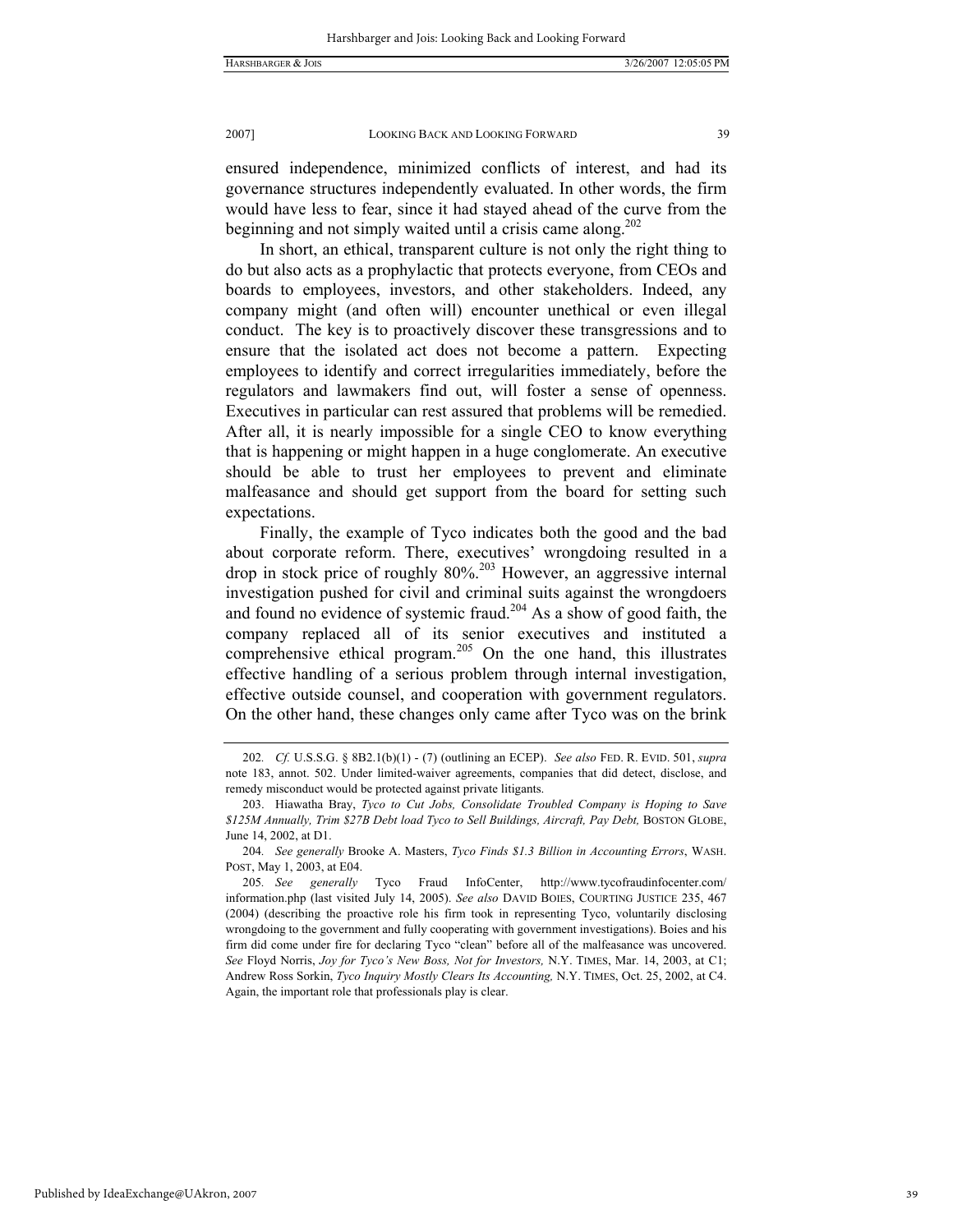ensured independence, minimized conflicts of interest, and had its governance structures independently evaluated. In other words, the firm would have less to fear, since it had stayed ahead of the curve from the beginning and not simply waited until a crisis came along.[202]

In short, an ethical, transparent culture is not only the right thing to do but also acts as a prophylactic that protects everyone, from CEOs and boards to employees, investors, and other stakeholders. Indeed, any company might (and often will) encounter unethical or even illegal conduct. The key is to proactively discover these transgressions and to ensure that the isolated act does not become a pattern. Expecting employees to identify and correct irregularities immediately, before the regulators and lawmakers find out, will foster a sense of openness. Executives in particular can rest assured that problems will be remedied. After all, it is nearly impossible for a single CEO to know everything that is happening or might happen in a huge conglomerate. An executive should be able to trust her employees to prevent and eliminate malfeasance and should get support from the board for setting such expectations.

Finally, the example of Tyco indicates both the good and the bad about corporate reform. There, executives' wrongdoing resulted in a drop in stock price of roughly 80%.[203] However, an aggressive internal investigation pushed for civil and criminal suits against the wrongdoers and found no evidence of systemic fraud.[204] As a show of good faith, the company replaced all of its senior executives and instituted a comprehensive ethical program.[205] On the one hand, this illustrates effective handling of a serious problem through internal investigation, effective outside counsel, and cooperation with government regulators. On the other hand, these changes only came after Tyco was on the brink

---

202. *Cf.* U.S.S.G. § 8B2.1(b)(1) - (7) (outlining an ECEP). *See also* FED. R. EVID. 501, *supra* note 183, annot. 502. Under limited-waiver agreements, companies that did detect, disclose, and remedy misconduct would be protected against private litigants.

203. Hiawatha Bray, *Tyco to Cut Jobs, Consolidate Troubled Company is Hoping to Save $125M Annually, Trim $27B Debt load Tyco to Sell Buildings, Aircraft, Pay Debt,* BOSTON GLOBE, June 14, 2002, at D1.

204. *See generally* Brooke A. Masters, *Tyco Finds $1.3 Billion in Accounting Errors*, WASH. POST, May 1, 2003, at E04.

205. *See generally* Tyco Fraud InfoCenter, http://www.tycofraudinfocenter.com/information.php (last visited July 14, 2005). *See also* DAVID BOIES, COURTING JUSTICE 235, 467 (2004) (describing the proactive role his firm took in representing Tyco, voluntarily disclosing wrongdoing to the government and fully cooperating with government investigations). Boies and his firm did come under fire for declaring Tyco "clean" before all of the malfeasance was uncovered. *See* Floyd Norris, *Joy for Tyco's New Boss, Not for Investors,* N.Y. TIMES, Mar. 14, 2003, at C1; Andrew Ross Sorkin, *Tyco Inquiry Mostly Clears Its Accounting,* N.Y. TIMES, Oct. 25, 2002, at C4. Again, the important role that professionals play is clear.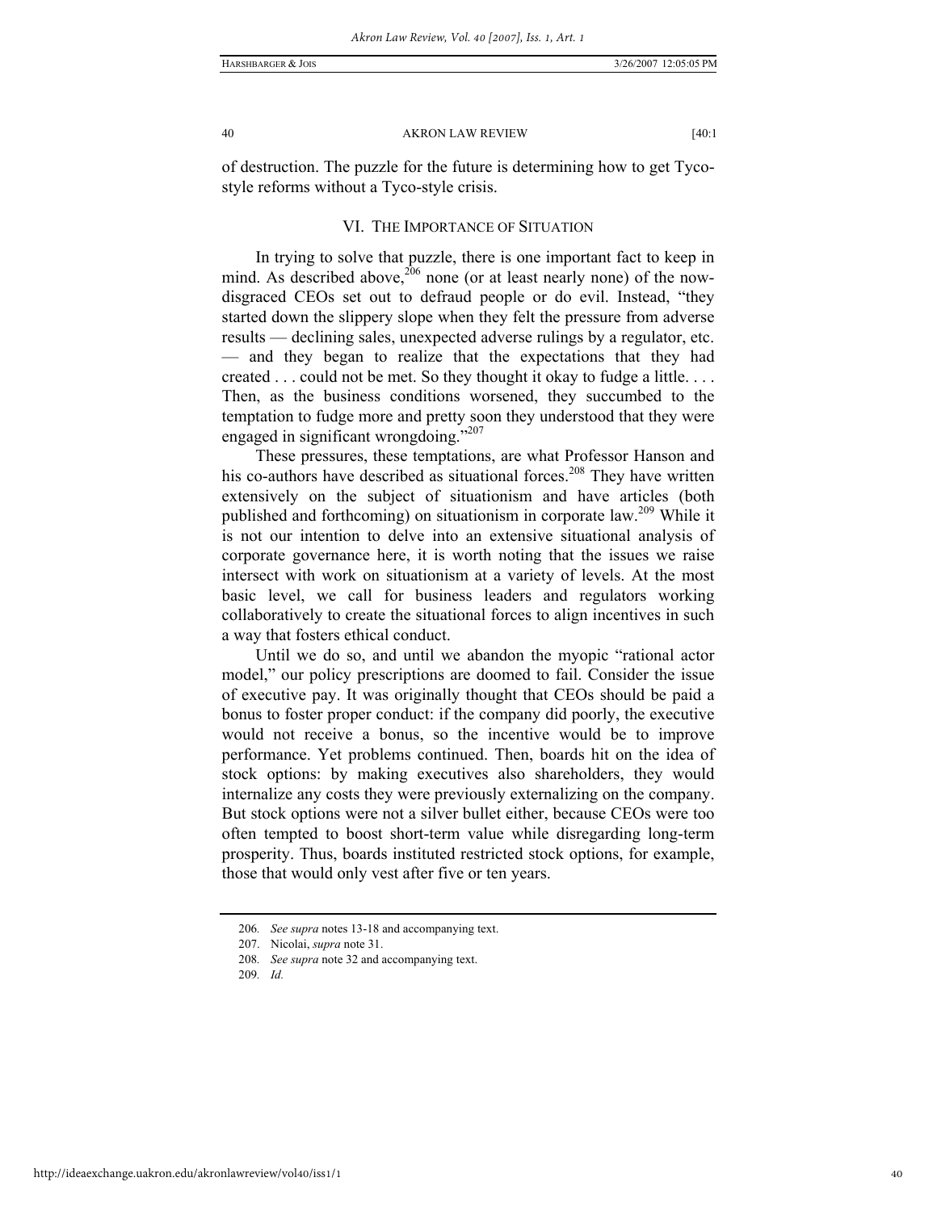of destruction. The puzzle for the future is determining how to get Tyco-style reforms without a Tyco-style crisis.

## VI. THE IMPORTANCE OF SITUATION

In trying to solve that puzzle, there is one important fact to keep in mind. As described above,[206] none (or at least nearly none) of the now-disgraced CEOs set out to defraud people or do evil. Instead, "they started down the slippery slope when they felt the pressure from adverse results — declining sales, unexpected adverse rulings by a regulator, etc. — and they began to realize that the expectations that they had created . . . could not be met. So they thought it okay to fudge a little. . . . Then, as the business conditions worsened, they succumbed to the temptation to fudge more and pretty soon they understood that they were engaged in significant wrongdoing."[207]

These pressures, these temptations, are what Professor Hanson and his co-authors have described as situational forces.[208] They have written extensively on the subject of situationism and have articles (both published and forthcoming) on situationism in corporate law.[209] While it is not our intention to delve into an extensive situational analysis of corporate governance here, it is worth noting that the issues we raise intersect with work on situationism at a variety of levels. At the most basic level, we call for business leaders and regulators working collaboratively to create the situational forces to align incentives in such a way that fosters ethical conduct.

Until we do so, and until we abandon the myopic "rational actor model," our policy prescriptions are doomed to fail. Consider the issue of executive pay. It was originally thought that CEOs should be paid a bonus to foster proper conduct: if the company did poorly, the executive would not receive a bonus, so the incentive would be to improve performance. Yet problems continued. Then, boards hit on the idea of stock options: by making executives also shareholders, they would internalize any costs they were previously externalizing on the company. But stock options were not a silver bullet either, because CEOs were too often tempted to boost short-term value while disregarding long-term prosperity. Thus, boards instituted restricted stock options, for example, those that would only vest after five or ten years.

---

206. *See supra* notes 13-18 and accompanying text.

207. Nicolai, *supra* note 31.

208. *See supra* note 32 and accompanying text.

209. *Id.*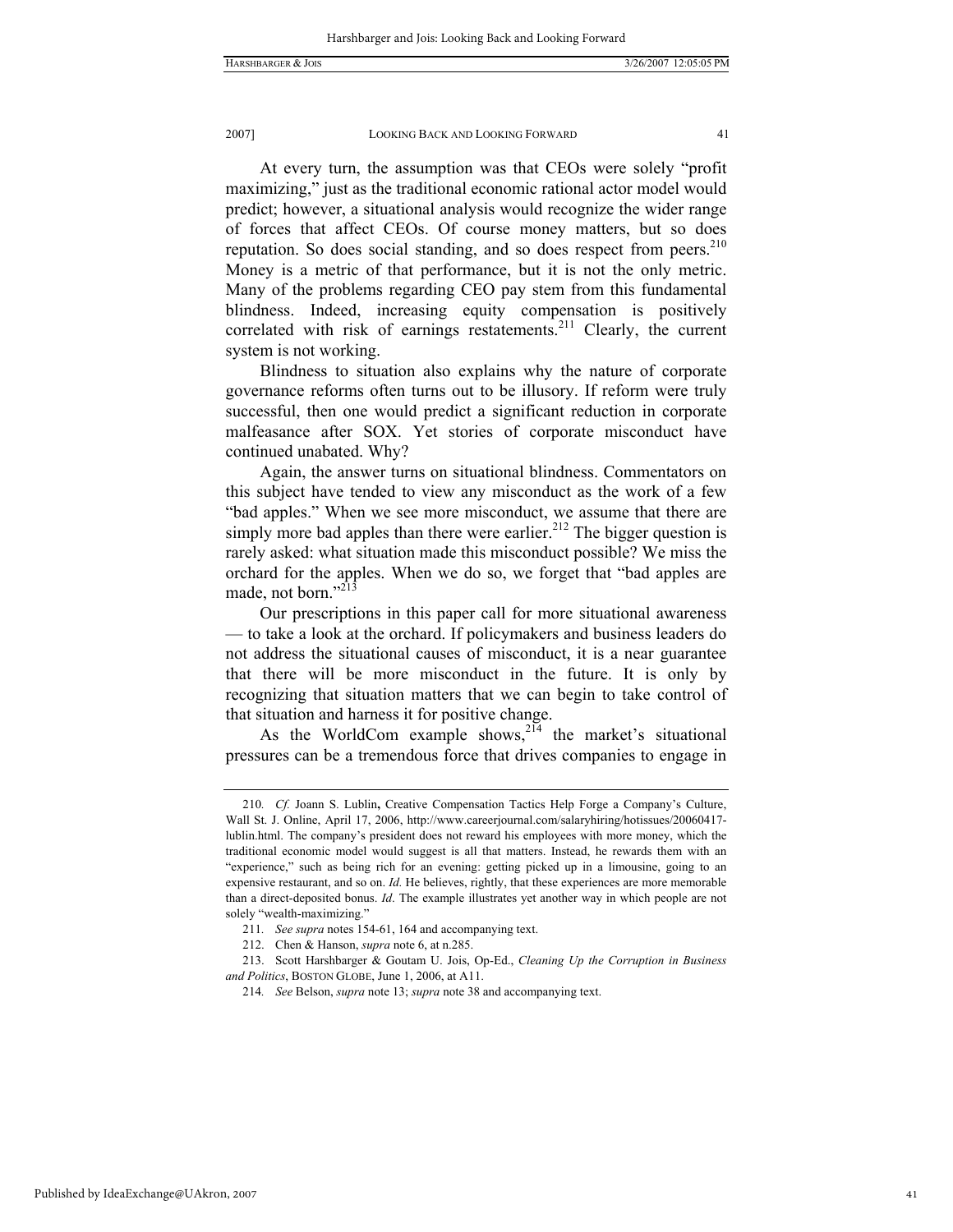At every turn, the assumption was that CEOs were solely "profit maximizing," just as the traditional economic rational actor model would predict; however, a situational analysis would recognize the wider range of forces that affect CEOs. Of course money matters, but so does reputation. So does social standing, and so does respect from peers.[210] Money is a metric of that performance, but it is not the only metric. Many of the problems regarding CEO pay stem from this fundamental blindness. Indeed, increasing equity compensation is positively correlated with risk of earnings restatements.[211] Clearly, the current system is not working.

Blindness to situation also explains why the nature of corporate governance reforms often turns out to be illusory. If reform were truly successful, then one would predict a significant reduction in corporate malfeasance after SOX. Yet stories of corporate misconduct have continued unabated. Why?

Again, the answer turns on situational blindness. Commentators on this subject have tended to view any misconduct as the work of a few "bad apples." When we see more misconduct, we assume that there are simply more bad apples than there were earlier.[212] The bigger question is rarely asked: what situation made this misconduct possible? We miss the orchard for the apples. When we do so, we forget that "bad apples are made, not born."[213]

Our prescriptions in this paper call for more situational awareness — to take a look at the orchard. If policymakers and business leaders do not address the situational causes of misconduct, it is a near guarantee that there will be more misconduct in the future. It is only by recognizing that situation matters that we can begin to take control of that situation and harness it for positive change.

As the WorldCom example shows,[214] the market's situational pressures can be a tremendous force that drives companies to engage in

---

210. *Cf.* Joann S. Lublin, Creative Compensation Tactics Help Forge a Company's Culture, Wall St. J. Online, April 17, 2006, http://www.careerjournal.com/salaryhiring/hotissues/20060417-lublin.html. The company's president does not reward his employees with more money, which the traditional economic model would suggest is all that matters. Instead, he rewards them with an "experience," such as being rich for an evening: getting picked up in a limousine, going to an expensive restaurant, and so on. *Id.* He believes, rightly, that these experiences are more memorable than a direct-deposited bonus. *Id*. The example illustrates yet another way in which people are not solely "wealth-maximizing."

211. *See supra* notes 154-61, 164 and accompanying text.

212. Chen & Hanson, *supra* note 6, at n.285.

213. Scott Harshbarger & Goutam U. Jois, Op-Ed., *Cleaning Up the Corruption in Business and Politics*, BOSTON GLOBE, June 1, 2006, at A11.

214. *See* Belson, *supra* note 13; *supra* note 38 and accompanying text.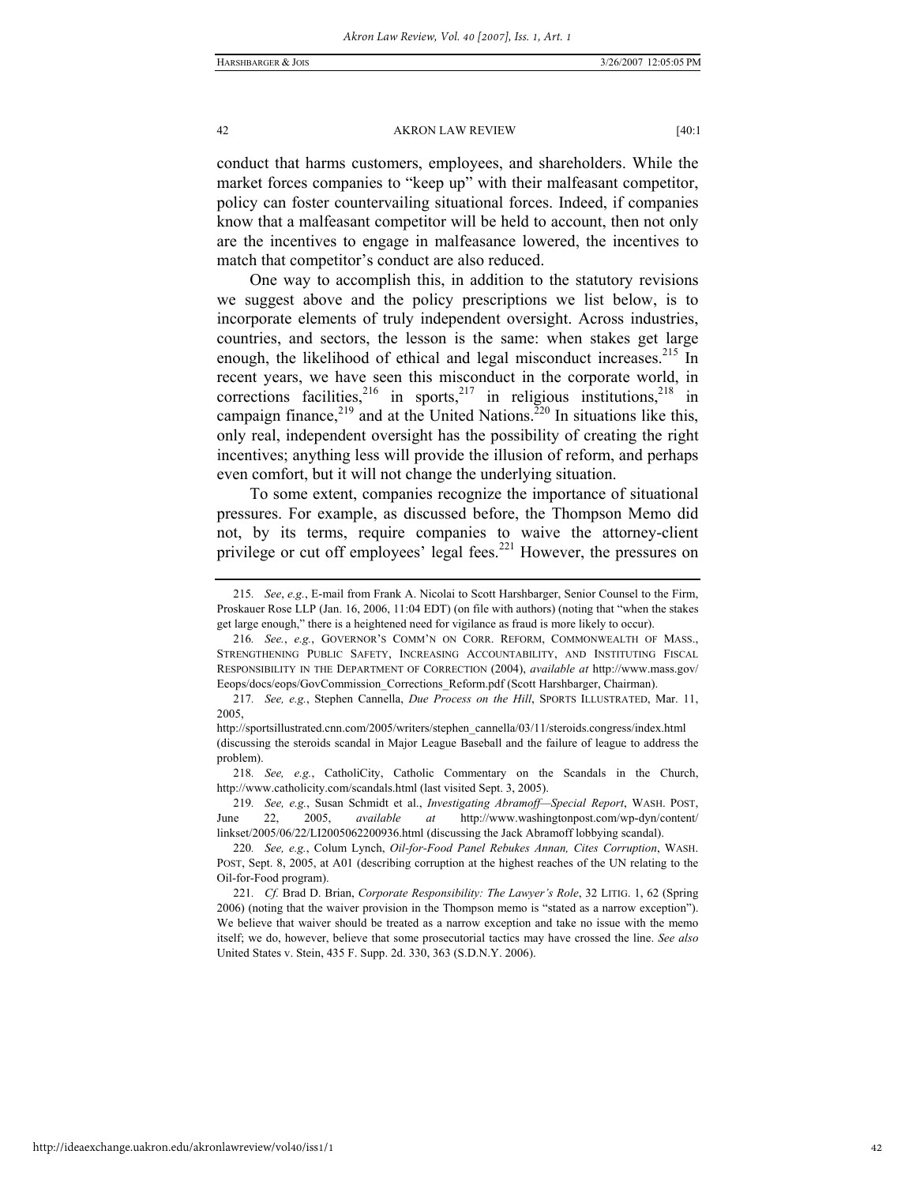conduct that harms customers, employees, and shareholders. While the market forces companies to "keep up" with their malfeasant competitor, policy can foster countervailing situational forces. Indeed, if companies know that a malfeasant competitor will be held to account, then not only are the incentives to engage in malfeasance lowered, the incentives to match that competitor's conduct are also reduced.

One way to accomplish this, in addition to the statutory revisions we suggest above and the policy prescriptions we list below, is to incorporate elements of truly independent oversight. Across industries, countries, and sectors, the lesson is the same: when stakes get large enough, the likelihood of ethical and legal misconduct increases.[215] In recent years, we have seen this misconduct in the corporate world, in corrections facilities,[216] in sports,[217] in religious institutions,[218] in campaign finance,[219] and at the United Nations.[220] In situations like this, only real, independent oversight has the possibility of creating the right incentives; anything less will provide the illusion of reform, and perhaps even comfort, but it will not change the underlying situation.

To some extent, companies recognize the importance of situational pressures. For example, as discussed before, the Thompson Memo did not, by its terms, require companies to waive the attorney-client privilege or cut off employees' legal fees.[221] However, the pressures on

---

215. *See*, *e.g.*, E-mail from Frank A. Nicolai to Scott Harshbarger, Senior Counsel to the Firm, Proskauer Rose LLP (Jan. 16, 2006, 11:04 EDT) (on file with authors) (noting that "when the stakes get large enough," there is a heightened need for vigilance as fraud is more likely to occur).

216. *See.*, *e.g.*, GOVERNOR'S COMM'N ON CORR. REFORM, COMMONWEALTH OF MASS., STRENGTHENING PUBLIC SAFETY, INCREASING ACCOUNTABILITY, AND INSTITUTING FISCAL RESPONSIBILITY IN THE DEPARTMENT OF CORRECTION (2004), *available at* http://www.mass.gov/Eeops/docs/eops/GovCommission_Corrections_Reform.pdf (Scott Harshbarger, Chairman).

217. *See, e.g.*, Stephen Cannella, *Due Process on the Hill*, SPORTS ILLUSTRATED, Mar. 11, 2005, http://sportsillustrated.cnn.com/2005/writers/stephen_cannella/03/11/steroids.congress/index.html (discussing the steroids scandal in Major League Baseball and the failure of league to address the problem).

218. *See, e.g.*, CatholiCity, Catholic Commentary on the Scandals in the Church, http://www.catholicity.com/scandals.html (last visited Sept. 3, 2005).

219. *See, e.g.*, Susan Schmidt et al., *Investigating Abramoff—Special Report*, WASH. POST, June 22, 2005, *available at* http://www.washingtonpost.com/wp-dyn/content/linkset/2005/06/22/LI2005062200936.html (discussing the Jack Abramoff lobbying scandal).

220. *See, e.g.*, Colum Lynch, *Oil-for-Food Panel Rebukes Annan, Cites Corruption*, WASH. POST, Sept. 8, 2005, at A01 (describing corruption at the highest reaches of the UN relating to the Oil-for-Food program).

221. *Cf.* Brad D. Brian, *Corporate Responsibility: The Lawyer's Role*, 32 LITIG. 1, 62 (Spring 2006) (noting that the waiver provision in the Thompson memo is "stated as a narrow exception"). We believe that waiver should be treated as a narrow exception and take no issue with the memo itself; we do, however, believe that some prosecutorial tactics may have crossed the line. *See also* United States v. Stein, 435 F. Supp. 2d. 330, 363 (S.D.N.Y. 2006).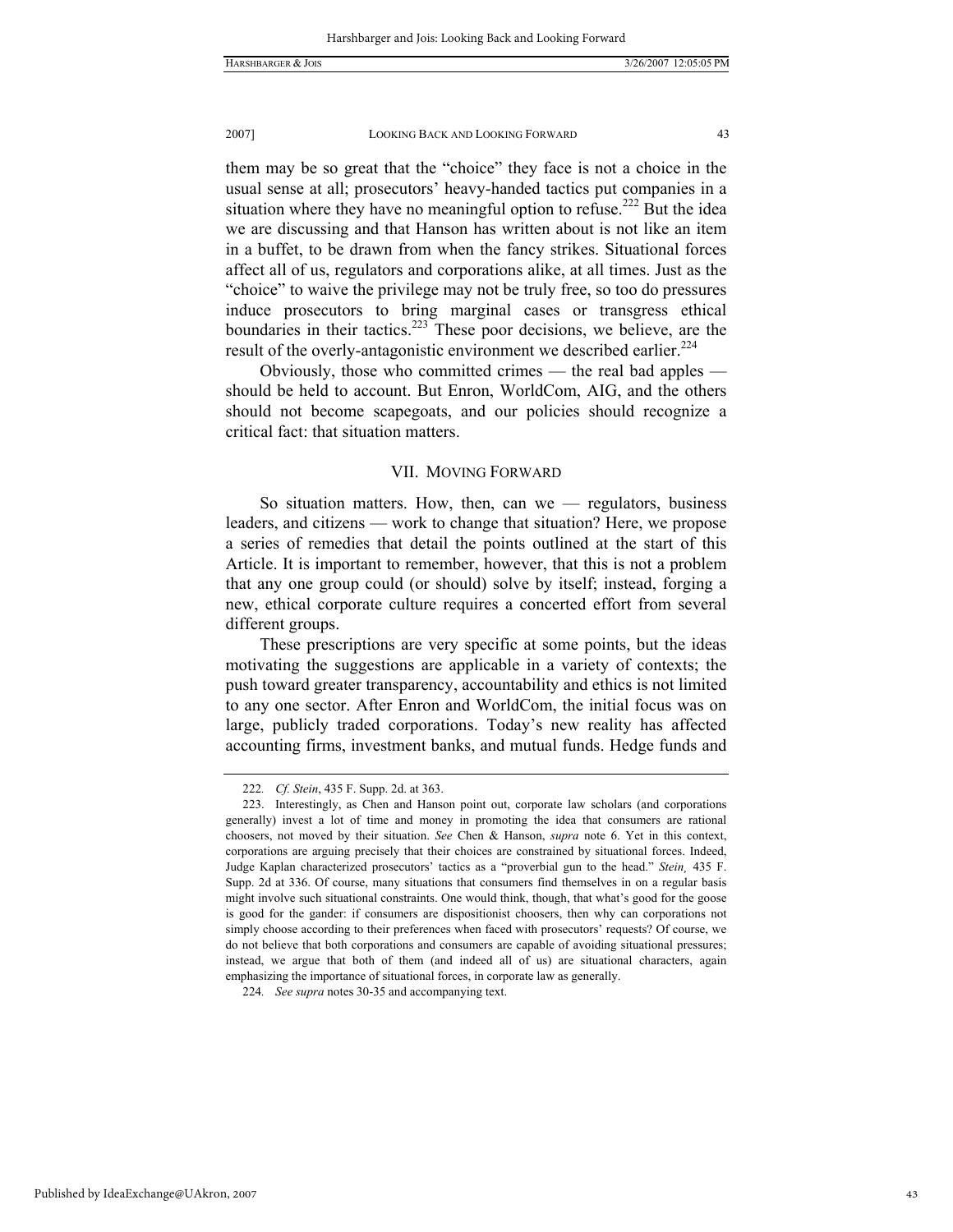them may be so great that the "choice" they face is not a choice in the usual sense at all; prosecutors' heavy-handed tactics put companies in a situation where they have no meaningful option to refuse.[222] But the idea we are discussing and that Hanson has written about is not like an item in a buffet, to be drawn from when the fancy strikes. Situational forces affect all of us, regulators and corporations alike, at all times. Just as the "choice" to waive the privilege may not be truly free, so too do pressures induce prosecutors to bring marginal cases or transgress ethical boundaries in their tactics.[223] These poor decisions, we believe, are the result of the overly-antagonistic environment we described earlier.[224]

Obviously, those who committed crimes — the real bad apples — should be held to account. But Enron, WorldCom, AIG, and the others should not become scapegoats, and our policies should recognize a critical fact: that situation matters.

## VII. MOVING FORWARD

So situation matters. How, then, can we — regulators, business leaders, and citizens — work to change that situation? Here, we propose a series of remedies that detail the points outlined at the start of this Article. It is important to remember, however, that this is not a problem that any one group could (or should) solve by itself; instead, forging a new, ethical corporate culture requires a concerted effort from several different groups.

These prescriptions are very specific at some points, but the ideas motivating the suggestions are applicable in a variety of contexts; the push toward greater transparency, accountability and ethics is not limited to any one sector. After Enron and WorldCom, the initial focus was on large, publicly traded corporations. Today's new reality has affected accounting firms, investment banks, and mutual funds. Hedge funds and

---

222. *Cf. Stein*, 435 F. Supp. 2d. at 363.

223. Interestingly, as Chen and Hanson point out, corporate law scholars (and corporations generally) invest a lot of time and money in promoting the idea that consumers are rational choosers, not moved by their situation. *See* Chen & Hanson, *supra* note 6. Yet in this context, corporations are arguing precisely that their choices are constrained by situational forces. Indeed, Judge Kaplan characterized prosecutors' tactics as a "proverbial gun to the head." *Stein*, 435 F. Supp. 2d at 336. Of course, many situations that consumers find themselves in on a regular basis might involve such situational constraints. One would think, though, that what's good for the goose is good for the gander: if consumers are dispositionist choosers, then why can corporations not simply choose according to their preferences when faced with prosecutors' requests? Of course, we do not believe that both corporations and consumers are capable of avoiding situational pressures; instead, we argue that both of them (and indeed all of us) are situational characters, again emphasizing the importance of situational forces, in corporate law as generally.

224. *See supra* notes 30-35 and accompanying text.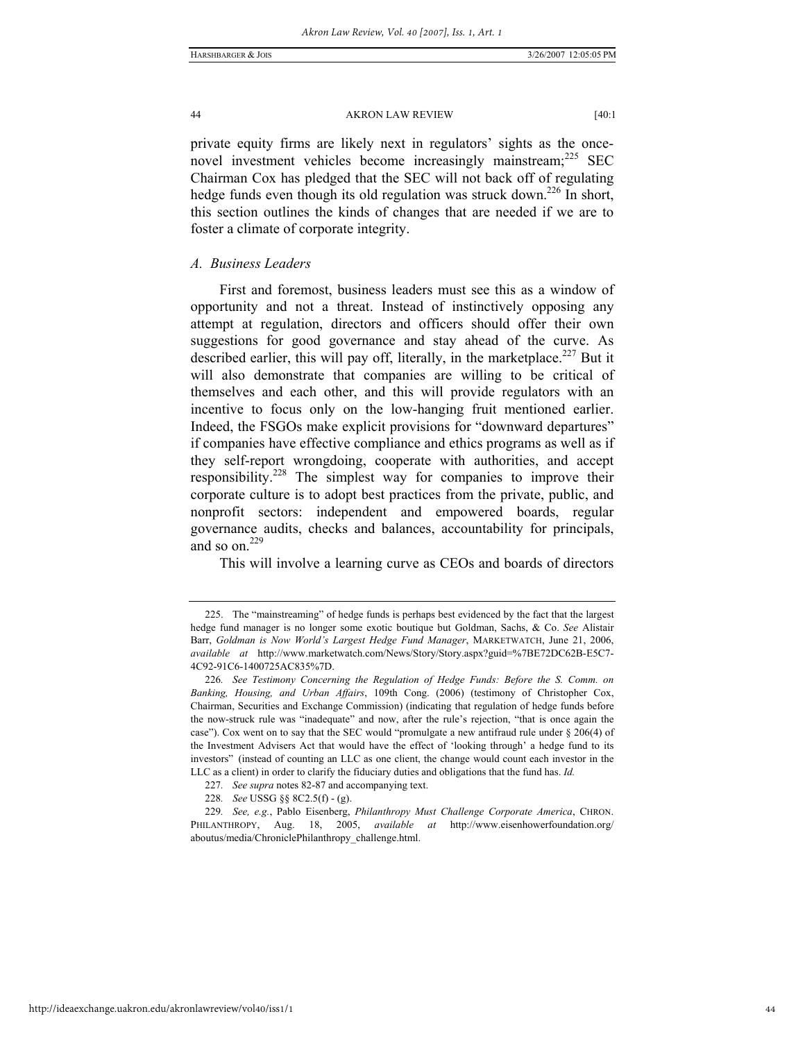private equity firms are likely next in regulators' sights as the once-novel investment vehicles become increasingly mainstream;[225] SEC Chairman Cox has pledged that the SEC will not back off of regulating hedge funds even though its old regulation was struck down.[226] In short, this section outlines the kinds of changes that are needed if we are to foster a climate of corporate integrity.

### *A. Business Leaders*

First and foremost, business leaders must see this as a window of opportunity and not a threat. Instead of instinctively opposing any attempt at regulation, directors and officers should offer their own suggestions for good governance and stay ahead of the curve. As described earlier, this will pay off, literally, in the marketplace.[227] But it will also demonstrate that companies are willing to be critical of themselves and each other, and this will provide regulators with an incentive to focus only on the low-hanging fruit mentioned earlier. Indeed, the FSGOs make explicit provisions for "downward departures" if companies have effective compliance and ethics programs as well as if they self-report wrongdoing, cooperate with authorities, and accept responsibility.[228] The simplest way for companies to improve their corporate culture is to adopt best practices from the private, public, and nonprofit sectors: independent and empowered boards, regular governance audits, checks and balances, accountability for principals, and so on.[229]

This will involve a learning curve as CEOs and boards of directors

---

225. The "mainstreaming" of hedge funds is perhaps best evidenced by the fact that the largest hedge fund manager is no longer some exotic boutique but Goldman, Sachs, & Co. *See* Alistair Barr, *Goldman is Now World's Largest Hedge Fund Manager*, MARKETWATCH, June 21, 2006, *available at* http://www.marketwatch.com/News/Story/Story.aspx?guid=%7BE72DC62B-E5C7-4C92-91C6-1400725AC835%7D.

226. *See Testimony Concerning the Regulation of Hedge Funds: Before the S. Comm. on Banking, Housing, and Urban Affairs*, 109th Cong. (2006) (testimony of Christopher Cox, Chairman, Securities and Exchange Commission) (indicating that regulation of hedge funds before the now-struck rule was "inadequate" and now, after the rule's rejection, "that is once again the case"). Cox went on to say that the SEC would "promulgate a new antifraud rule under § 206(4) of the Investment Advisers Act that would have the effect of 'looking through' a hedge fund to its investors" (instead of counting an LLC as one client, the change would count each investor in the LLC as a client) in order to clarify the fiduciary duties and obligations that the fund has. *Id.*

227. *See supra* notes 82-87 and accompanying text.

228. *See* USSG §§ 8C2.5(f) - (g).

229. *See, e.g.*, Pablo Eisenberg, *Philanthropy Must Challenge Corporate America*, CHRON. PHILANTHROPY, Aug. 18, 2005, *available at* http://www.eisenhowerfoundation.org/aboutus/media/ChroniclePhilanthropy_challenge.html.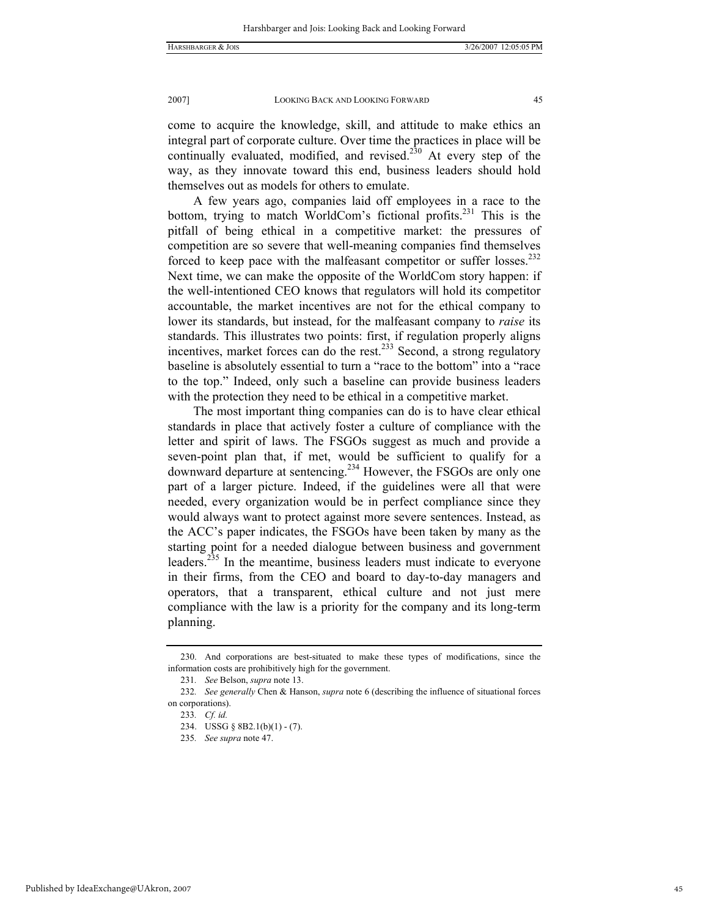come to acquire the knowledge, skill, and attitude to make ethics an integral part of corporate culture. Over time the practices in place will be continually evaluated, modified, and revised.[230] At every step of the way, as they innovate toward this end, business leaders should hold themselves out as models for others to emulate.

A few years ago, companies laid off employees in a race to the bottom, trying to match WorldCom's fictional profits.[231] This is the pitfall of being ethical in a competitive market: the pressures of competition are so severe that well-meaning companies find themselves forced to keep pace with the malfeasant competitor or suffer losses.[232] Next time, we can make the opposite of the WorldCom story happen: if the well-intentioned CEO knows that regulators will hold its competitor accountable, the market incentives are not for the ethical company to lower its standards, but instead, for the malfeasant company to *raise* its standards. This illustrates two points: first, if regulation properly aligns incentives, market forces can do the rest.[233] Second, a strong regulatory baseline is absolutely essential to turn a "race to the bottom" into a "race to the top." Indeed, only such a baseline can provide business leaders with the protection they need to be ethical in a competitive market.

The most important thing companies can do is to have clear ethical standards in place that actively foster a culture of compliance with the letter and spirit of laws. The FSGOs suggest as much and provide a seven-point plan that, if met, would be sufficient to qualify for a downward departure at sentencing.[234] However, the FSGOs are only one part of a larger picture. Indeed, if the guidelines were all that were needed, every organization would be in perfect compliance since they would always want to protect against more severe sentences. Instead, as the ACC's paper indicates, the FSGOs have been taken by many as the starting point for a needed dialogue between business and government leaders.[235] In the meantime, business leaders must indicate to everyone in their firms, from the CEO and board to day-to-day managers and operators, that a transparent, ethical culture and not just mere compliance with the law is a priority for the company and its long-term planning.

---

230. And corporations are best-situated to make these types of modifications, since the information costs are prohibitively high for the government.

231. *See* Belson, *supra* note 13.

232. *See generally* Chen & Hanson, *supra* note 6 (describing the influence of situational forces on corporations).

233. *Cf. id.*

234. USSG § 8B2.1(b)(1) - (7).

235. *See supra* note 47.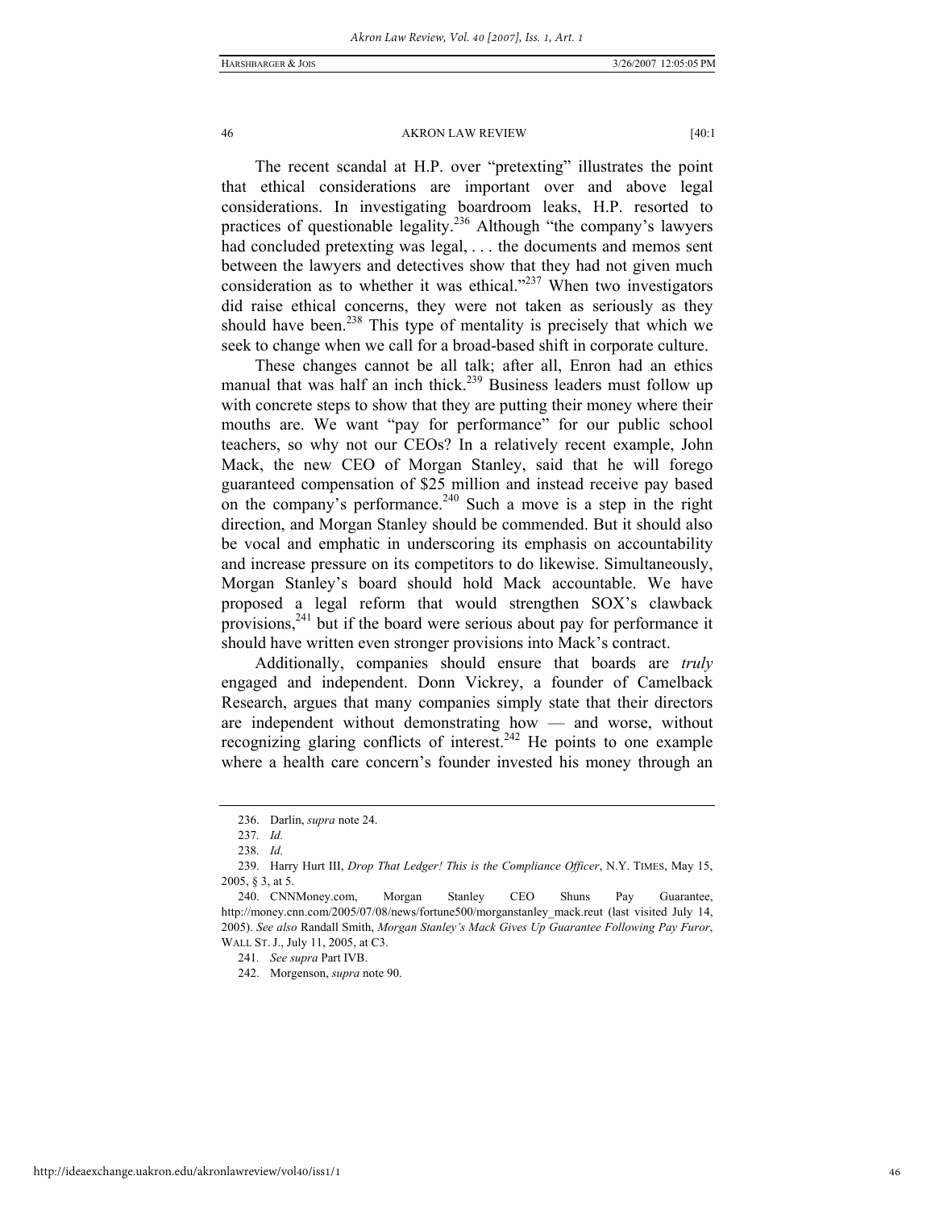The recent scandal at H.P. over "pretexting" illustrates the point that ethical considerations are important over and above legal considerations. In investigating boardroom leaks, H.P. resorted to practices of questionable legality.[236] Although "the company's lawyers had concluded pretexting was legal, . . . the documents and memos sent between the lawyers and detectives show that they had not given much consideration as to whether it was ethical."[237] When two investigators did raise ethical concerns, they were not taken as seriously as they should have been.[238] This type of mentality is precisely that which we seek to change when we call for a broad-based shift in corporate culture.

These changes cannot be all talk; after all, Enron had an ethics manual that was half an inch thick.[239] Business leaders must follow up with concrete steps to show that they are putting their money where their mouths are. We want "pay for performance" for our public school teachers, so why not our CEOs? In a relatively recent example, John Mack, the new CEO of Morgan Stanley, said that he will forego guaranteed compensation of $25 million and instead receive pay based on the company's performance.[240] Such a move is a step in the right direction, and Morgan Stanley should be commended. But it should also be vocal and emphatic in underscoring its emphasis on accountability and increase pressure on its competitors to do likewise. Simultaneously, Morgan Stanley's board should hold Mack accountable. We have proposed a legal reform that would strengthen SOX's clawback provisions,[241] but if the board were serious about pay for performance it should have written even stronger provisions into Mack's contract.

Additionally, companies should ensure that boards are *truly* engaged and independent. Donn Vickrey, a founder of Camelback Research, argues that many companies simply state that their directors are independent without demonstrating how — and worse, without recognizing glaring conflicts of interest.[242] He points to one example where a health care concern's founder invested his money through an

---

236. Darlin, *supra* note 24.

237. *Id.*

238. *Id.*

239. Harry Hurt III, *Drop That Ledger! This is the Compliance Officer*, N.Y. TIMES, May 15, 2005, § 3, at 5.

240. CNNMoney.com, Morgan Stanley CEO Shuns Pay Guarantee, http://money.cnn.com/2005/07/08/news/fortune500/morganstanley_mack.reut (last visited July 14, 2005). *See also* Randall Smith, *Morgan Stanley's Mack Gives Up Guarantee Following Pay Furor*, WALL ST. J., July 11, 2005, at C3.

241. *See supra* Part IVB.

242. Morgenson, *supra* note 90.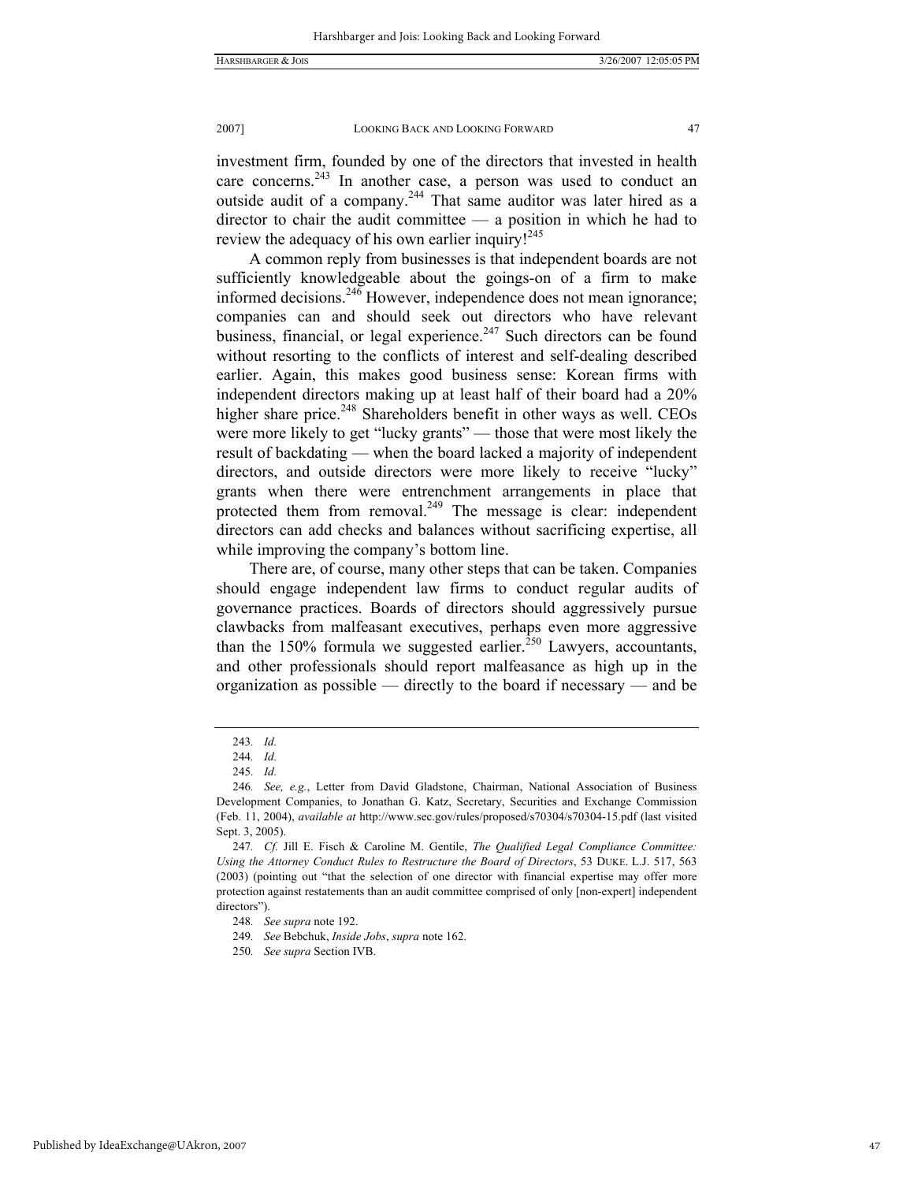investment firm, founded by one of the directors that invested in health care concerns.[243] In another case, a person was used to conduct an outside audit of a company.[244] That same auditor was later hired as a director to chair the audit committee — a position in which he had to review the adequacy of his own earlier inquiry![245]

A common reply from businesses is that independent boards are not sufficiently knowledgeable about the goings-on of a firm to make informed decisions.[246] However, independence does not mean ignorance; companies can and should seek out directors who have relevant business, financial, or legal experience.[247] Such directors can be found without resorting to the conflicts of interest and self-dealing described earlier. Again, this makes good business sense: Korean firms with independent directors making up at least half of their board had a 20% higher share price.[248] Shareholders benefit in other ways as well. CEOs were more likely to get "lucky grants" — those that were most likely the result of backdating — when the board lacked a majority of independent directors, and outside directors were more likely to receive "lucky" grants when there were entrenchment arrangements in place that protected them from removal.[249] The message is clear: independent directors can add checks and balances without sacrificing expertise, all while improving the company's bottom line.

There are, of course, many other steps that can be taken. Companies should engage independent law firms to conduct regular audits of governance practices. Boards of directors should aggressively pursue clawbacks from malfeasant executives, perhaps even more aggressive than the 150% formula we suggested earlier.[250] Lawyers, accountants, and other professionals should report malfeasance as high up in the organization as possible — directly to the board if necessary — and be

---

243. *Id.*

244. *Id.*

245. *Id.*

246. *See, e.g.*, Letter from David Gladstone, Chairman, National Association of Business Development Companies, to Jonathan G. Katz, Secretary, Securities and Exchange Commission (Feb. 11, 2004), *available at* http://www.sec.gov/rules/proposed/s70304/s70304-15.pdf (last visited Sept. 3, 2005).

247. *Cf.* Jill E. Fisch & Caroline M. Gentile, *The Qualified Legal Compliance Committee: Using the Attorney Conduct Rules to Restructure the Board of Directors*, 53 DUKE. L.J. 517, 563 (2003) (pointing out "that the selection of one director with financial expertise may offer more protection against restatements than an audit committee comprised of only [non-expert] independent directors").

248. *See supra* note 192.

249. *See* Bebchuk, *Inside Jobs*, *supra* note 162.

250. *See supra* Section IVB.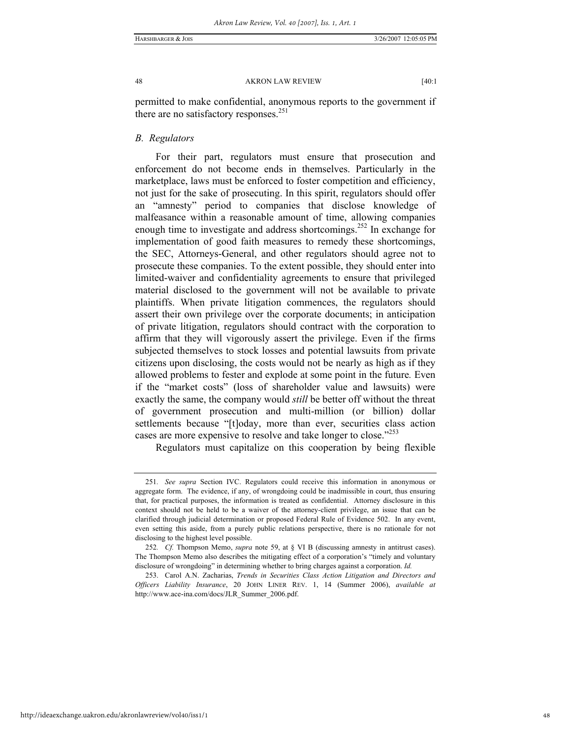permitted to make confidential, anonymous reports to the government if there are no satisfactory responses.[251]

### *B. Regulators*

For their part, regulators must ensure that prosecution and enforcement do not become ends in themselves. Particularly in the marketplace, laws must be enforced to foster competition and efficiency, not just for the sake of prosecuting. In this spirit, regulators should offer an "amnesty" period to companies that disclose knowledge of malfeasance within a reasonable amount of time, allowing companies enough time to investigate and address shortcomings.[252] In exchange for implementation of good faith measures to remedy these shortcomings, the SEC, Attorneys-General, and other regulators should agree not to prosecute these companies. To the extent possible, they should enter into limited-waiver and confidentiality agreements to ensure that privileged material disclosed to the government will not be available to private plaintiffs. When private litigation commences, the regulators should assert their own privilege over the corporate documents; in anticipation of private litigation, regulators should contract with the corporation to affirm that they will vigorously assert the privilege. Even if the firms subjected themselves to stock losses and potential lawsuits from private citizens upon disclosing, the costs would not be nearly as high as if they allowed problems to fester and explode at some point in the future. Even if the "market costs" (loss of shareholder value and lawsuits) were exactly the same, the company would *still* be better off without the threat of government prosecution and multi-million (or billion) dollar settlements because "[t]oday, more than ever, securities class action cases are more expensive to resolve and take longer to close."[253]

Regulators must capitalize on this cooperation by being flexible

---

251. *See supra* Section IVC. Regulators could receive this information in anonymous or aggregate form. The evidence, if any, of wrongdoing could be inadmissible in court, thus ensuring that, for practical purposes, the information is treated as confidential. Attorney disclosure in this context should not be held to be a waiver of the attorney-client privilege, an issue that can be clarified through judicial determination or proposed Federal Rule of Evidence 502. In any event, even setting this aside, from a purely public relations perspective, there is no rationale for not disclosing to the highest level possible.

252. *Cf.* Thompson Memo, *supra* note 59, at § VI B (discussing amnesty in antitrust cases). The Thompson Memo also describes the mitigating effect of a corporation's "timely and voluntary disclosure of wrongdoing" in determining whether to bring charges against a corporation. *Id.*

253. Carol A.N. Zacharias, *Trends in Securities Class Action Litigation and Directors and Officers Liability Insurance*, 20 JOHN LINER REV. 1, 14 (Summer 2006), *available at* http://www.ace-ina.com/docs/JLR_Summer_2006.pdf.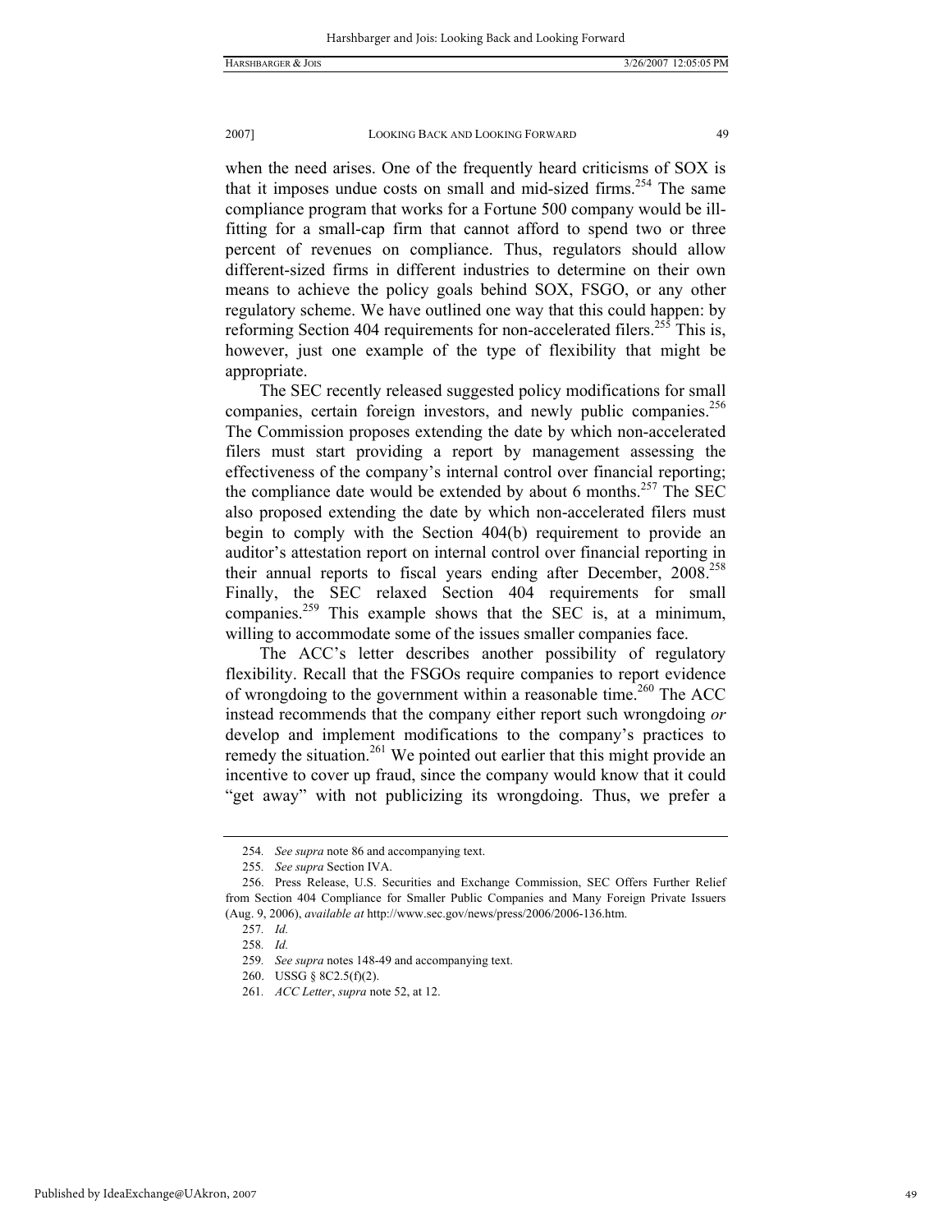when the need arises. One of the frequently heard criticisms of SOX is that it imposes undue costs on small and mid-sized firms.[254] The same compliance program that works for a Fortune 500 company would be ill-fitting for a small-cap firm that cannot afford to spend two or three percent of revenues on compliance. Thus, regulators should allow different-sized firms in different industries to determine on their own means to achieve the policy goals behind SOX, FSGO, or any other regulatory scheme. We have outlined one way that this could happen: by reforming Section 404 requirements for non-accelerated filers.[255] This is, however, just one example of the type of flexibility that might be appropriate.

The SEC recently released suggested policy modifications for small companies, certain foreign investors, and newly public companies.[256] The Commission proposes extending the date by which non-accelerated filers must start providing a report by management assessing the effectiveness of the company's internal control over financial reporting; the compliance date would be extended by about 6 months.[257] The SEC also proposed extending the date by which non-accelerated filers must begin to comply with the Section 404(b) requirement to provide an auditor's attestation report on internal control over financial reporting in their annual reports to fiscal years ending after December, 2008.[258] Finally, the SEC relaxed Section 404 requirements for small companies.[259] This example shows that the SEC is, at a minimum, willing to accommodate some of the issues smaller companies face.

The ACC's letter describes another possibility of regulatory flexibility. Recall that the FSGOs require companies to report evidence of wrongdoing to the government within a reasonable time.[260] The ACC instead recommends that the company either report such wrongdoing *or* develop and implement modifications to the company's practices to remedy the situation.[261] We pointed out earlier that this might provide an incentive to cover up fraud, since the company would know that it could "get away" with not publicizing its wrongdoing. Thus, we prefer a

---

254. *See supra* note 86 and accompanying text.

255. *See supra* Section IVA.

256. Press Release, U.S. Securities and Exchange Commission, SEC Offers Further Relief from Section 404 Compliance for Smaller Public Companies and Many Foreign Private Issuers (Aug. 9, 2006), *available at* http://www.sec.gov/news/press/2006/2006-136.htm.

257. *Id.*

258. *Id.*

259. *See supra* notes 148-49 and accompanying text.

260. USSG § 8C2.5(f)(2).

261. *ACC Letter*, *supra* note 52, at 12.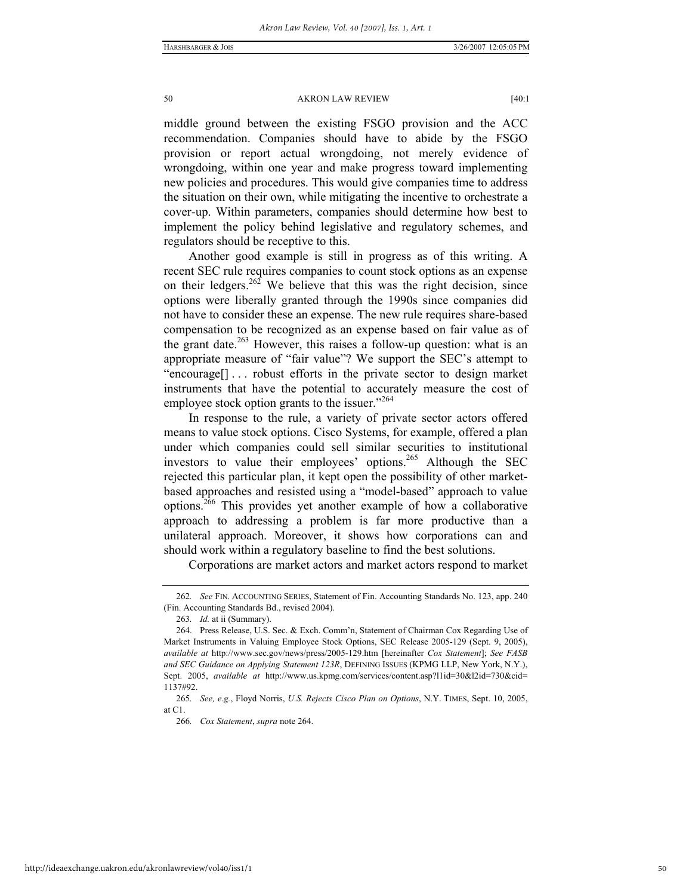middle ground between the existing FSGO provision and the ACC recommendation. Companies should have to abide by the FSGO provision or report actual wrongdoing, not merely evidence of wrongdoing, within one year and make progress toward implementing new policies and procedures. This would give companies time to address the situation on their own, while mitigating the incentive to orchestrate a cover-up. Within parameters, companies should determine how best to implement the policy behind legislative and regulatory schemes, and regulators should be receptive to this.

Another good example is still in progress as of this writing. A recent SEC rule requires companies to count stock options as an expense on their ledgers.[262] We believe that this was the right decision, since options were liberally granted through the 1990s since companies did not have to consider these an expense. The new rule requires share-based compensation to be recognized as an expense based on fair value as of the grant date.[263] However, this raises a follow-up question: what is an appropriate measure of "fair value"? We support the SEC's attempt to "encourage[] . . . robust efforts in the private sector to design market instruments that have the potential to accurately measure the cost of employee stock option grants to the issuer."[264]

In response to the rule, a variety of private sector actors offered means to value stock options. Cisco Systems, for example, offered a plan under which companies could sell similar securities to institutional investors to value their employees' options.[265] Although the SEC rejected this particular plan, it kept open the possibility of other market-based approaches and resisted using a "model-based" approach to value options.[266] This provides yet another example of how a collaborative approach to addressing a problem is far more productive than a unilateral approach. Moreover, it shows how corporations can and should work within a regulatory baseline to find the best solutions.

Corporations are market actors and market actors respond to market

---

262. *See* FIN. ACCOUNTING SERIES, Statement of Fin. Accounting Standards No. 123, app. 240 (Fin. Accounting Standards Bd., revised 2004).

263. *Id.* at ii (Summary).

264. Press Release, U.S. Sec. & Exch. Comm'n, Statement of Chairman Cox Regarding Use of Market Instruments in Valuing Employee Stock Options, SEC Release 2005-129 (Sept. 9, 2005), *available at* http://www.sec.gov/news/press/2005-129.htm [hereinafter *Cox Statement*]; *See FASB and SEC Guidance on Applying Statement 123R*, DEFINING ISSUES (KPMG LLP, New York, N.Y.), Sept. 2005, *available at* http://www.us.kpmg.com/services/content.asp?l1id=30&l2id=730&cid=1137#92.

265. *See, e.g.*, Floyd Norris, *U.S. Rejects Cisco Plan on Options*, N.Y. TIMES, Sept. 10, 2005, at C1.

266. *Cox Statement*, *supra* note 264.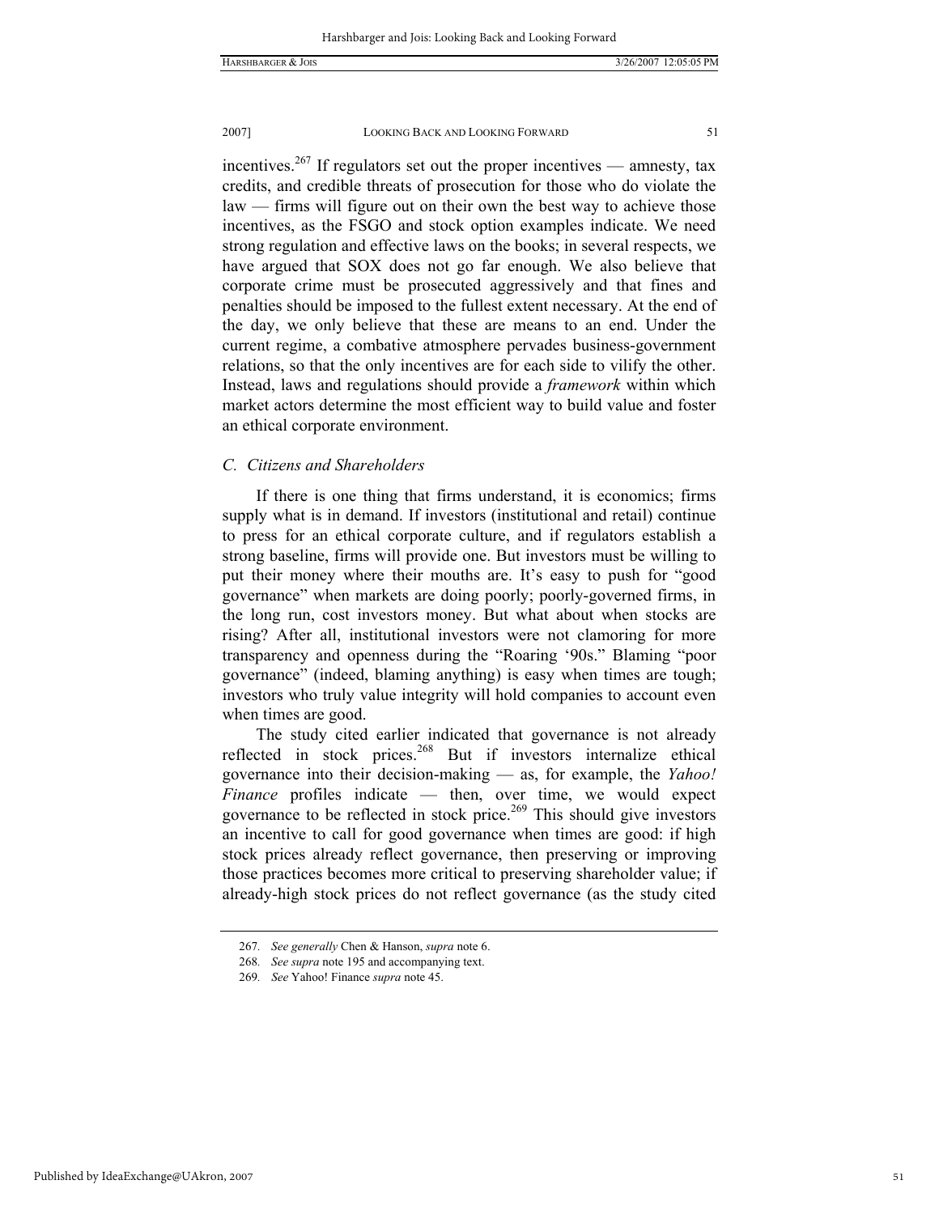incentives.[267] If regulators set out the proper incentives — amnesty, tax credits, and credible threats of prosecution for those who do violate the law — firms will figure out on their own the best way to achieve those incentives, as the FSGO and stock option examples indicate. We need strong regulation and effective laws on the books; in several respects, we have argued that SOX does not go far enough. We also believe that corporate crime must be prosecuted aggressively and that fines and penalties should be imposed to the fullest extent necessary. At the end of the day, we only believe that these are means to an end. Under the current regime, a combative atmosphere pervades business-government relations, so that the only incentives are for each side to vilify the other. Instead, laws and regulations should provide a *framework* within which market actors determine the most efficient way to build value and foster an ethical corporate environment.

### *C. Citizens and Shareholders*

If there is one thing that firms understand, it is economics; firms supply what is in demand. If investors (institutional and retail) continue to press for an ethical corporate culture, and if regulators establish a strong baseline, firms will provide one. But investors must be willing to put their money where their mouths are. It's easy to push for "good governance" when markets are doing poorly; poorly-governed firms, in the long run, cost investors money. But what about when stocks are rising? After all, institutional investors were not clamoring for more transparency and openness during the "Roaring '90s." Blaming "poor governance" (indeed, blaming anything) is easy when times are tough; investors who truly value integrity will hold companies to account even when times are good.

The study cited earlier indicated that governance is not already reflected in stock prices.[268] But if investors internalize ethical governance into their decision-making — as, for example, the *Yahoo! Finance* profiles indicate — then, over time, we would expect governance to be reflected in stock price.[269] This should give investors an incentive to call for good governance when times are good: if high stock prices already reflect governance, then preserving or improving those practices becomes more critical to preserving shareholder value; if already-high stock prices do not reflect governance (as the study cited

---

267. *See generally* Chen & Hanson, *supra* note 6.

268. *See supra* note 195 and accompanying text.

269. *See* Yahoo! Finance *supra* note 45.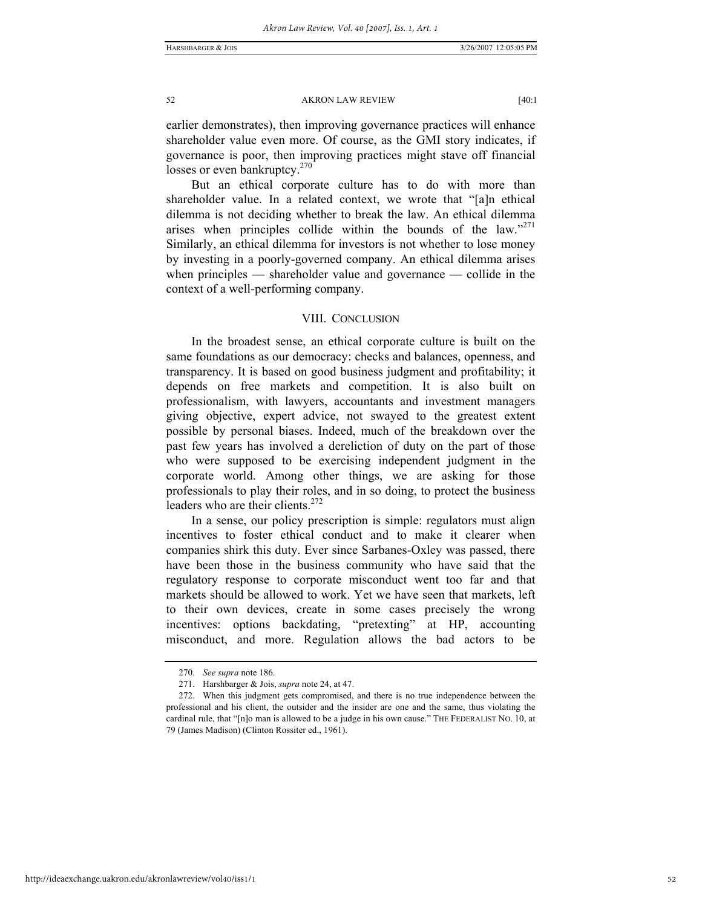earlier demonstrates), then improving governance practices will enhance shareholder value even more. Of course, as the GMI story indicates, if governance is poor, then improving practices might stave off financial losses or even bankruptcy.[270]

But an ethical corporate culture has to do with more than shareholder value. In a related context, we wrote that "[a]n ethical dilemma is not deciding whether to break the law. An ethical dilemma arises when principles collide within the bounds of the law."[271] Similarly, an ethical dilemma for investors is not whether to lose money by investing in a poorly-governed company. An ethical dilemma arises when principles — shareholder value and governance — collide in the context of a well-performing company.

## VIII. Conclusion

In the broadest sense, an ethical corporate culture is built on the same foundations as our democracy: checks and balances, openness, and transparency. It is based on good business judgment and profitability; it depends on free markets and competition. It is also built on professionalism, with lawyers, accountants and investment managers giving objective, expert advice, not swayed to the greatest extent possible by personal biases. Indeed, much of the breakdown over the past few years has involved a dereliction of duty on the part of those who were supposed to be exercising independent judgment in the corporate world. Among other things, we are asking for those professionals to play their roles, and in so doing, to protect the business leaders who are their clients.[272]

In a sense, our policy prescription is simple: regulators must align incentives to foster ethical conduct and to make it clearer when companies shirk this duty. Ever since Sarbanes-Oxley was passed, there have been those in the business community who have said that the regulatory response to corporate misconduct went too far and that markets should be allowed to work. Yet we have seen that markets, left to their own devices, create in some cases precisely the wrong incentives: options backdating, "pretexting" at HP, accounting misconduct, and more. Regulation allows the bad actors to be

---

270. *See supra* note 186.

271. Harshbarger & Jois, *supra* note 24, at 47.

272. When this judgment gets compromised, and there is no true independence between the professional and his client, the outsider and the insider are one and the same, thus violating the cardinal rule, that "[n]o man is allowed to be a judge in his own cause." THE FEDERALIST NO. 10, at 79 (James Madison) (Clinton Rossiter ed., 1961).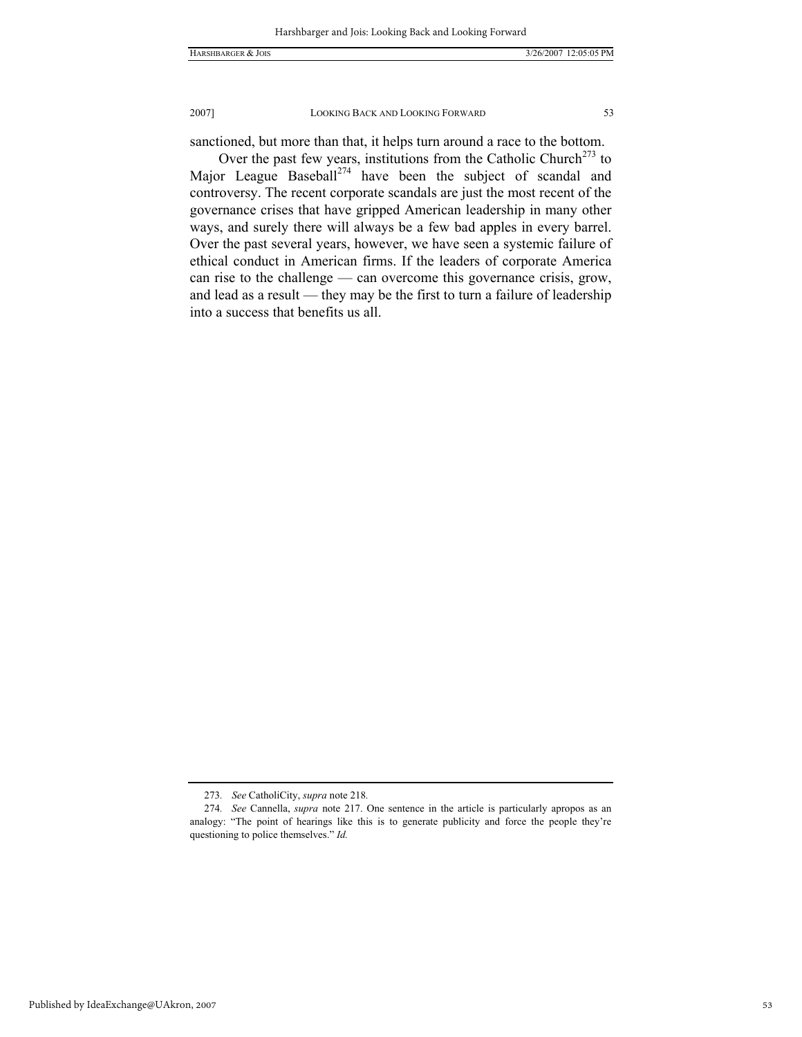sanctioned, but more than that, it helps turn around a race to the bottom.

Over the past few years, institutions from the Catholic Church[273] to Major League Baseball[274] have been the subject of scandal and controversy. The recent corporate scandals are just the most recent of the governance crises that have gripped American leadership in many other ways, and surely there will always be a few bad apples in every barrel. Over the past several years, however, we have seen a systemic failure of ethical conduct in American firms. If the leaders of corporate America can rise to the challenge — can overcome this governance crisis, grow, and lead as a result — they may be the first to turn a failure of leadership into a success that benefits us all.

---

273. *See* CatholiCity, *supra* note 218.

274. *See* Cannella, *supra* note 217. One sentence in the article is particularly apropos as an analogy: "The point of hearings like this is to generate publicity and force the people they're questioning to police themselves." *Id.*